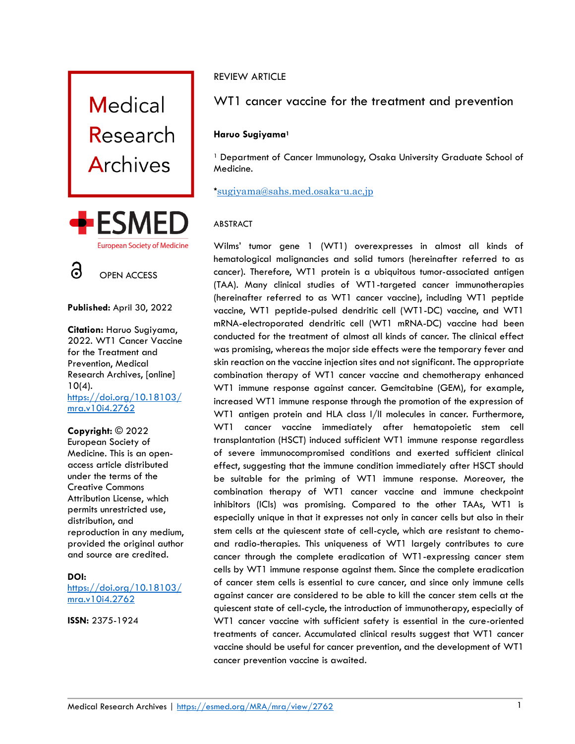Medical Research Archives

ESMED European Society of Medicine

OPEN ACCESS

**Published:** April 30, 2022

**Citation:** Haruo Sugiyama, 2022. WT1 Cancer Vaccine for the Treatment and Prevention, Medical Research Archives, [online] 10(4). https://doi.org/10.18103/mra.v10i4.2762

**Copyright:** © 2022 European Society of Medicine. This is an open-access article distributed under the terms of the Creative Commons Attribution License, which permits unrestricted use, distribution, and reproduction in any medium, provided the original author and source are credited.

**DOI:** https://doi.org/10.18103/mra.v10i4.2762

**ISSN:** 2375-1924

REVIEW ARTICLE

# WT1 cancer vaccine for the treatment and prevention

**Haruo Sugiyama**[1]

[1] Department of Cancer Immunology, Osaka University Graduate School of Medicine.

*sugiyama@sahs.med.osaka-u.ac.jp

## ABSTRACT

Wilms' tumor gene 1 (WT1) overexpresses in almost all kinds of hematological malignancies and solid tumors (hereinafter referred to as cancer). Therefore, WT1 protein is a ubiquitous tumor-associated antigen (TAA). Many clinical studies of WT1-targeted cancer immunotherapies (hereinafter referred to as WT1 cancer vaccine), including WT1 peptide vaccine, WT1 peptide-pulsed dendritic cell (WT1-DC) vaccine, and WT1 mRNA-electroporated dendritic cell (WT1 mRNA-DC) vaccine had been conducted for the treatment of almost all kinds of cancer. The clinical effect was promising, whereas the major side effects were the temporary fever and skin reaction on the vaccine injection sites and not significant. The appropriate combination therapy of WT1 cancer vaccine and chemotherapy enhanced WT1 immune response against cancer. Gemcitabine (GEM), for example, increased WT1 immune response through the promotion of the expression of WT1 antigen protein and HLA class I/II molecules in cancer. Furthermore, WT1 cancer vaccine immediately after hematopoietic stem cell transplantation (HSCT) induced sufficient WT1 immune response regardless of severe immunocompromised conditions and exerted sufficient clinical effect, suggesting that the immune condition immediately after HSCT should be suitable for the priming of WT1 immune response. Moreover, the combination therapy of WT1 cancer vaccine and immune checkpoint inhibitors (ICIs) was promising. Compared to the other TAAs, WT1 is especially unique in that it expresses not only in cancer cells but also in their stem cells at the quiescent state of cell-cycle, which are resistant to chemo- and radio-therapies. This uniqueness of WT1 largely contributes to cure cancer through the complete eradication of WT1-expressing cancer stem cells by WT1 immune response against them. Since the complete eradication of cancer stem cells is essential to cure cancer, and since only immune cells against cancer are considered to be able to kill the cancer stem cells at the quiescent state of cell-cycle, the introduction of immunotherapy, especially of WT1 cancer vaccine with sufficient safety is essential in the cure-oriented treatments of cancer. Accumulated clinical results suggest that WT1 cancer vaccine should be useful for cancer prevention, and the development of WT1 cancer prevention vaccine is awaited.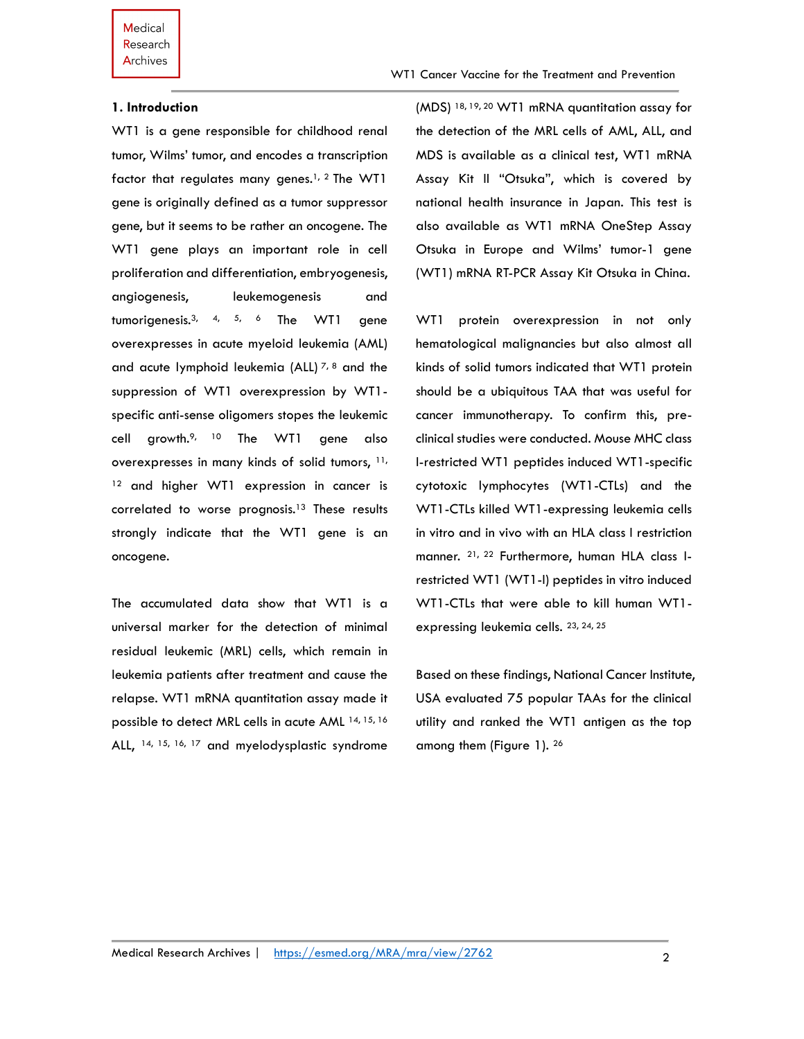## 1. Introduction

WT1 is a gene responsible for childhood renal tumor, Wilms' tumor, and encodes a transcription factor that regulates many genes.[1, 2] The WT1 gene is originally defined as a tumor suppressor gene, but it seems to be rather an oncogene. The WT1 gene plays an important role in cell proliferation and differentiation, embryogenesis, angiogenesis, leukemogenesis and tumorigenesis.[3, 4, 5, 6] The WT1 gene overexpresses in acute myeloid leukemia (AML) and acute lymphoid leukemia (ALL) [7, 8] and the suppression of WT1 overexpression by WT1-specific anti-sense oligomers stopes the leukemic cell growth.[9, 10] The WT1 gene also overexpresses in many kinds of solid tumors, [11, 12] and higher WT1 expression in cancer is correlated to worse prognosis.[13] These results strongly indicate that the WT1 gene is an oncogene.

The accumulated data show that WT1 is a universal marker for the detection of minimal residual leukemic (MRL) cells, which remain in leukemia patients after treatment and cause the relapse. WT1 mRNA quantitation assay made it possible to detect MRL cells in acute AML [14, 15, 16] ALL, [14, 15, 16, 17] and myelodysplastic syndrome (MDS) [18, 19, 20] WT1 mRNA quantitation assay for the detection of the MRL cells of AML, ALL, and MDS is available as a clinical test, WT1 mRNA Assay Kit II "Otsuka", which is covered by national health insurance in Japan. This test is also available as WT1 mRNA OneStep Assay Otsuka in Europe and Wilms' tumor-1 gene (WT1) mRNA RT-PCR Assay Kit Otsuka in China.

WT1 protein overexpression in not only hematological malignancies but also almost all kinds of solid tumors indicated that WT1 protein should be a ubiquitous TAA that was useful for cancer immunotherapy. To confirm this, pre-clinical studies were conducted. Mouse MHC class I-restricted WT1 peptides induced WT1-specific cytotoxic lymphocytes (WT1-CTLs) and the WT1-CTLs killed WT1-expressing leukemia cells in vitro and in vivo with an HLA class I restriction manner. [21, 22] Furthermore, human HLA class I-restricted WT1 (WT1-I) peptides in vitro induced WT1-CTLs that were able to kill human WT1-expressing leukemia cells. [23, 24, 25]

Based on these findings, National Cancer Institute, USA evaluated 75 popular TAAs for the clinical utility and ranked the WT1 antigen as the top among them (Figure 1). [26]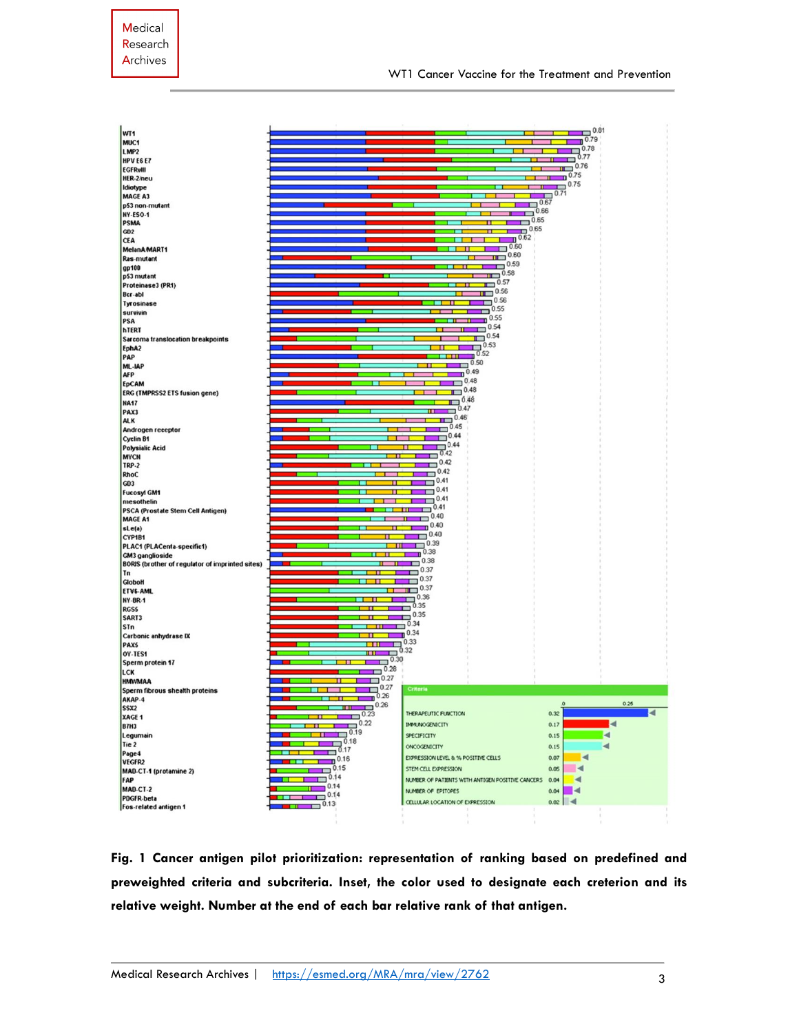**Fig. 1 Cancer antigen pilot prioritization: representation of ranking based on predefined and preweighted criteria and subcriteria. Inset, the color used to designate each creterion and its relative weight. Number at the end of each bar relative rank of that antigen.**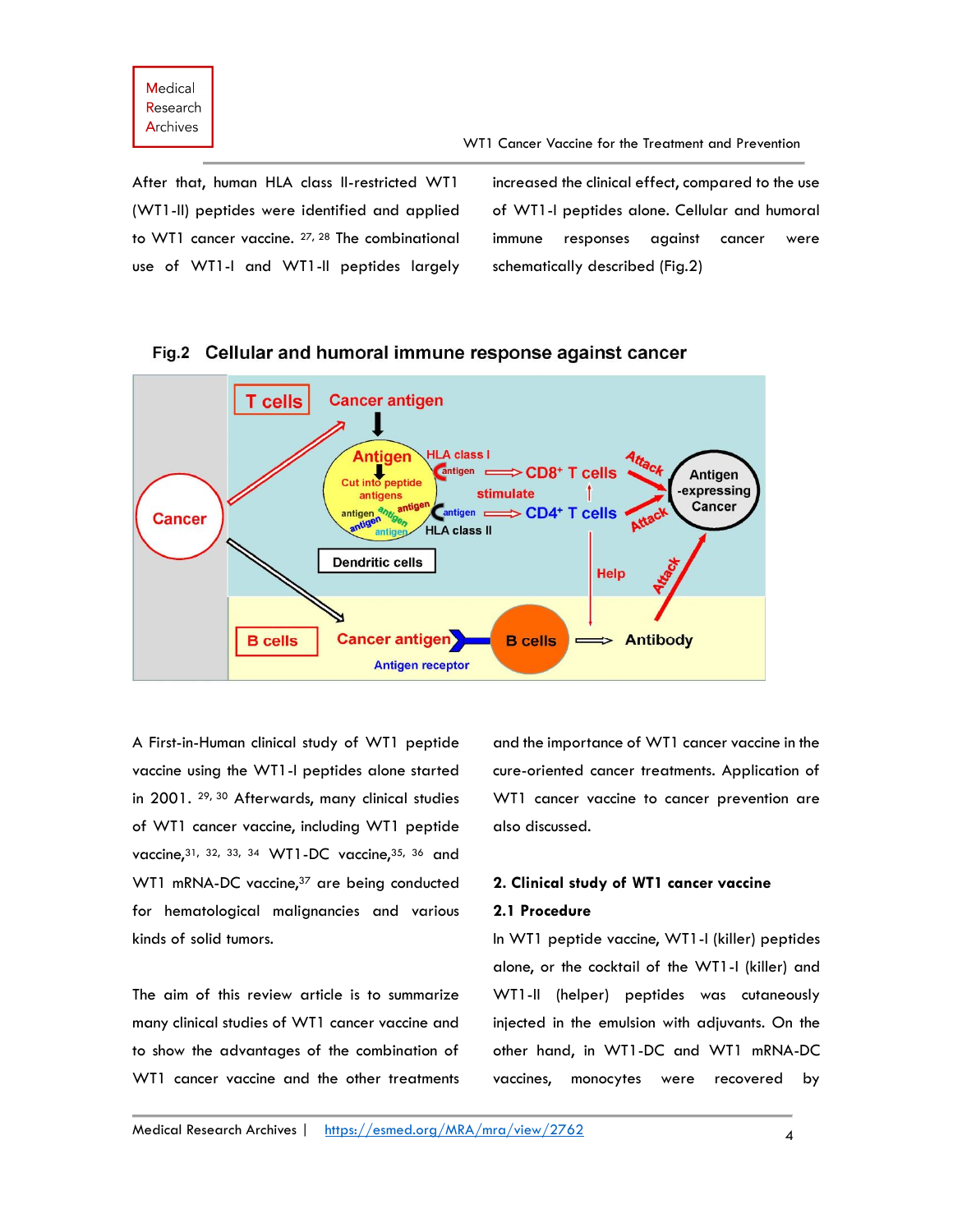After that, human HLA class II-restricted WT1 (WT1-II) peptides were identified and applied to WT1 cancer vaccine.[27, 28] The combinational use of WT1-I and WT1-II peptides largely increased the clinical effect, compared to the use of WT1-I peptides alone. Cellular and humoral immune responses against cancer were schematically described (Fig.2)

Fig.2 Cellular and humoral immune response against cancer

A First-in-Human clinical study of WT1 peptide vaccine using the WT1-I peptides alone started in 2001.[29, 30] Afterwards, many clinical studies of WT1 cancer vaccine, including WT1 peptide vaccine,[31, 32, 33, 34] WT1-DC vaccine,[35, 36] and WT1 mRNA-DC vaccine,[37] are being conducted for hematological malignancies and various kinds of solid tumors.

The aim of this review article is to summarize many clinical studies of WT1 cancer vaccine and to show the advantages of the combination of WT1 cancer vaccine and the other treatments and the importance of WT1 cancer vaccine in the cure-oriented cancer treatments. Application of WT1 cancer vaccine to cancer prevention are also discussed.

## 2. Clinical study of WT1 cancer vaccine

### 2.1 Procedure

In WT1 peptide vaccine, WT1-I (killer) peptides alone, or the cocktail of the WT1-I (killer) and WT1-II (helper) peptides was cutaneously injected in the emulsion with adjuvants. On the other hand, in WT1-DC and WT1 mRNA-DC vaccines, monocytes were recovered by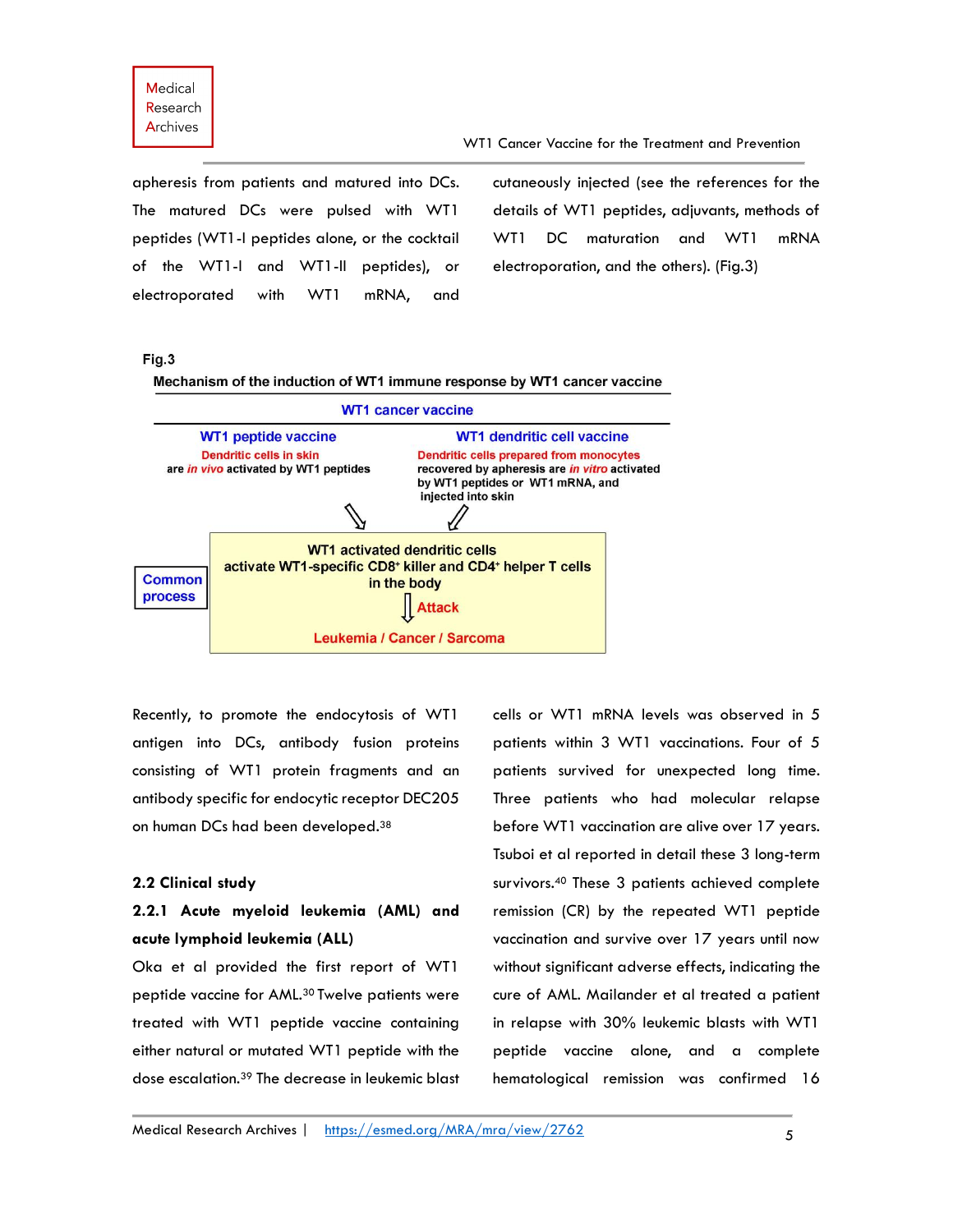apheresis from patients and matured into DCs. The matured DCs were pulsed with WT1 peptides (WT1-I peptides alone, or the cocktail of the WT1-I and WT1-II peptides), or electroporated with WT1 mRNA, and cutaneously injected (see the references for the details of WT1 peptides, adjuvants, methods of WT1 DC maturation and WT1 mRNA electroporation, and the others). (Fig.3)

**Fig.3**

**Mechanism of the induction of WT1 immune response by WT1 cancer vaccine**

**WT1 cancer vaccine**

| WT1 peptide vaccine | WT1 dendritic cell vaccine |
|---|---|
| Dendritic cells in skin are *in vivo* activated by WT1 peptides | Dendritic cells prepared from monocytes recovered by apheresis are *in vitro* activated by WT1 peptides or WT1 mRNA, and injected into skin |

**Common process**

**WT1 activated dendritic cells activate WT1-specific CD8⁺ killer and CD4⁺ helper T cells in the body**

↓ **Attack**

**Leukemia / Cancer / Sarcoma**

Recently, to promote the endocytosis of WT1 antigen into DCs, antibody fusion proteins consisting of WT1 protein fragments and an antibody specific for endocytic receptor DEC205 on human DCs had been developed.[38]

## 2.2 Clinical study

### 2.2.1 Acute myeloid leukemia (AML) and acute lymphoid leukemia (ALL)

Oka et al provided the first report of WT1 peptide vaccine for AML.[30] Twelve patients were treated with WT1 peptide vaccine containing either natural or mutated WT1 peptide with the dose escalation.[39] The decrease in leukemic blast cells or WT1 mRNA levels was observed in 5 patients within 3 WT1 vaccinations. Four of 5 patients survived for unexpected long time. Three patients who had molecular relapse before WT1 vaccination are alive over 17 years. Tsuboi et al reported in detail these 3 long-term survivors.[40] These 3 patients achieved complete remission (CR) by the repeated WT1 peptide vaccination and survive over 17 years until now without significant adverse effects, indicating the cure of AML. Mailander et al treated a patient in relapse with 30% leukemic blasts with WT1 peptide vaccine alone, and a complete hematological remission was confirmed 16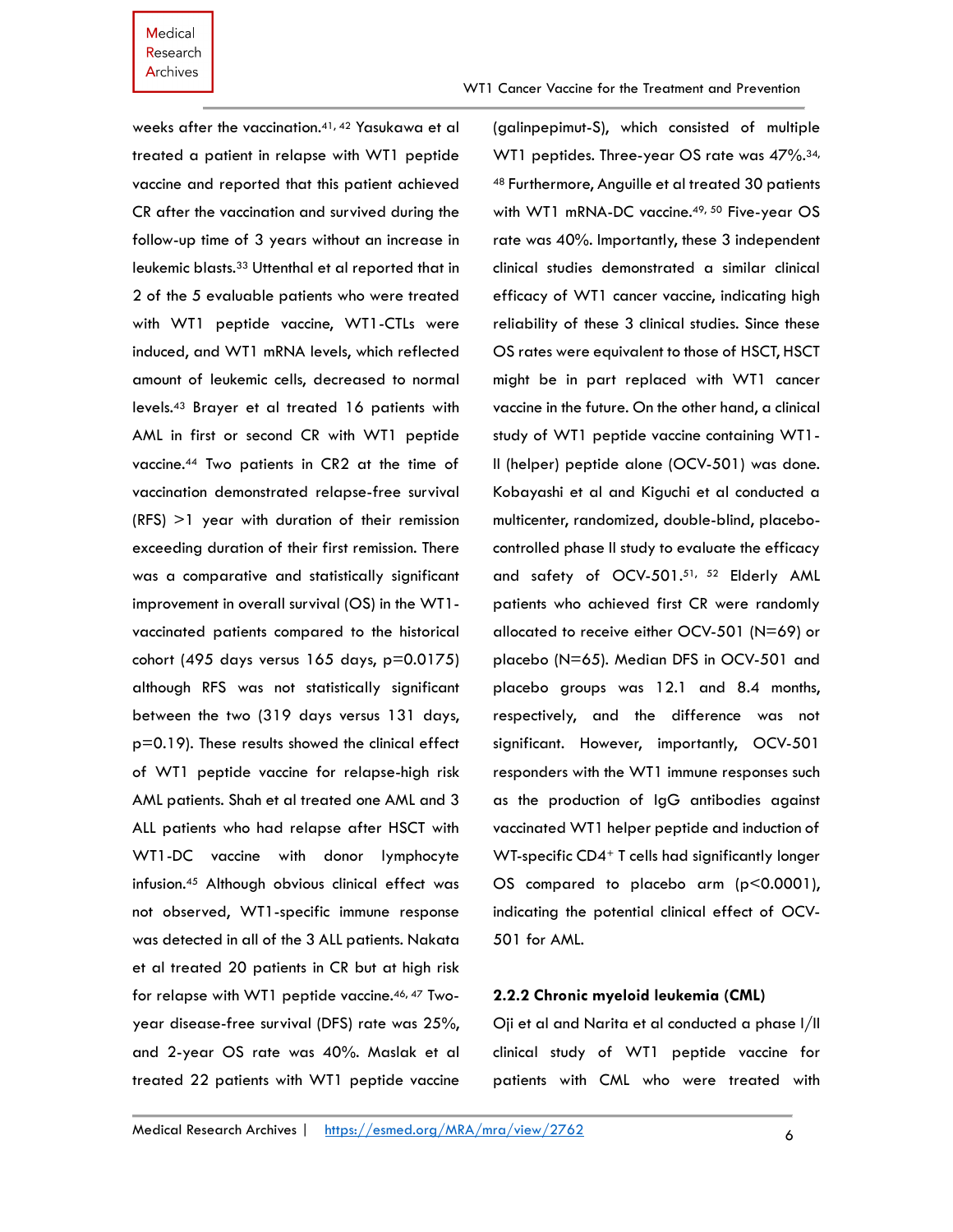weeks after the vaccination.[41, 42] Yasukawa et al treated a patient in relapse with WT1 peptide vaccine and reported that this patient achieved CR after the vaccination and survived during the follow-up time of 3 years without an increase in leukemic blasts.[33] Uttenthal et al reported that in 2 of the 5 evaluable patients who were treated with WT1 peptide vaccine, WT1-CTLs were induced, and WT1 mRNA levels, which reflected amount of leukemic cells, decreased to normal levels.[43] Brayer et al treated 16 patients with AML in first or second CR with WT1 peptide vaccine.[44] Two patients in CR2 at the time of vaccination demonstrated relapse-free survival (RFS) >1 year with duration of their remission exceeding duration of their first remission. There was a comparative and statistically significant improvement in overall survival (OS) in the WT1-vaccinated patients compared to the historical cohort (495 days versus 165 days, $p=0.0175$) although RFS was not statistically significant between the two (319 days versus 131 days, $p=0.19$). These results showed the clinical effect of WT1 peptide vaccine for relapse-high risk AML patients. Shah et al treated one AML and 3 ALL patients who had relapse after HSCT with WT1-DC vaccine with donor lymphocyte infusion.[45] Although obvious clinical effect was not observed, WT1-specific immune response was detected in all of the 3 ALL patients. Nakata et al treated 20 patients in CR but at high risk for relapse with WT1 peptide vaccine.[46, 47] Two-year disease-free survival (DFS) rate was 25%, and 2-year OS rate was 40%. Maslak et al treated 22 patients with WT1 peptide vaccine (galinpepimut-S), which consisted of multiple WT1 peptides. Three-year OS rate was 47%.[34, 48] Furthermore, Anguille et al treated 30 patients with WT1 mRNA-DC vaccine.[49, 50] Five-year OS rate was 40%. Importantly, these 3 independent clinical studies demonstrated a similar clinical efficacy of WT1 cancer vaccine, indicating high reliability of these 3 clinical studies. Since these OS rates were equivalent to those of HSCT, HSCT might be in part replaced with WT1 cancer vaccine in the future. On the other hand, a clinical study of WT1 peptide vaccine containing WT1-II (helper) peptide alone (OCV-501) was done. Kobayashi et al and Kiguchi et al conducted a multicenter, randomized, double-blind, placebo-controlled phase II study to evaluate the efficacy and safety of OCV-501.[51, 52] Elderly AML patients who achieved first CR were randomly allocated to receive either OCV-501 (N=69) or placebo (N=65). Median DFS in OCV-501 and placebo groups was 12.1 and 8.4 months, respectively, and the difference was not significant. However, importantly, OCV-501 responders with the WT1 immune responses such as the production of IgG antibodies against vaccinated WT1 helper peptide and induction of WT-specific $CD4^{+}$ T cells had significantly longer OS compared to placebo arm ($p<0.0001$), indicating the potential clinical effect of OCV-501 for AML.

#### 2.2.2 Chronic myeloid leukemia (CML)

Oji et al and Narita et al conducted a phase I/II clinical study of WT1 peptide vaccine for patients with CML who were treated with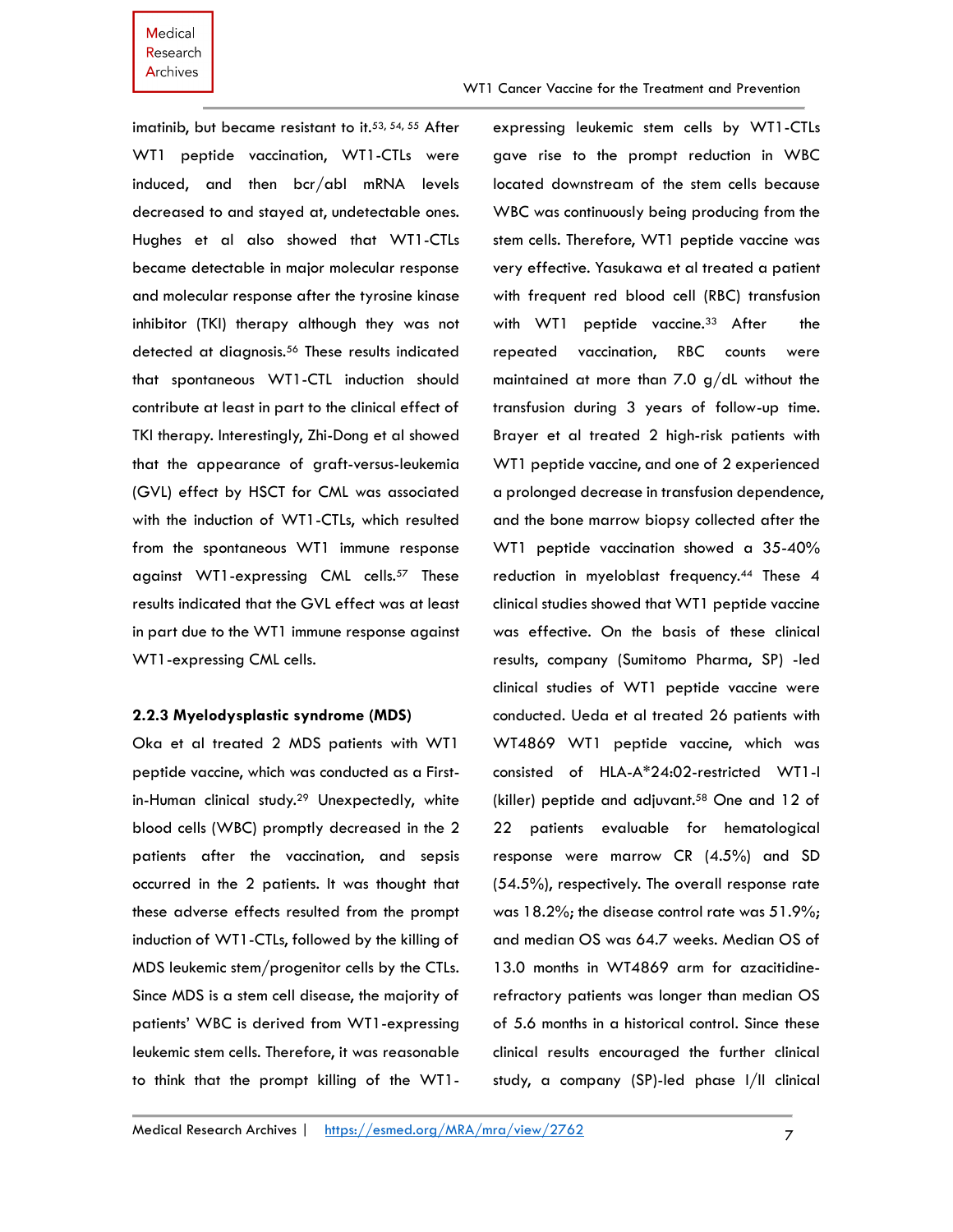imatinib, but became resistant to it.[53, 54, 55] After WT1 peptide vaccination, WT1-CTLs were induced, and then bcr/abl mRNA levels decreased to and stayed at, undetectable ones. Hughes et al also showed that WT1-CTLs became detectable in major molecular response and molecular response after the tyrosine kinase inhibitor (TKI) therapy although they was not detected at diagnosis.[56] These results indicated that spontaneous WT1-CTL induction should contribute at least in part to the clinical effect of TKI therapy. Interestingly, Zhi-Dong et al showed that the appearance of graft-versus-leukemia (GVL) effect by HSCT for CML was associated with the induction of WT1-CTLs, which resulted from the spontaneous WT1 immune response against WT1-expressing CML cells.[57] These results indicated that the GVL effect was at least in part due to the WT1 immune response against WT1-expressing CML cells.

### 2.2.3 Myelodysplastic syndrome (MDS)

Oka et al treated 2 MDS patients with WT1 peptide vaccine, which was conducted as a First-in-Human clinical study.[29] Unexpectedly, white blood cells (WBC) promptly decreased in the 2 patients after the vaccination, and sepsis occurred in the 2 patients. It was thought that these adverse effects resulted from the prompt induction of WT1-CTLs, followed by the killing of MDS leukemic stem/progenitor cells by the CTLs. Since MDS is a stem cell disease, the majority of patients' WBC is derived from WT1-expressing leukemic stem cells. Therefore, it was reasonable to think that the prompt killing of the WT1-expressing leukemic stem cells by WT1-CTLs gave rise to the prompt reduction in WBC located downstream of the stem cells because WBC was continuously being producing from the stem cells. Therefore, WT1 peptide vaccine was very effective. Yasukawa et al treated a patient with frequent red blood cell (RBC) transfusion with WT1 peptide vaccine.[33] After the repeated vaccination, RBC counts were maintained at more than 7.0 g/dL without the transfusion during 3 years of follow-up time. Brayer et al treated 2 high-risk patients with WT1 peptide vaccine, and one of 2 experienced a prolonged decrease in transfusion dependence, and the bone marrow biopsy collected after the WT1 peptide vaccination showed a 35-40% reduction in myeloblast frequency.[44] These 4 clinical studies showed that WT1 peptide vaccine was effective. On the basis of these clinical results, company (Sumitomo Pharma, SP) -led clinical studies of WT1 peptide vaccine were conducted. Ueda et al treated 26 patients with WT4869 WT1 peptide vaccine, which was consisted of HLA-A*24:02-restricted WT1-I (killer) peptide and adjuvant.[58] One and 12 of 22 patients evaluable for hematological response were marrow CR (4.5%) and SD (54.5%), respectively. The overall response rate was 18.2%; the disease control rate was 51.9%; and median OS was 64.7 weeks. Median OS of 13.0 months in WT4869 arm for azacitidine-refractory patients was longer than median OS of 5.6 months in a historical control. Since these clinical results encouraged the further clinical study, a company (SP)-led phase I/II clinical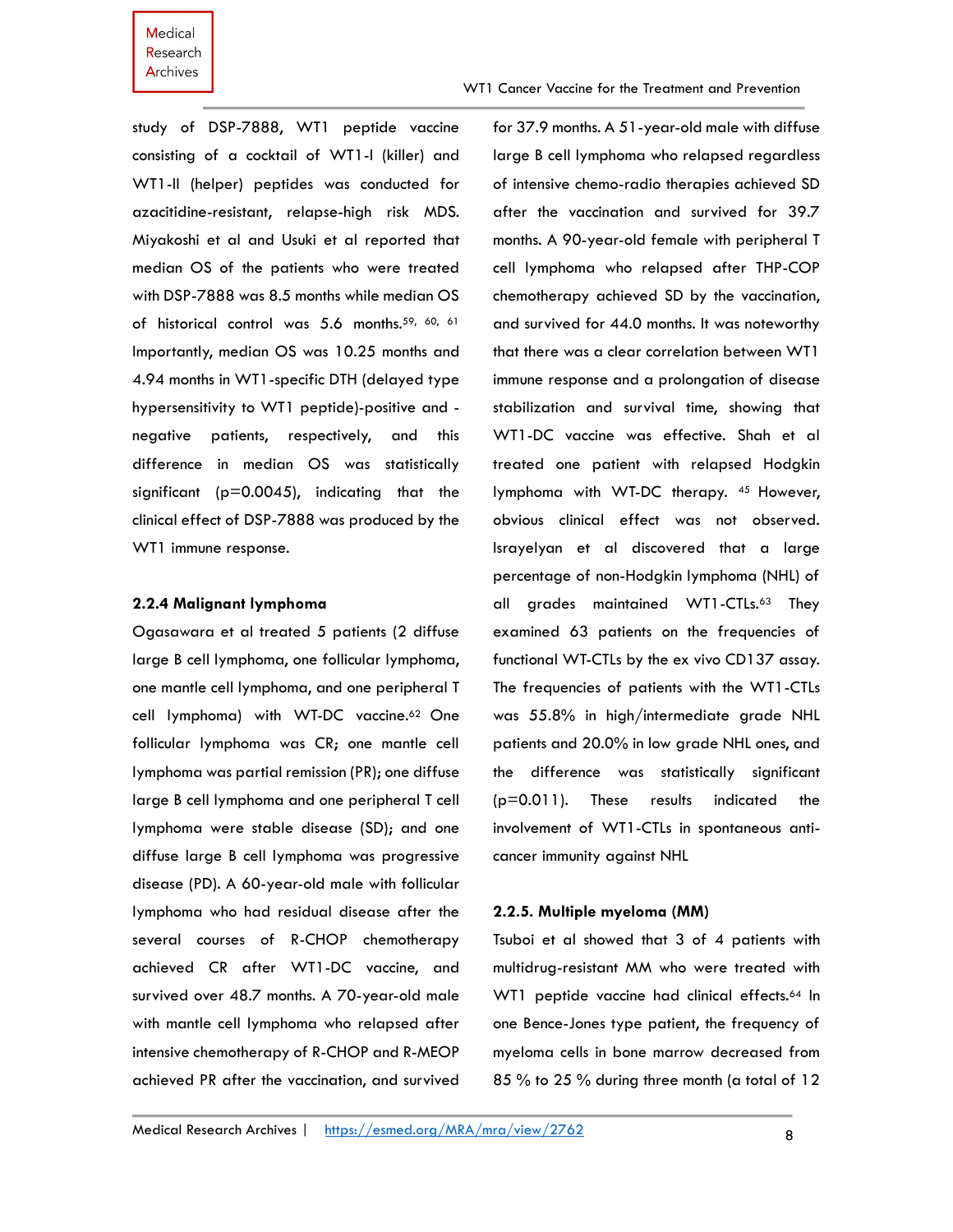study of DSP-7888, WT1 peptide vaccine consisting of a cocktail of WT1-I (killer) and WT1-II (helper) peptides was conducted for azacitidine-resistant, relapse-high risk MDS. Miyakoshi et al and Usuki et al reported that median OS of the patients who were treated with DSP-7888 was 8.5 months while median OS of historical control was 5.6 months.[59, 60, 61] Importantly, median OS was 10.25 months and 4.94 months in WT1-specific DTH (delayed type hypersensitivity to WT1 peptide)-positive and -negative patients, respectively, and this difference in median OS was statistically significant (p=0.0045), indicating that the clinical effect of DSP-7888 was produced by the WT1 immune response.

### 2.2.4 Malignant lymphoma

Ogasawara et al treated 5 patients (2 diffuse large B cell lymphoma, one follicular lymphoma, one mantle cell lymphoma, and one peripheral T cell lymphoma) with WT-DC vaccine.[62] One follicular lymphoma was CR; one mantle cell lymphoma was partial remission (PR); one diffuse large B cell lymphoma and one peripheral T cell lymphoma were stable disease (SD); and one diffuse large B cell lymphoma was progressive disease (PD). A 60-year-old male with follicular lymphoma who had residual disease after the several courses of R-CHOP chemotherapy achieved CR after WT1-DC vaccine, and survived over 48.7 months. A 70-year-old male with mantle cell lymphoma who relapsed after intensive chemotherapy of R-CHOP and R-MEOP achieved PR after the vaccination, and survived for 37.9 months. A 51-year-old male with diffuse large B cell lymphoma who relapsed regardless of intensive chemo-radio therapies achieved SD after the vaccination and survived for 39.7 months. A 90-year-old female with peripheral T cell lymphoma who relapsed after THP-COP chemotherapy achieved SD by the vaccination, and survived for 44.0 months. It was noteworthy that there was a clear correlation between WT1 immune response and a prolongation of disease stabilization and survival time, showing that WT1-DC vaccine was effective. Shah et al treated one patient with relapsed Hodgkin lymphoma with WT-DC therapy. [45] However, obvious clinical effect was not observed. Israyelyan et al discovered that a large percentage of non-Hodgkin lymphoma (NHL) of all grades maintained WT1-CTLs.[63] They examined 63 patients on the frequencies of functional WT-CTLs by the ex vivo CD137 assay. The frequencies of patients with the WT1-CTLs was 55.8% in high/intermediate grade NHL patients and 20.0% in low grade NHL ones, and the difference was statistically significant (p=0.011). These results indicated the involvement of WT1-CTLs in spontaneous anti-cancer immunity against NHL

### 2.2.5. Multiple myeloma (MM)

Tsuboi et al showed that 3 of 4 patients with multidrug-resistant MM who were treated with WT1 peptide vaccine had clinical effects.[64] In one Bence-Jones type patient, the frequency of myeloma cells in bone marrow decreased from 85 % to 25 % during three month (a total of 12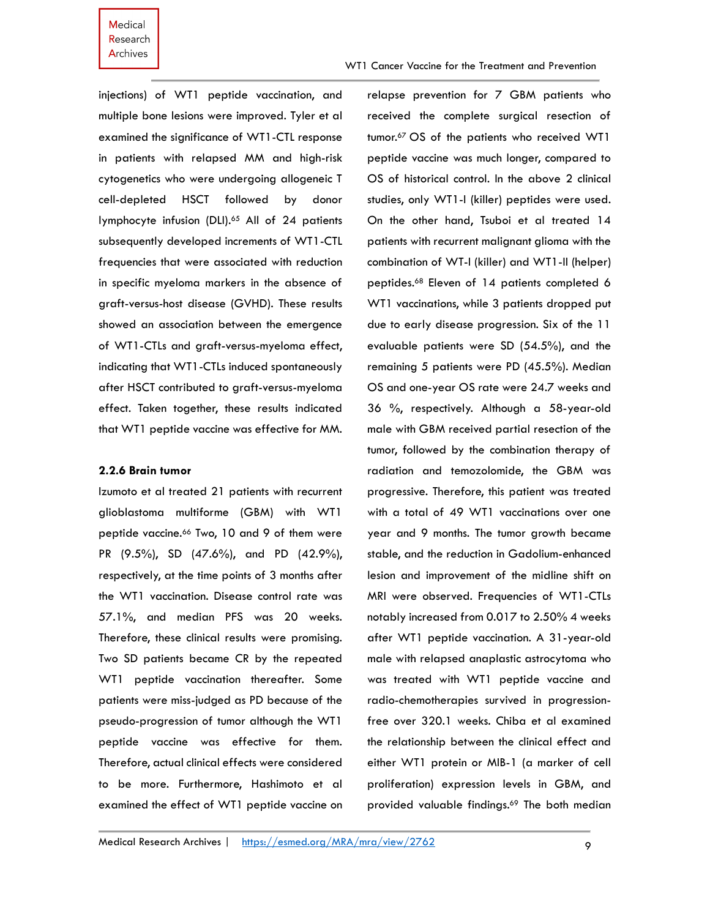injections) of WT1 peptide vaccination, and multiple bone lesions were improved. Tyler et al examined the significance of WT1-CTL response in patients with relapsed MM and high-risk cytogenetics who were undergoing allogeneic T cell-depleted HSCT followed by donor lymphocyte infusion (DLI).[65] All of 24 patients subsequently developed increments of WT1-CTL frequencies that were associated with reduction in specific myeloma markers in the absence of graft-versus-host disease (GVHD). These results showed an association between the emergence of WT1-CTLs and graft-versus-myeloma effect, indicating that WT1-CTLs induced spontaneously after HSCT contributed to graft-versus-myeloma effect. Taken together, these results indicated that WT1 peptide vaccine was effective for MM.

### 2.2.6 Brain tumor

Izumoto et al treated 21 patients with recurrent glioblastoma multiforme (GBM) with WT1 peptide vaccine.[66] Two, 10 and 9 of them were PR (9.5%), SD (47.6%), and PD (42.9%), respectively, at the time points of 3 months after the WT1 vaccination. Disease control rate was 57.1%, and median PFS was 20 weeks. Therefore, these clinical results were promising. Two SD patients became CR by the repeated WT1 peptide vaccination thereafter. Some patients were miss-judged as PD because of the pseudo-progression of tumor although the WT1 peptide vaccine was effective for them. Therefore, actual clinical effects were considered to be more. Furthermore, Hashimoto et al examined the effect of WT1 peptide vaccine on relapse prevention for 7 GBM patients who received the complete surgical resection of tumor.[67] OS of the patients who received WT1 peptide vaccine was much longer, compared to OS of historical control. In the above 2 clinical studies, only WT1-I (killer) peptides were used. On the other hand, Tsuboi et al treated 14 patients with recurrent malignant glioma with the combination of WT-I (killer) and WT1-II (helper) peptides.[68] Eleven of 14 patients completed 6 WT1 vaccinations, while 3 patients dropped put due to early disease progression. Six of the 11 evaluable patients were SD (54.5%), and the remaining 5 patients were PD (45.5%). Median OS and one-year OS rate were 24.7 weeks and 36 %, respectively. Although a 58-year-old male with GBM received partial resection of the tumor, followed by the combination therapy of radiation and temozolomide, the GBM was progressive. Therefore, this patient was treated with a total of 49 WT1 vaccinations over one year and 9 months. The tumor growth became stable, and the reduction in Gadolium-enhanced lesion and improvement of the midline shift on MRI were observed. Frequencies of WT1-CTLs notably increased from 0.017 to 2.50% 4 weeks after WT1 peptide vaccination. A 31-year-old male with relapsed anaplastic astrocytoma who was treated with WT1 peptide vaccine and radio-chemotherapies survived in progression-free over 320.1 weeks. Chiba et al examined the relationship between the clinical effect and either WT1 protein or MIB-1 (a marker of cell proliferation) expression levels in GBM, and provided valuable findings.[69] The both median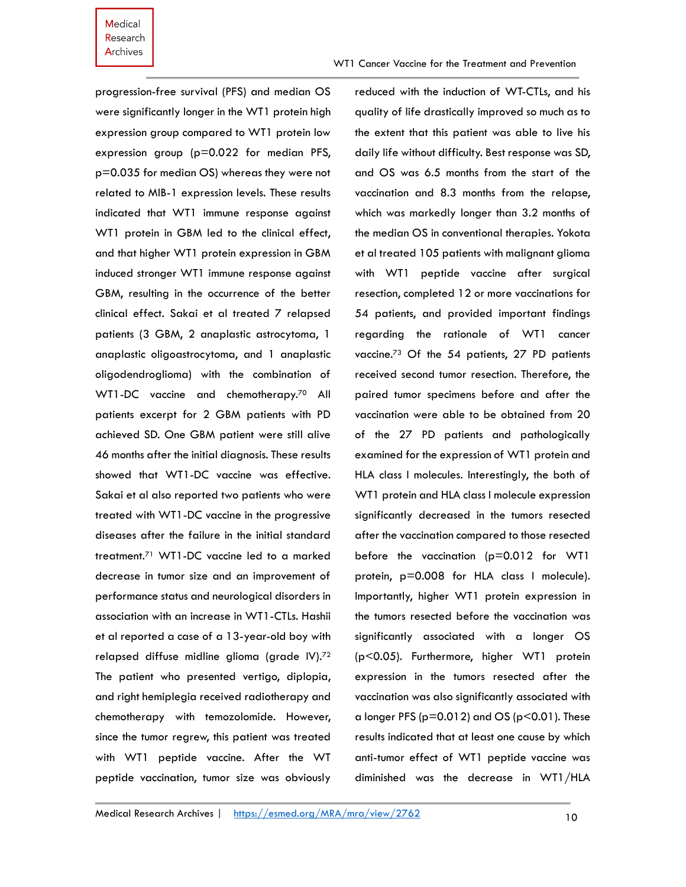progression-free survival (PFS) and median OS were significantly longer in the WT1 protein high expression group compared to WT1 protein low expression group ($p=0.022$ for median PFS, $p=0.035$ for median OS) whereas they were not related to MIB-1 expression levels. These results indicated that WT1 immune response against WT1 protein in GBM led to the clinical effect, and that higher WT1 protein expression in GBM induced stronger WT1 immune response against GBM, resulting in the occurrence of the better clinical effect. Sakai et al treated 7 relapsed patients (3 GBM, 2 anaplastic astrocytoma, 1 anaplastic oligoastrocytoma, and 1 anaplastic oligodendroglioma) with the combination of WT1-DC vaccine and chemotherapy.[70] All patients excerpt for 2 GBM patients with PD achieved SD. One GBM patient were still alive 46 months after the initial diagnosis. These results showed that WT1-DC vaccine was effective. Sakai et al also reported two patients who were treated with WT1-DC vaccine in the progressive diseases after the failure in the initial standard treatment.[71] WT1-DC vaccine led to a marked decrease in tumor size and an improvement of performance status and neurological disorders in association with an increase in WT1-CTLs. Hashii et al reported a case of a 13-year-old boy with relapsed diffuse midline glioma (grade IV).[72] The patient who presented vertigo, diplopia, and right hemiplegia received radiotherapy and chemotherapy with temozolomide. However, since the tumor regrew, this patient was treated with WT1 peptide vaccine. After the WT peptide vaccination, tumor size was obviously reduced with the induction of WT-CTLs, and his quality of life drastically improved so much as to the extent that this patient was able to live his daily life without difficulty. Best response was SD, and OS was 6.5 months from the start of the vaccination and 8.3 months from the relapse, which was markedly longer than 3.2 months of the median OS in conventional therapies. Yokota et al treated 105 patients with malignant glioma with WT1 peptide vaccine after surgical resection, completed 12 or more vaccinations for 54 patients, and provided important findings regarding the rationale of WT1 cancer vaccine.[73] Of the 54 patients, 27 PD patients received second tumor resection. Therefore, the paired tumor specimens before and after the vaccination were able to be obtained from 20 of the 27 PD patients and pathologically examined for the expression of WT1 protein and HLA class I molecules. Interestingly, the both of WT1 protein and HLA class I molecule expression significantly decreased in the tumors resected after the vaccination compared to those resected before the vaccination ($p=0.012$ for WT1 protein, $p=0.008$ for HLA class I molecule). Importantly, higher WT1 protein expression in the tumors resected before the vaccination was significantly associated with a longer OS ($p<0.05$). Furthermore, higher WT1 protein expression in the tumors resected after the vaccination was also significantly associated with a longer PFS ($p=0.012$) and OS ($p<0.01$). These results indicated that at least one cause by which anti-tumor effect of WT1 peptide vaccine was diminished was the decrease in WT1/HLA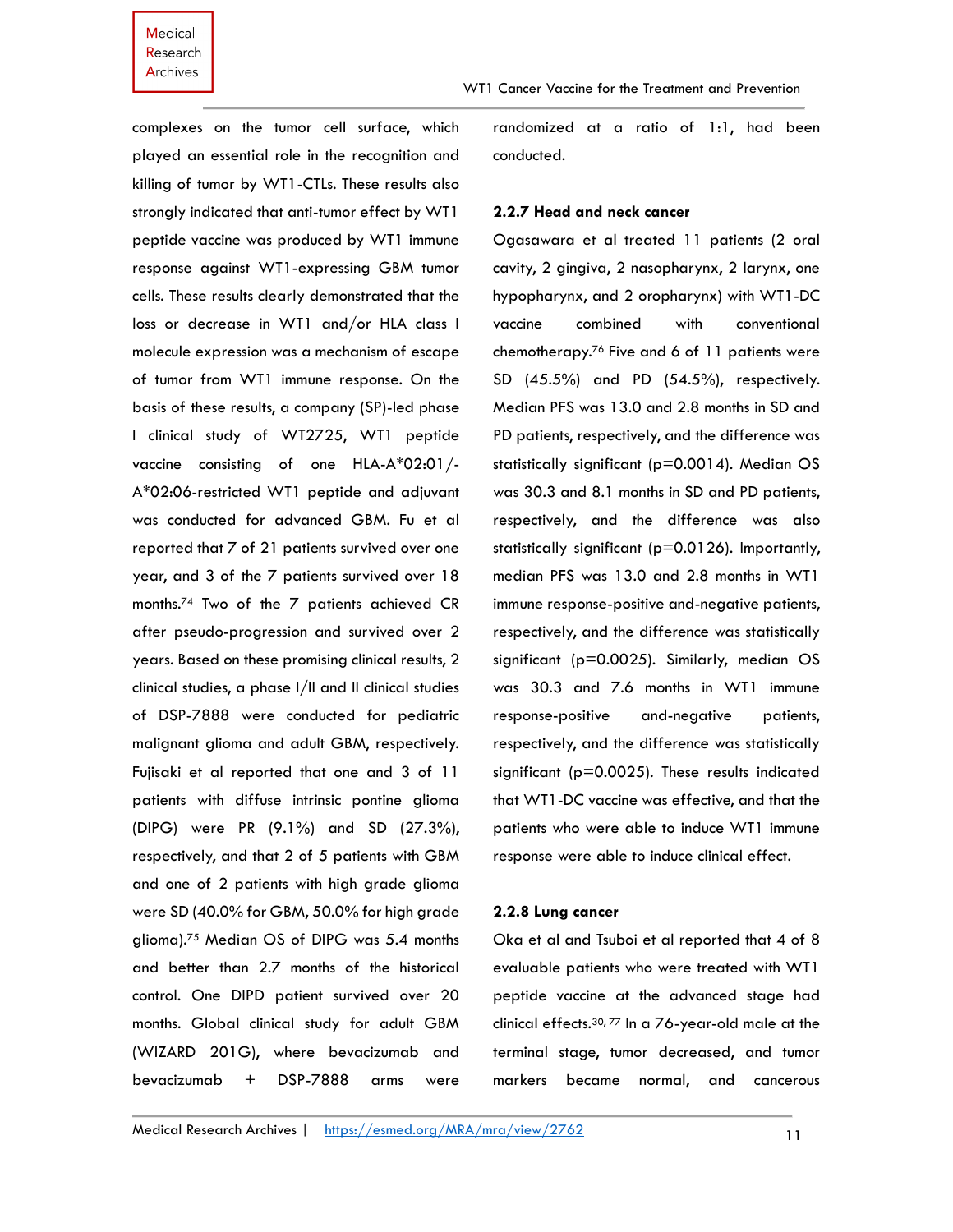complexes on the tumor cell surface, which played an essential role in the recognition and killing of tumor by WT1-CTLs. These results also strongly indicated that anti-tumor effect by WT1 peptide vaccine was produced by WT1 immune response against WT1-expressing GBM tumor cells. These results clearly demonstrated that the loss or decrease in WT1 and/or HLA class I molecule expression was a mechanism of escape of tumor from WT1 immune response. On the basis of these results, a company (SP)-led phase I clinical study of WT2725, WT1 peptide vaccine consisting of one HLA-A*02:01/-A*02:06-restricted WT1 peptide and adjuvant was conducted for advanced GBM. Fu et al reported that 7 of 21 patients survived over one year, and 3 of the 7 patients survived over 18 months.[74] Two of the 7 patients achieved CR after pseudo-progression and survived over 2 years. Based on these promising clinical results, 2 clinical studies, a phase I/II and II clinical studies of DSP-7888 were conducted for pediatric malignant glioma and adult GBM, respectively. Fujisaki et al reported that one and 3 of 11 patients with diffuse intrinsic pontine glioma (DIPG) were PR (9.1%) and SD (27.3%), respectively, and that 2 of 5 patients with GBM and one of 2 patients with high grade glioma were SD (40.0% for GBM, 50.0% for high grade glioma).[75] Median OS of DIPG was 5.4 months and better than 2.7 months of the historical control. One DIPD patient survived over 20 months. Global clinical study for adult GBM (WIZARD 201G), where bevacizumab and bevacizumab + DSP-7888 arms were randomized at a ratio of 1:1, had been conducted.

### 2.2.7 Head and neck cancer

Ogasawara et al treated 11 patients (2 oral cavity, 2 gingiva, 2 nasopharynx, 2 larynx, one hypopharynx, and 2 oropharynx) with WT1-DC vaccine combined with conventional chemotherapy.[76] Five and 6 of 11 patients were SD (45.5%) and PD (54.5%), respectively. Median PFS was 13.0 and 2.8 months in SD and PD patients, respectively, and the difference was statistically significant ($p$=0.0014). Median OS was 30.3 and 8.1 months in SD and PD patients, respectively, and the difference was also statistically significant ($p$=0.0126). Importantly, median PFS was 13.0 and 2.8 months in WT1 immune response-positive and-negative patients, respectively, and the difference was statistically significant ($p$=0.0025). Similarly, median OS was 30.3 and 7.6 months in WT1 immune response-positive and-negative patients, respectively, and the difference was statistically significant ($p$=0.0025). These results indicated that WT1-DC vaccine was effective, and that the patients who were able to induce WT1 immune response were able to induce clinical effect.

### 2.2.8 Lung cancer

Oka et al and Tsuboi et al reported that 4 of 8 evaluable patients who were treated with WT1 peptide vaccine at the advanced stage had clinical effects.[30, 77] In a 76-year-old male at the terminal stage, tumor decreased, and tumor markers became normal, and cancerous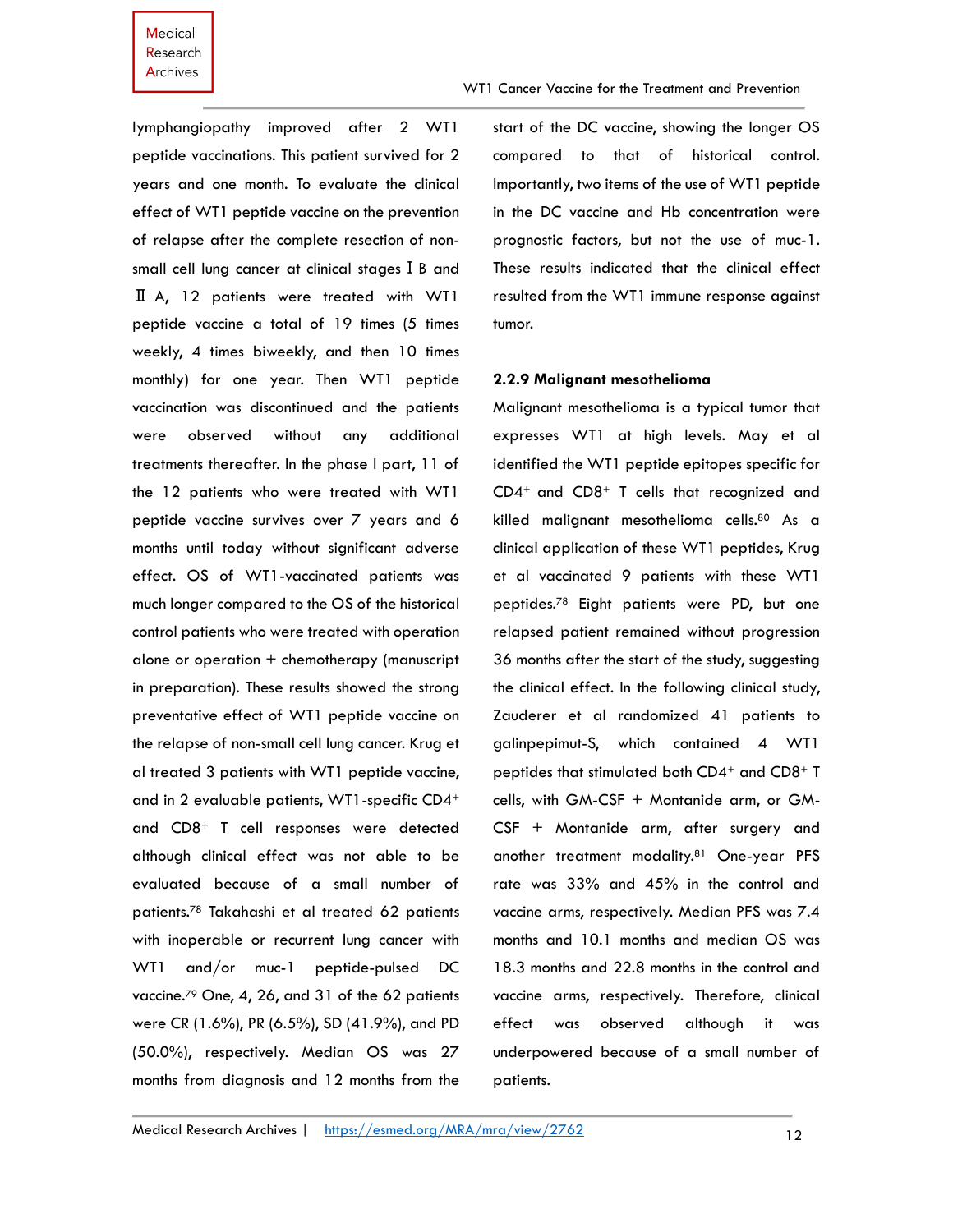lymphangiopathy improved after 2 WT1 peptide vaccinations. This patient survived for 2 years and one month. To evaluate the clinical effect of WT1 peptide vaccine on the prevention of relapse after the complete resection of non-small cell lung cancer at clinical stages ⅠB and ⅡA, 12 patients were treated with WT1 peptide vaccine a total of 19 times (5 times weekly, 4 times biweekly, and then 10 times monthly) for one year. Then WT1 peptide vaccination was discontinued and the patients were observed without any additional treatments thereafter. In the phase I part, 11 of the 12 patients who were treated with WT1 peptide vaccine survives over 7 years and 6 months until today without significant adverse effect. OS of WT1-vaccinated patients was much longer compared to the OS of the historical control patients who were treated with operation alone or operation + chemotherapy (manuscript in preparation). These results showed the strong preventative effect of WT1 peptide vaccine on the relapse of non-small cell lung cancer. Krug et al treated 3 patients with WT1 peptide vaccine, and in 2 evaluable patients, WT1-specific $CD4^+$ and $CD8^+$ T cell responses were detected although clinical effect was not able to be evaluated because of a small number of patients.[78] Takahashi et al treated 62 patients with inoperable or recurrent lung cancer with WT1 and/or muc-1 peptide-pulsed DC vaccine.[79] One, 4, 26, and 31 of the 62 patients were CR (1.6%), PR (6.5%), SD (41.9%), and PD (50.0%), respectively. Median OS was 27 months from diagnosis and 12 months from the start of the DC vaccine, showing the longer OS compared to that of historical control. Importantly, two items of the use of WT1 peptide in the DC vaccine and Hb concentration were prognostic factors, but not the use of muc-1. These results indicated that the clinical effect resulted from the WT1 immune response against tumor.

#### 2.2.9 Malignant mesothelioma

Malignant mesothelioma is a typical tumor that expresses WT1 at high levels. May et al identified the WT1 peptide epitopes specific for $CD4^+$ and $CD8^+$ T cells that recognized and killed malignant mesothelioma cells.[80] As a clinical application of these WT1 peptides, Krug et al vaccinated 9 patients with these WT1 peptides.[78] Eight patients were PD, but one relapsed patient remained without progression 36 months after the start of the study, suggesting the clinical effect. In the following clinical study, Zauderer et al randomized 41 patients to galinpepimut-S, which contained 4 WT1 peptides that stimulated both $CD4^+$ and $CD8^+$ T cells, with GM-CSF + Montanide arm, or GM-CSF + Montanide arm, after surgery and another treatment modality.[81] One-year PFS rate was 33% and 45% in the control and vaccine arms, respectively. Median PFS was 7.4 months and 10.1 months and median OS was 18.3 months and 22.8 months in the control and vaccine arms, respectively. Therefore, clinical effect was observed although it was underpowered because of a small number of patients.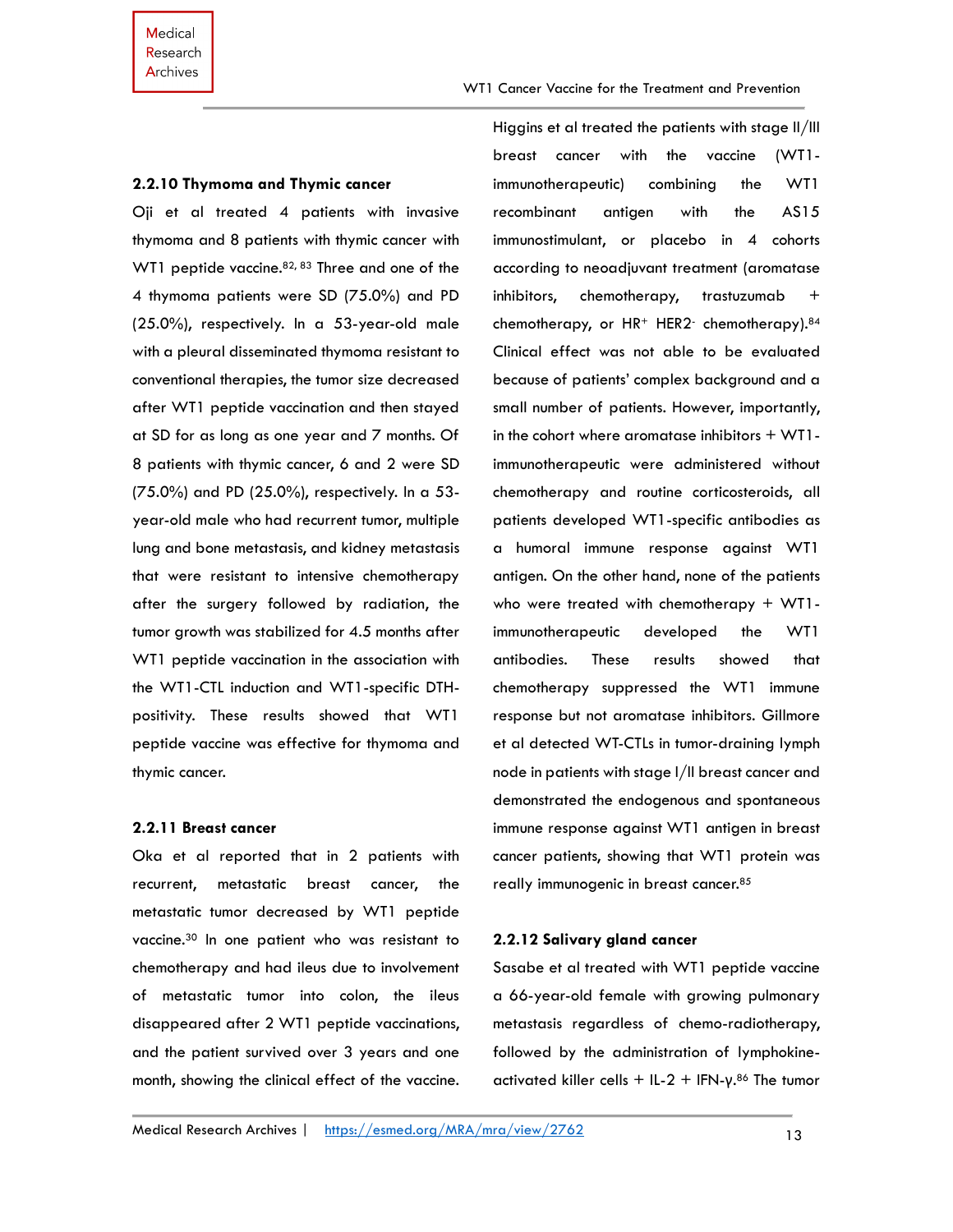### 2.2.10 Thymoma and Thymic cancer

Oji et al treated 4 patients with invasive thymoma and 8 patients with thymic cancer with WT1 peptide vaccine.[82, 83] Three and one of the 4 thymoma patients were SD (75.0%) and PD (25.0%), respectively. In a 53-year-old male with a pleural disseminated thymoma resistant to conventional therapies, the tumor size decreased after WT1 peptide vaccination and then stayed at SD for as long as one year and 7 months. Of 8 patients with thymic cancer, 6 and 2 were SD (75.0%) and PD (25.0%), respectively. In a 53-year-old male who had recurrent tumor, multiple lung and bone metastasis, and kidney metastasis that were resistant to intensive chemotherapy after the surgery followed by radiation, the tumor growth was stabilized for 4.5 months after WT1 peptide vaccination in the association with the WT1-CTL induction and WT1-specific DTH-positivity. These results showed that WT1 peptide vaccine was effective for thymoma and thymic cancer.

### 2.2.11 Breast cancer

Oka et al reported that in 2 patients with recurrent, metastatic breast cancer, the metastatic tumor decreased by WT1 peptide vaccine.[30] In one patient who was resistant to chemotherapy and had ileus due to involvement of metastatic tumor into colon, the ileus disappeared after 2 WT1 peptide vaccinations, and the patient survived over 3 years and one month, showing the clinical effect of the vaccine. Higgins et al treated the patients with stage II/III breast cancer with the vaccine (WT1-immunotherapeutic) combining the WT1 recombinant antigen with the AS15 immunostimulant, or placebo in 4 cohorts according to neoadjuvant treatment (aromatase inhibitors, chemotherapy, trastuzumab + chemotherapy, or $HR^{+}$ $HER2^{-}$ chemotherapy).[84] Clinical effect was not able to be evaluated because of patients' complex background and a small number of patients. However, importantly, in the cohort where aromatase inhibitors + WT1-immunotherapeutic were administered without chemotherapy and routine corticosteroids, all patients developed WT1-specific antibodies as a humoral immune response against WT1 antigen. On the other hand, none of the patients who were treated with chemotherapy + WT1-immunotherapeutic developed the WT1 antibodies. These results showed that chemotherapy suppressed the WT1 immune response but not aromatase inhibitors. Gillmore et al detected WT-CTLs in tumor-draining lymph node in patients with stage I/II breast cancer and demonstrated the endogenous and spontaneous immune response against WT1 antigen in breast cancer patients, showing that WT1 protein was really immunogenic in breast cancer.[85]

### 2.2.12 Salivary gland cancer

Sasabe et al treated with WT1 peptide vaccine a 66-year-old female with growing pulmonary metastasis regardless of chemo-radiotherapy, followed by the administration of lymphokine-activated killer cells + IL-2 + IFN-γ.[86] The tumor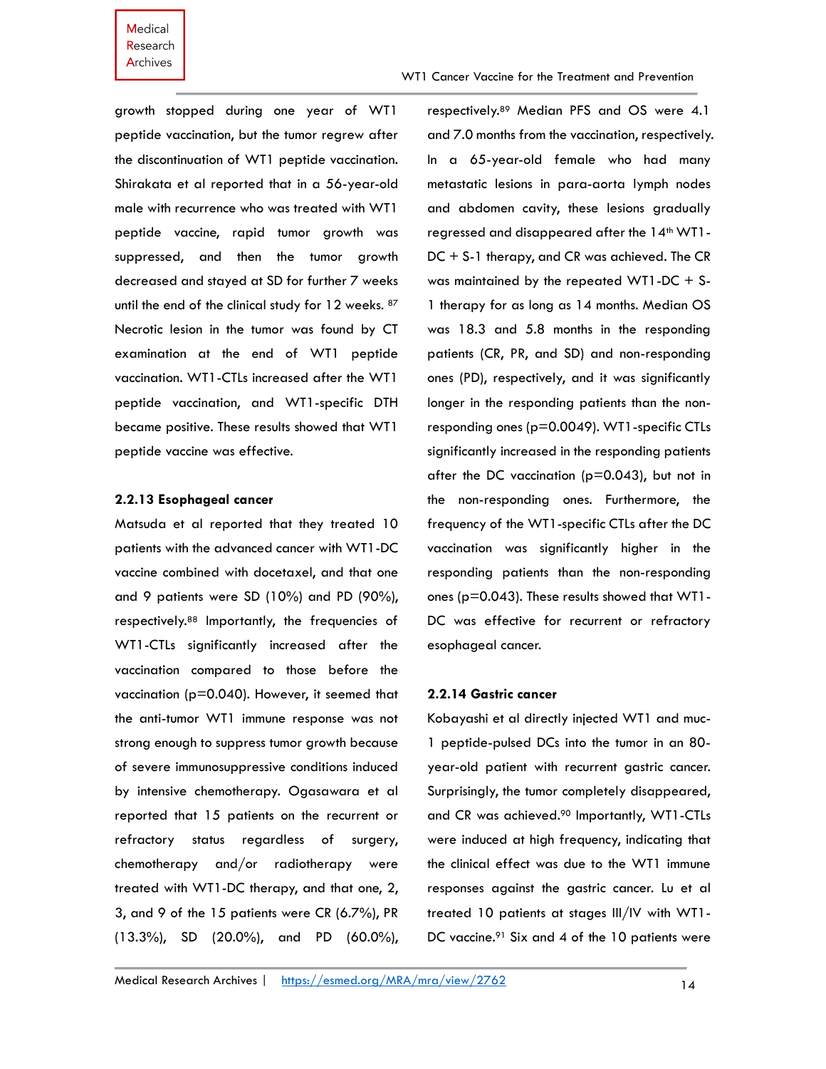growth stopped during one year of WT1 peptide vaccination, but the tumor regrew after the discontinuation of WT1 peptide vaccination. Shirakata et al reported that in a 56-year-old male with recurrence who was treated with WT1 peptide vaccine, rapid tumor growth was suppressed, and then the tumor growth decreased and stayed at SD for further 7 weeks until the end of the clinical study for 12 weeks. [87] Necrotic lesion in the tumor was found by CT examination at the end of WT1 peptide vaccination. WT1-CTLs increased after the WT1 peptide vaccination, and WT1-specific DTH became positive. These results showed that WT1 peptide vaccine was effective.

### 2.2.13 Esophageal cancer

Matsuda et al reported that they treated 10 patients with the advanced cancer with WT1-DC vaccine combined with docetaxel, and that one and 9 patients were SD (10%) and PD (90%), respectively.[88] Importantly, the frequencies of WT1-CTLs significantly increased after the vaccination compared to those before the vaccination (p=0.040). However, it seemed that the anti-tumor WT1 immune response was not strong enough to suppress tumor growth because of severe immunosuppressive conditions induced by intensive chemotherapy. Ogasawara et al reported that 15 patients on the recurrent or refractory status regardless of surgery, chemotherapy and/or radiotherapy were treated with WT1-DC therapy, and that one, 2, 3, and 9 of the 15 patients were CR (6.7%), PR (13.3%), SD (20.0%), and PD (60.0%), respectively.[89] Median PFS and OS were 4.1 and 7.0 months from the vaccination, respectively. In a 65-year-old female who had many metastatic lesions in para-aorta lymph nodes and abdomen cavity, these lesions gradually regressed and disappeared after the 14th WT1-DC + S-1 therapy, and CR was achieved. The CR was maintained by the repeated WT1-DC + S-1 therapy for as long as 14 months. Median OS was 18.3 and 5.8 months in the responding patients (CR, PR, and SD) and non-responding ones (PD), respectively, and it was significantly longer in the responding patients than the non-responding ones (p=0.0049). WT1-specific CTLs significantly increased in the responding patients after the DC vaccination (p=0.043), but not in the non-responding ones. Furthermore, the frequency of the WT1-specific CTLs after the DC vaccination was significantly higher in the responding patients than the non-responding ones (p=0.043). These results showed that WT1-DC was effective for recurrent or refractory esophageal cancer.

### 2.2.14 Gastric cancer

Kobayashi et al directly injected WT1 and muc-1 peptide-pulsed DCs into the tumor in an 80-year-old patient with recurrent gastric cancer. Surprisingly, the tumor completely disappeared, and CR was achieved.[90] Importantly, WT1-CTLs were induced at high frequency, indicating that the clinical effect was due to the WT1 immune responses against the gastric cancer. Lu et al treated 10 patients at stages III/IV with WT1-DC vaccine.[91] Six and 4 of the 10 patients were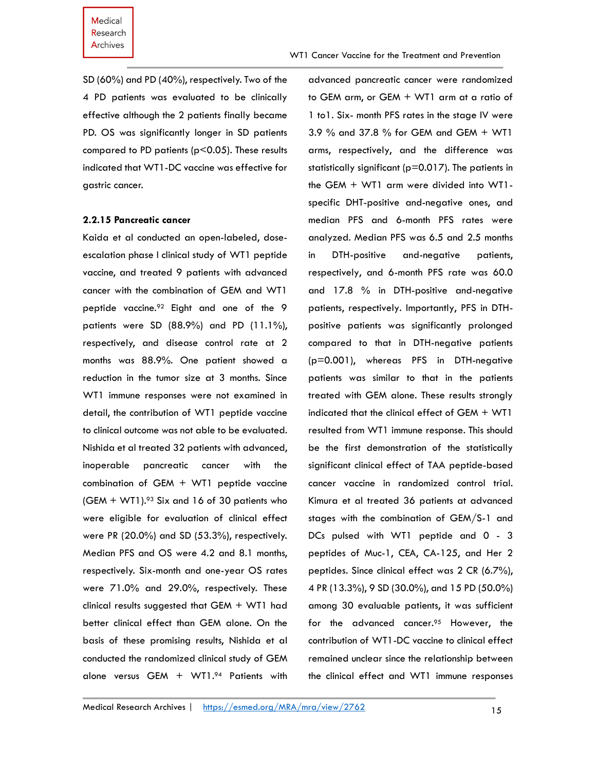SD (60%) and PD (40%), respectively. Two of the 4 PD patients was evaluated to be clinically effective although the 2 patients finally became PD. OS was significantly longer in SD patients compared to PD patients ($p<0.05$). These results indicated that WT1-DC vaccine was effective for gastric cancer.

#### 2.2.15 Pancreatic cancer

Kaida et al conducted an open-labeled, dose-escalation phase I clinical study of WT1 peptide vaccine, and treated 9 patients with advanced cancer with the combination of GEM and WT1 peptide vaccine.[92] Eight and one of the 9 patients were SD (88.9%) and PD (11.1%), respectively, and disease control rate at 2 months was 88.9%. One patient showed a reduction in the tumor size at 3 months. Since WT1 immune responses were not examined in detail, the contribution of WT1 peptide vaccine to clinical outcome was not able to be evaluated. Nishida et al treated 32 patients with advanced, inoperable pancreatic cancer with the combination of GEM + WT1 peptide vaccine (GEM + WT1).[93] Six and 16 of 30 patients who were eligible for evaluation of clinical effect were PR (20.0%) and SD (53.3%), respectively. Median PFS and OS were 4.2 and 8.1 months, respectively. Six-month and one-year OS rates were 71.0% and 29.0%, respectively. These clinical results suggested that GEM + WT1 had better clinical effect than GEM alone. On the basis of these promising results, Nishida et al conducted the randomized clinical study of GEM alone versus GEM + WT1.[94] Patients with advanced pancreatic cancer were randomized to GEM arm, or GEM + WT1 arm at a ratio of 1 to1. Six- month PFS rates in the stage IV were 3.9 % and 37.8 % for GEM and GEM + WT1 arms, respectively, and the difference was statistically significant ($p=0.017$). The patients in the GEM + WT1 arm were divided into WT1-specific DHT-positive and-negative ones, and median PFS and 6-month PFS rates were analyzed. Median PFS was 6.5 and 2.5 months in DTH-positive and-negative patients, respectively, and 6-month PFS rate was 60.0 and 17.8 % in DTH-positive and-negative patients, respectively. Importantly, PFS in DTH-positive patients was significantly prolonged compared to that in DTH-negative patients ($p=0.001$), whereas PFS in DTH-negative patients was similar to that in the patients treated with GEM alone. These results strongly indicated that the clinical effect of GEM + WT1 resulted from WT1 immune response. This should be the first demonstration of the statistically significant clinical effect of TAA peptide-based cancer vaccine in randomized control trial. Kimura et al treated 36 patients at advanced stages with the combination of GEM/S-1 and DCs pulsed with WT1 peptide and 0 - 3 peptides of Muc-1, CEA, CA-125, and Her 2 peptides. Since clinical effect was 2 CR (6.7%), 4 PR (13.3%), 9 SD (30.0%), and 15 PD (50.0%) among 30 evaluable patients, it was sufficient for the advanced cancer.[95] However, the contribution of WT1-DC vaccine to clinical effect remained unclear since the relationship between the clinical effect and WT1 immune responses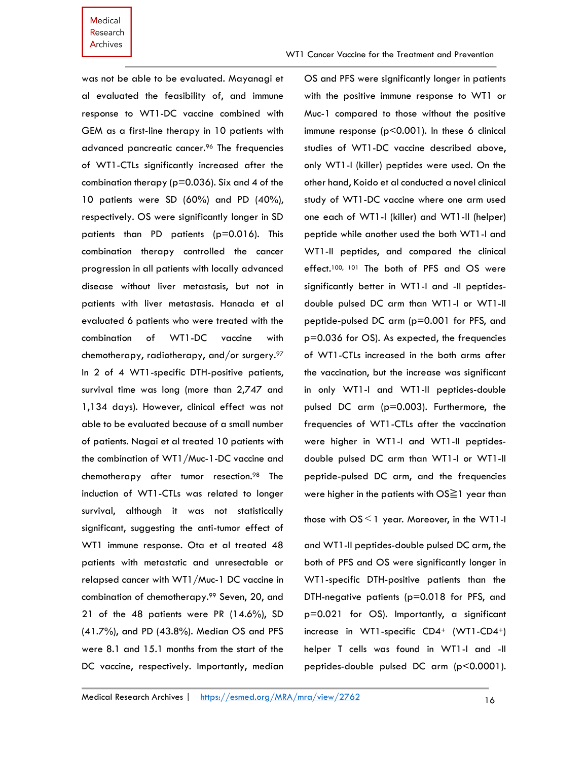was not be able to be evaluated. Mayanagi et al evaluated the feasibility of, and immune response to WT1-DC vaccine combined with GEM as a first-line therapy in 10 patients with advanced pancreatic cancer.[96] The frequencies of WT1-CTLs significantly increased after the combination therapy (p=0.036). Six and 4 of the 10 patients were SD (60%) and PD (40%), respectively. OS were significantly longer in SD patients than PD patients (p=0.016). This combination therapy controlled the cancer progression in all patients with locally advanced disease without liver metastasis, but not in patients with liver metastasis. Hanada et al evaluated 6 patients who were treated with the combination of WT1-DC vaccine with chemotherapy, radiotherapy, and/or surgery.[97] In 2 of 4 WT1-specific DTH-positive patients, survival time was long (more than 2,747 and 1,134 days). However, clinical effect was not able to be evaluated because of a small number of patients. Nagai et al treated 10 patients with the combination of WT1/Muc-1-DC vaccine and chemotherapy after tumor resection.[98] The induction of WT1-CTLs was related to longer survival, although it was not statistically significant, suggesting the anti-tumor effect of WT1 immune response. Ota et al treated 48 patients with metastatic and unresectable or relapsed cancer with WT1/Muc-1 DC vaccine in combination of chemotherapy.[99] Seven, 20, and 21 of the 48 patients were PR (14.6%), SD (41.7%), and PD (43.8%). Median OS and PFS were 8.1 and 15.1 months from the start of the DC vaccine, respectively. Importantly, median OS and PFS were significantly longer in patients with the positive immune response to WT1 or Muc-1 compared to those without the positive immune response (p<0.001). In these 6 clinical studies of WT1-DC vaccine described above, only WT1-I (killer) peptides were used. On the other hand, Koido et al conducted a novel clinical study of WT1-DC vaccine where one arm used one each of WT1-I (killer) and WT1-II (helper) peptide while another used the both WT1-I and WT1-II peptides, and compared the clinical effect.[100, 101] The both of PFS and OS were significantly better in WT1-I and -II peptides-double pulsed DC arm than WT1-I or WT1-II peptide-pulsed DC arm (p=0.001 for PFS, and p=0.036 for OS). As expected, the frequencies of WT1-CTLs increased in the both arms after the vaccination, but the increase was significant in only WT1-I and WT1-II peptides-double pulsed DC arm (p=0.003). Furthermore, the frequencies of WT1-CTLs after the vaccination were higher in WT1-I and WT1-II peptides-double pulsed DC arm than WT1-I or WT1-II peptide-pulsed DC arm, and the frequencies were higher in the patients with OS≧1 year than those with OS＜1 year. Moreover, in the WT1-I and WT1-II peptides-double pulsed DC arm, the both of PFS and OS were significantly longer in WT1-specific DTH-positive patients than the DTH-negative patients (p=0.018 for PFS, and p=0.021 for OS). Importantly, a significant increase in WT1-specific $CD4^+$ (WT1-$CD4^+$) helper T cells was found in WT1-I and -II peptides-double pulsed DC arm (p<0.0001).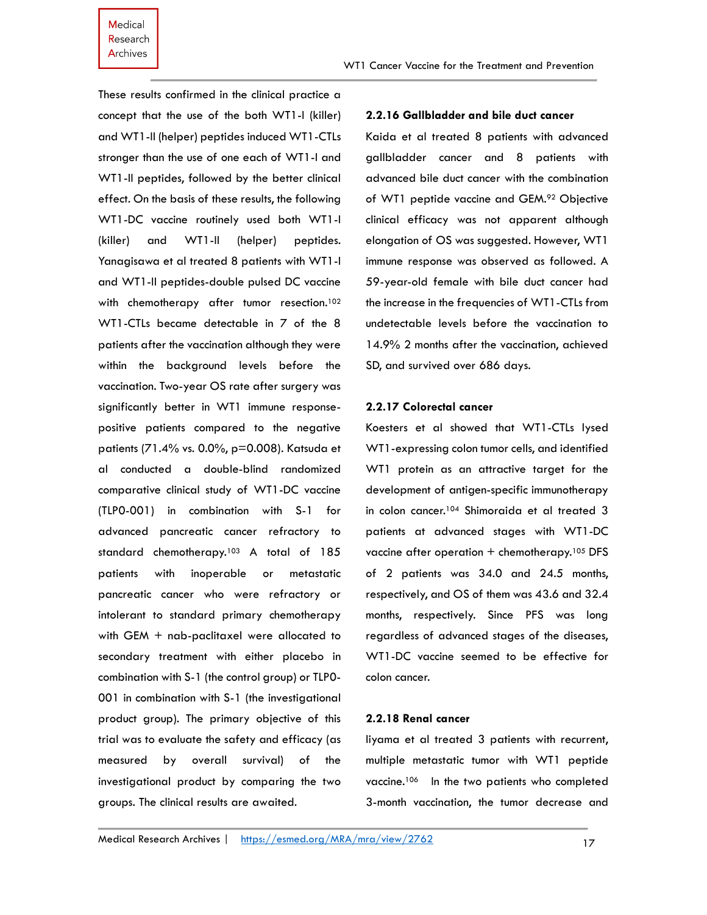These results confirmed in the clinical practice a concept that the use of the both WT1-I (killer) and WT1-II (helper) peptides induced WT1-CTLs stronger than the use of one each of WT1-I and WT1-II peptides, followed by the better clinical effect. On the basis of these results, the following WT1-DC vaccine routinely used both WT1-I (killer) and WT1-II (helper) peptides. Yanagisawa et al treated 8 patients with WT1-I and WT1-II peptides-double pulsed DC vaccine with chemotherapy after tumor resection.[102] WT1-CTLs became detectable in 7 of the 8 patients after the vaccination although they were within the background levels before the vaccination. Two-year OS rate after surgery was significantly better in WT1 immune response-positive patients compared to the negative patients (71.4% vs. 0.0%, p=0.008). Katsuda et al conducted a double-blind randomized comparative clinical study of WT1-DC vaccine (TLP0-001) in combination with S-1 for advanced pancreatic cancer refractory to standard chemotherapy.[103] A total of 185 patients with inoperable or metastatic pancreatic cancer who were refractory or intolerant to standard primary chemotherapy with GEM + nab-paclitaxel were allocated to secondary treatment with either placebo in combination with S-1 (the control group) or TLP0-001 in combination with S-1 (the investigational product group). The primary objective of this trial was to evaluate the safety and efficacy (as measured by overall survival) of the investigational product by comparing the two groups. The clinical results are awaited.

### 2.2.16 Gallbladder and bile duct cancer

Kaida et al treated 8 patients with advanced gallbladder cancer and 8 patients with advanced bile duct cancer with the combination of WT1 peptide vaccine and GEM.[92] Objective clinical efficacy was not apparent although elongation of OS was suggested. However, WT1 immune response was observed as followed. A 59-year-old female with bile duct cancer had the increase in the frequencies of WT1-CTLs from undetectable levels before the vaccination to 14.9% 2 months after the vaccination, achieved SD, and survived over 686 days.

### 2.2.17 Colorectal cancer

Koesters et al showed that WT1-CTLs lysed WT1-expressing colon tumor cells, and identified WT1 protein as an attractive target for the development of antigen-specific immunotherapy in colon cancer.[104] Shimoraida et al treated 3 patients at advanced stages with WT1-DC vaccine after operation + chemotherapy.[105] DFS of 2 patients was 34.0 and 24.5 months, respectively, and OS of them was 43.6 and 32.4 months, respectively. Since PFS was long regardless of advanced stages of the diseases, WT1-DC vaccine seemed to be effective for colon cancer.

### 2.2.18 Renal cancer

Iiyama et al treated 3 patients with recurrent, multiple metastatic tumor with WT1 peptide vaccine.[106] In the two patients who completed 3-month vaccination, the tumor decrease and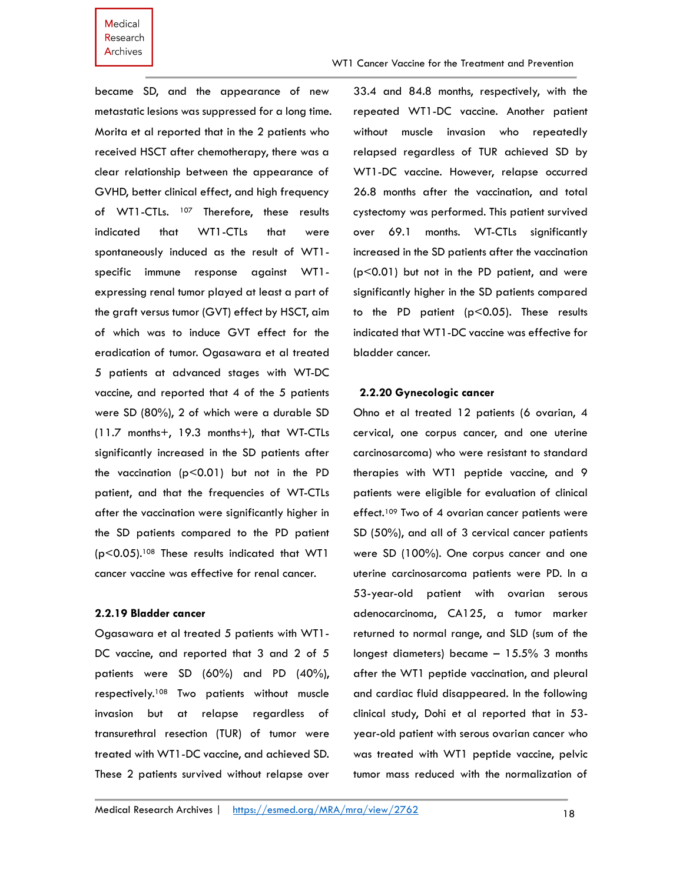became SD, and the appearance of new metastatic lesions was suppressed for a long time. Morita et al reported that in the 2 patients who received HSCT after chemotherapy, there was a clear relationship between the appearance of GVHD, better clinical effect, and high frequency of WT1-CTLs. [107] Therefore, these results indicated that WT1-CTLs that were spontaneously induced as the result of WT1-specific immune response against WT1-expressing renal tumor played at least a part of the graft versus tumor (GVT) effect by HSCT, aim of which was to induce GVT effect for the eradication of tumor. Ogasawara et al treated 5 patients at advanced stages with WT-DC vaccine, and reported that 4 of the 5 patients were SD (80%), 2 of which were a durable SD (11.7 months+, 19.3 months+), that WT-CTLs significantly increased in the SD patients after the vaccination ($p<0.01$) but not in the PD patient, and that the frequencies of WT-CTLs after the vaccination were significantly higher in the SD patients compared to the PD patient ($p<0.05$).[108] These results indicated that WT1 cancer vaccine was effective for renal cancer.

### 2.2.19 Bladder cancer

Ogasawara et al treated 5 patients with WT1-DC vaccine, and reported that 3 and 2 of 5 patients were SD (60%) and PD (40%), respectively.[108] Two patients without muscle invasion but at relapse regardless of transurethral resection (TUR) of tumor were treated with WT1-DC vaccine, and achieved SD. These 2 patients survived without relapse over 33.4 and 84.8 months, respectively, with the repeated WT1-DC vaccine. Another patient without muscle invasion who repeatedly relapsed regardless of TUR achieved SD by WT1-DC vaccine. However, relapse occurred 26.8 months after the vaccination, and total cystectomy was performed. This patient survived over 69.1 months. WT-CTLs significantly increased in the SD patients after the vaccination ($p<0.01$) but not in the PD patient, and were significantly higher in the SD patients compared to the PD patient ($p<0.05$). These results indicated that WT1-DC vaccine was effective for bladder cancer.

### 2.2.20 Gynecologic cancer

Ohno et al treated 12 patients (6 ovarian, 4 cervical, one corpus cancer, and one uterine carcinosarcoma) who were resistant to standard therapies with WT1 peptide vaccine, and 9 patients were eligible for evaluation of clinical effect.[109] Two of 4 ovarian cancer patients were SD (50%), and all of 3 cervical cancer patients were SD (100%). One corpus cancer and one uterine carcinosarcoma patients were PD. In a 53-year-old patient with ovarian serous adenocarcinoma, CA125, a tumor marker returned to normal range, and SLD (sum of the longest diameters) became − 15.5% 3 months after the WT1 peptide vaccination, and pleural and cardiac fluid disappeared. In the following clinical study, Dohi et al reported that in 53-year-old patient with serous ovarian cancer who was treated with WT1 peptide vaccine, pelvic tumor mass reduced with the normalization of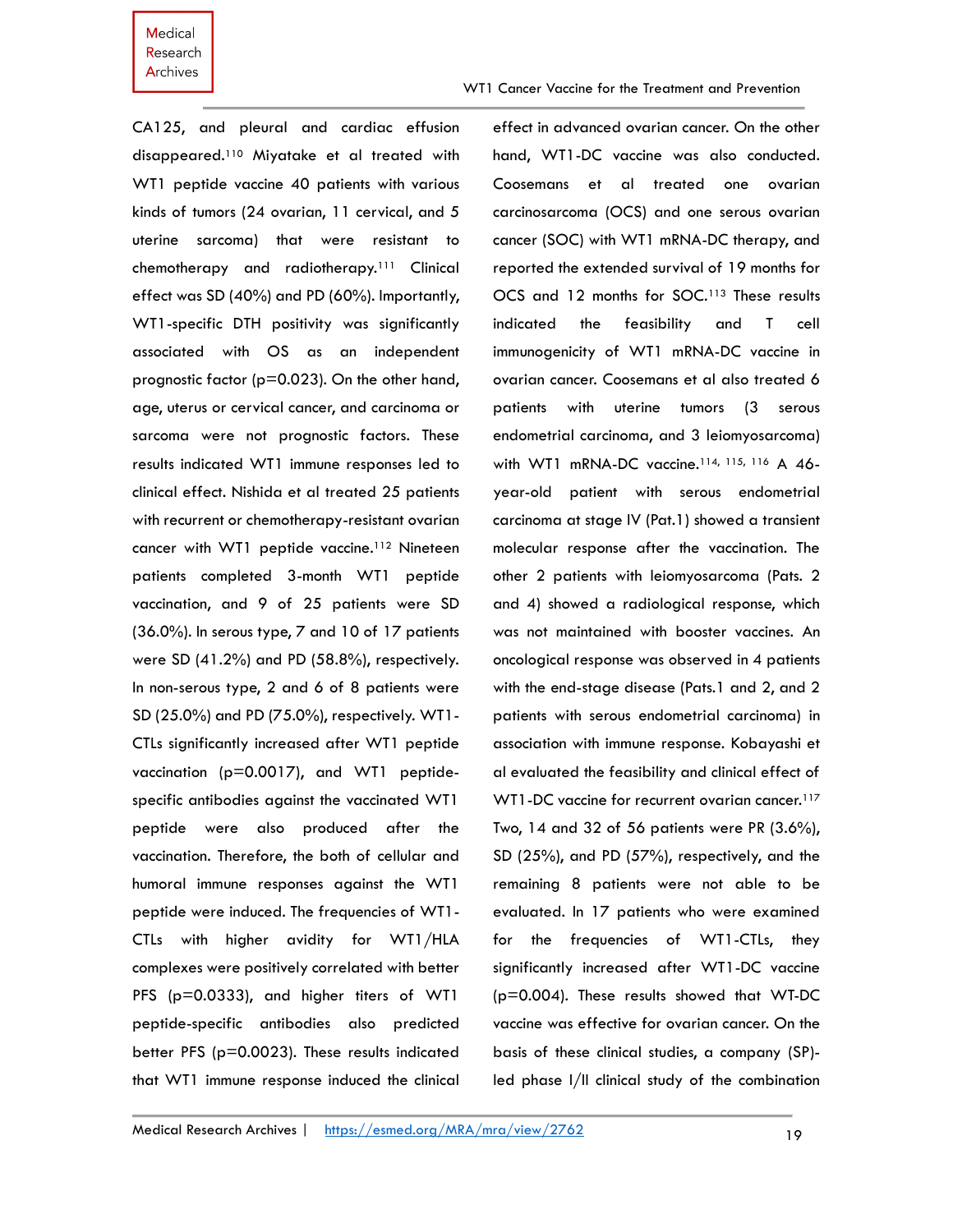CA125, and pleural and cardiac effusion disappeared.[110] Miyatake et al treated with WT1 peptide vaccine 40 patients with various kinds of tumors (24 ovarian, 11 cervical, and 5 uterine sarcoma) that were resistant to chemotherapy and radiotherapy.[111] Clinical effect was SD (40%) and PD (60%). Importantly, WT1-specific DTH positivity was significantly associated with OS as an independent prognostic factor (p=0.023). On the other hand, age, uterus or cervical cancer, and carcinoma or sarcoma were not prognostic factors. These results indicated WT1 immune responses led to clinical effect. Nishida et al treated 25 patients with recurrent or chemotherapy-resistant ovarian cancer with WT1 peptide vaccine.[112] Nineteen patients completed 3-month WT1 peptide vaccination, and 9 of 25 patients were SD (36.0%). In serous type, 7 and 10 of 17 patients were SD (41.2%) and PD (58.8%), respectively. In non-serous type, 2 and 6 of 8 patients were SD (25.0%) and PD (75.0%), respectively. WT1-CTLs significantly increased after WT1 peptide vaccination (p=0.0017), and WT1 peptide-specific antibodies against the vaccinated WT1 peptide were also produced after the vaccination. Therefore, the both of cellular and humoral immune responses against the WT1 peptide were induced. The frequencies of WT1-CTLs with higher avidity for WT1/HLA complexes were positively correlated with better PFS (p=0.0333), and higher titers of WT1 peptide-specific antibodies also predicted better PFS (p=0.0023). These results indicated that WT1 immune response induced the clinical effect in advanced ovarian cancer. On the other hand, WT1-DC vaccine was also conducted. Coosemans et al treated one ovarian carcinosarcoma (OCS) and one serous ovarian cancer (SOC) with WT1 mRNA-DC therapy, and reported the extended survival of 19 months for OCS and 12 months for SOC.[113] These results indicated the feasibility and T cell immunogenicity of WT1 mRNA-DC vaccine in ovarian cancer. Coosemans et al also treated 6 patients with uterine tumors (3 serous endometrial carcinoma, and 3 leiomyosarcoma) with WT1 mRNA-DC vaccine.[114, 115, 116] A 46-year-old patient with serous endometrial carcinoma at stage IV (Pat.1) showed a transient molecular response after the vaccination. The other 2 patients with leiomyosarcoma (Pats. 2 and 4) showed a radiological response, which was not maintained with booster vaccines. An oncological response was observed in 4 patients with the end-stage disease (Pats.1 and 2, and 2 patients with serous endometrial carcinoma) in association with immune response. Kobayashi et al evaluated the feasibility and clinical effect of WT1-DC vaccine for recurrent ovarian cancer.[117] Two, 14 and 32 of 56 patients were PR (3.6%), SD (25%), and PD (57%), respectively, and the remaining 8 patients were not able to be evaluated. In 17 patients who were examined for the frequencies of WT1-CTLs, they significantly increased after WT1-DC vaccine (p=0.004). These results showed that WT-DC vaccine was effective for ovarian cancer. On the basis of these clinical studies, a company (SP)-led phase I/II clinical study of the combination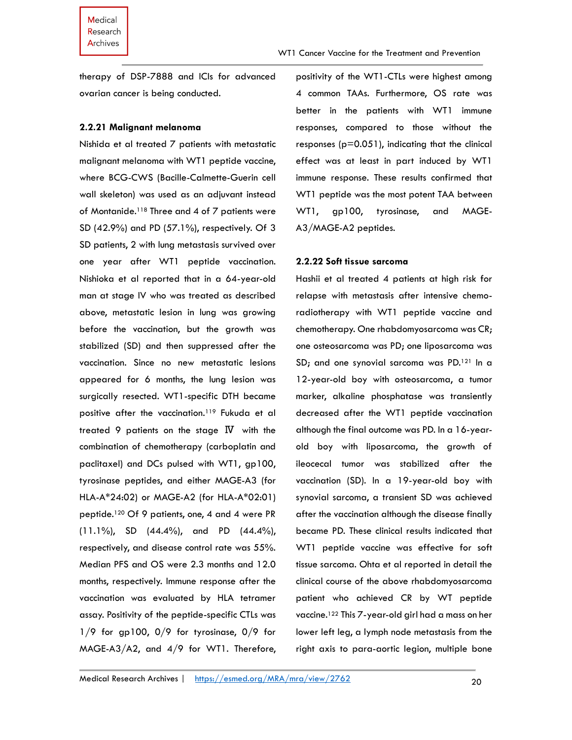therapy of DSP-7888 and ICIs for advanced ovarian cancer is being conducted.

### 2.2.21 Malignant melanoma

Nishida et al treated 7 patients with metastatic malignant melanoma with WT1 peptide vaccine, where BCG-CWS (Bacille-Calmette-Guerin cell wall skeleton) was used as an adjuvant instead of Montanide.[118] Three and 4 of 7 patients were SD (42.9%) and PD (57.1%), respectively. Of 3 SD patients, 2 with lung metastasis survived over one year after WT1 peptide vaccination. Nishioka et al reported that in a 64-year-old man at stage IV who was treated as described above, metastatic lesion in lung was growing before the vaccination, but the growth was stabilized (SD) and then suppressed after the vaccination. Since no new metastatic lesions appeared for 6 months, the lung lesion was surgically resected. WT1-specific DTH became positive after the vaccination.[119] Fukuda et al treated 9 patients on the stage Ⅳ with the combination of chemotherapy (carboplatin and paclitaxel) and DCs pulsed with WT1, gp100, tyrosinase peptides, and either MAGE-A3 (for HLA-A*24:02) or MAGE-A2 (for HLA-A*02:01) peptide.[120] Of 9 patients, one, 4 and 4 were PR (11.1%), SD (44.4%), and PD (44.4%), respectively, and disease control rate was 55%. Median PFS and OS were 2.3 months and 12.0 months, respectively. Immune response after the vaccination was evaluated by HLA tetramer assay. Positivity of the peptide-specific CTLs was 1/9 for gp100, 0/9 for tyrosinase, 0/9 for MAGE-A3/A2, and 4/9 for WT1. Therefore, positivity of the WT1-CTLs were highest among 4 common TAAs. Furthermore, OS rate was better in the patients with WT1 immune responses, compared to those without the responses ($p=0.051$), indicating that the clinical effect was at least in part induced by WT1 immune response. These results confirmed that WT1 peptide was the most potent TAA between WT1, gp100, tyrosinase, and MAGE-A3/MAGE-A2 peptides.

### 2.2.22 Soft tissue sarcoma

Hashii et al treated 4 patients at high risk for relapse with metastasis after intensive chemo-radiotherapy with WT1 peptide vaccine and chemotherapy. One rhabdomyosarcoma was CR; one osteosarcoma was PD; one liposarcoma was SD; and one synovial sarcoma was PD.[121] In a 12-year-old boy with osteosarcoma, a tumor marker, alkaline phosphatase was transiently decreased after the WT1 peptide vaccination although the final outcome was PD. In a 16-year-old boy with liposarcoma, the growth of ileocecal tumor was stabilized after the vaccination (SD). In a 19-year-old boy with synovial sarcoma, a transient SD was achieved after the vaccination although the disease finally became PD. These clinical results indicated that WT1 peptide vaccine was effective for soft tissue sarcoma. Ohta et al reported in detail the clinical course of the above rhabdomyosarcoma patient who achieved CR by WT peptide vaccine.[122] This 7-year-old girl had a mass on her lower left leg, a lymph node metastasis from the right axis to para-aortic legion, multiple bone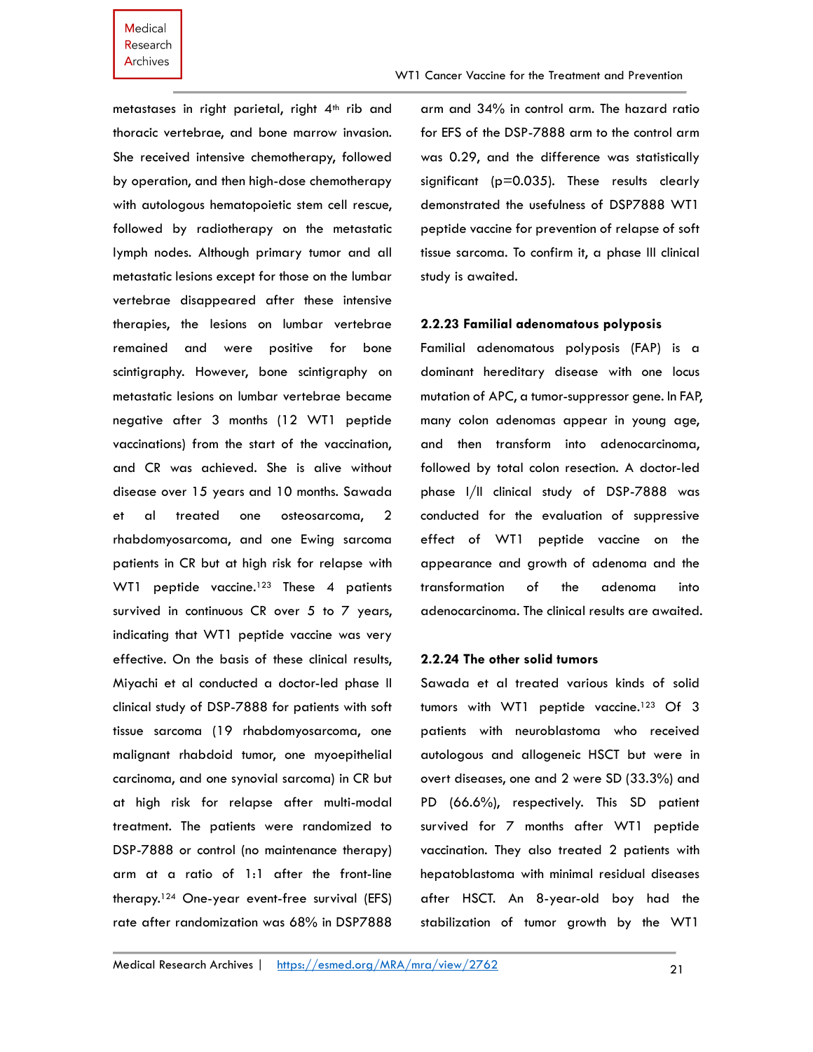metastases in right parietal, right 4th rib and thoracic vertebrae, and bone marrow invasion. She received intensive chemotherapy, followed by operation, and then high-dose chemotherapy with autologous hematopoietic stem cell rescue, followed by radiotherapy on the metastatic lymph nodes. Although primary tumor and all metastatic lesions except for those on the lumbar vertebrae disappeared after these intensive therapies, the lesions on lumbar vertebrae remained and were positive for bone scintigraphy. However, bone scintigraphy on metastatic lesions on lumbar vertebrae became negative after 3 months (12 WT1 peptide vaccinations) from the start of the vaccination, and CR was achieved. She is alive without disease over 15 years and 10 months. Sawada et al treated one osteosarcoma, 2 rhabdomyosarcoma, and one Ewing sarcoma patients in CR but at high risk for relapse with WT1 peptide vaccine.[123] These 4 patients survived in continuous CR over 5 to 7 years, indicating that WT1 peptide vaccine was very effective. On the basis of these clinical results, Miyachi et al conducted a doctor-led phase II clinical study of DSP-7888 for patients with soft tissue sarcoma (19 rhabdomyosarcoma, one malignant rhabdoid tumor, one myoepithelial carcinoma, and one synovial sarcoma) in CR but at high risk for relapse after multi-modal treatment. The patients were randomized to DSP-7888 or control (no maintenance therapy) arm at a ratio of 1:1 after the front-line therapy.[124] One-year event-free survival (EFS) rate after randomization was 68% in DSP7888 arm and 34% in control arm. The hazard ratio for EFS of the DSP-7888 arm to the control arm was 0.29, and the difference was statistically significant (p=0.035). These results clearly demonstrated the usefulness of DSP7888 WT1 peptide vaccine for prevention of relapse of soft tissue sarcoma. To confirm it, a phase III clinical study is awaited.

### 2.2.23 Familial adenomatous polyposis

Familial adenomatous polyposis (FAP) is a dominant hereditary disease with one locus mutation of APC, a tumor-suppressor gene. In FAP, many colon adenomas appear in young age, and then transform into adenocarcinoma, followed by total colon resection. A doctor-led phase I/II clinical study of DSP-7888 was conducted for the evaluation of suppressive effect of WT1 peptide vaccine on the appearance and growth of adenoma and the transformation of the adenoma into adenocarcinoma. The clinical results are awaited.

### 2.2.24 The other solid tumors

Sawada et al treated various kinds of solid tumors with WT1 peptide vaccine.[123] Of 3 patients with neuroblastoma who received autologous and allogeneic HSCT but were in overt diseases, one and 2 were SD (33.3%) and PD (66.6%), respectively. This SD patient survived for 7 months after WT1 peptide vaccination. They also treated 2 patients with hepatoblastoma with minimal residual diseases after HSCT. An 8-year-old boy had the stabilization of tumor growth by the WT1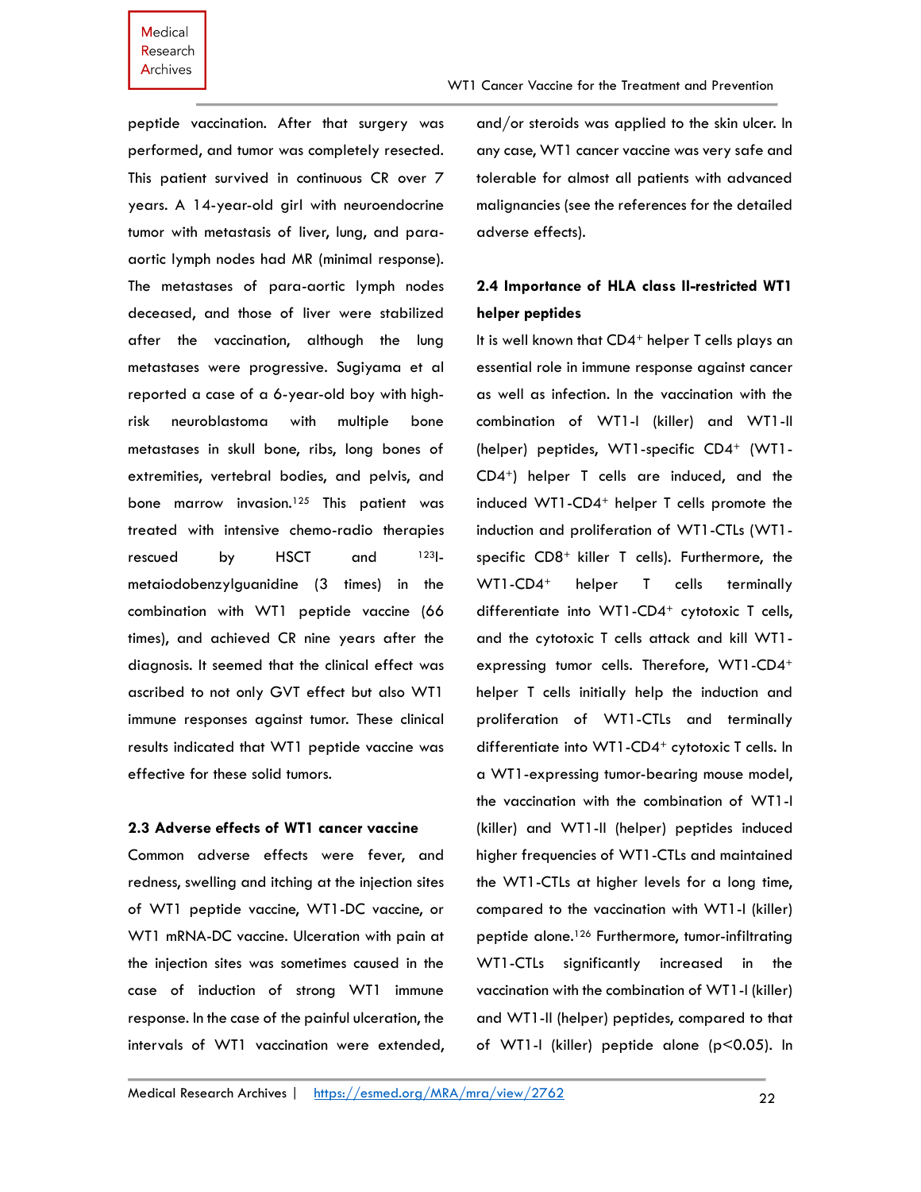peptide vaccination. After that surgery was performed, and tumor was completely resected. This patient survived in continuous CR over 7 years. A 14-year-old girl with neuroendocrine tumor with metastasis of liver, lung, and para-aortic lymph nodes had MR (minimal response). The metastases of para-aortic lymph nodes deceased, and those of liver were stabilized after the vaccination, although the lung metastases were progressive. Sugiyama et al reported a case of a 6-year-old boy with high-risk neuroblastoma with multiple bone metastases in skull bone, ribs, long bones of extremities, vertebral bodies, and pelvis, and bone marrow invasion.[125] This patient was treated with intensive chemo-radio therapies rescued by HSCT and $^{123}$I-metaiodobenzylguanidine (3 times) in the combination with WT1 peptide vaccine (66 times), and achieved CR nine years after the diagnosis. It seemed that the clinical effect was ascribed to not only GVT effect but also WT1 immune responses against tumor. These clinical results indicated that WT1 peptide vaccine was effective for these solid tumors.

### 2.3 Adverse effects of WT1 cancer vaccine

Common adverse effects were fever, and redness, swelling and itching at the injection sites of WT1 peptide vaccine, WT1-DC vaccine, or WT1 mRNA-DC vaccine. Ulceration with pain at the injection sites was sometimes caused in the case of induction of strong WT1 immune response. In the case of the painful ulceration, the intervals of WT1 vaccination were extended, and/or steroids was applied to the skin ulcer. In any case, WT1 cancer vaccine was very safe and tolerable for almost all patients with advanced malignancies (see the references for the detailed adverse effects).

### 2.4 Importance of HLA class II-restricted WT1 helper peptides

It is well known that $CD4^+$ helper T cells plays an essential role in immune response against cancer as well as infection. In the vaccination with the combination of WT1-I (killer) and WT1-II (helper) peptides, WT1-specific $CD4^+$ (WT1-$CD4^+$) helper T cells are induced, and the induced WT1-$CD4^+$ helper T cells promote the induction and proliferation of WT1-CTLs (WT1-specific $CD8^+$ killer T cells). Furthermore, the WT1-$CD4^+$ helper T cells terminally differentiate into WT1-$CD4^+$ cytotoxic T cells, and the cytotoxic T cells attack and kill WT1-expressing tumor cells. Therefore, WT1-$CD4^+$ helper T cells initially help the induction and proliferation of WT1-CTLs and terminally differentiate into WT1-$CD4^+$ cytotoxic T cells. In a WT1-expressing tumor-bearing mouse model, the vaccination with the combination of WT1-I (killer) and WT1-II (helper) peptides induced higher frequencies of WT1-CTLs and maintained the WT1-CTLs at higher levels for a long time, compared to the vaccination with WT1-I (killer) peptide alone.[126] Furthermore, tumor-infiltrating WT1-CTLs significantly increased in the vaccination with the combination of WT1-I (killer) and WT1-II (helper) peptides, compared to that of WT1-I (killer) peptide alone ($p<0.05$). In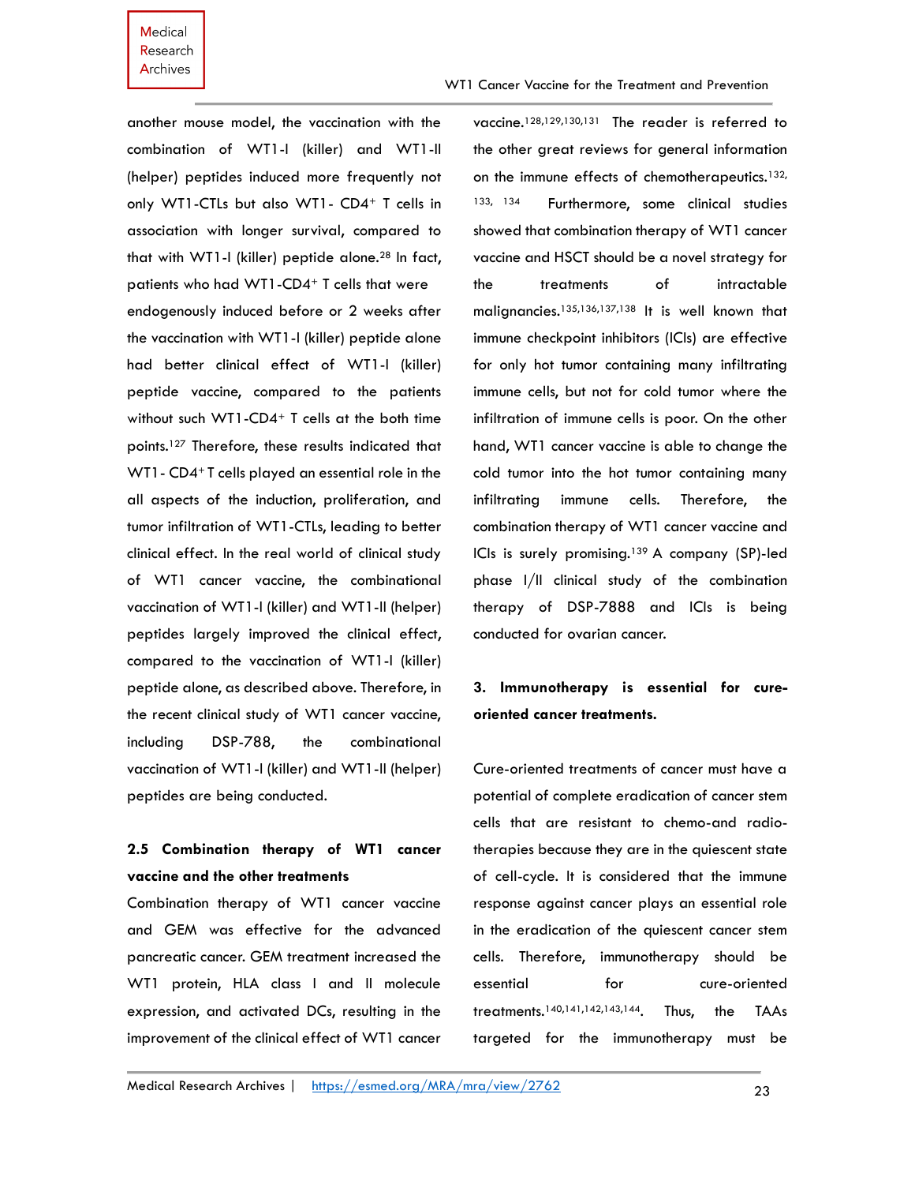another mouse model, the vaccination with the combination of WT1-I (killer) and WT1-II (helper) peptides induced more frequently not only WT1-CTLs but also WT1- $CD4^+$ T cells in association with longer survival, compared to that with WT1-I (killer) peptide alone.[28] In fact, patients who had WT1-$CD4^+$ T cells that were endogenously induced before or 2 weeks after the vaccination with WT1-I (killer) peptide alone had better clinical effect of WT1-I (killer) peptide vaccine, compared to the patients without such WT1-$CD4^+$ T cells at the both time points.[127] Therefore, these results indicated that WT1- $CD4^+$ T cells played an essential role in the all aspects of the induction, proliferation, and tumor infiltration of WT1-CTLs, leading to better clinical effect. In the real world of clinical study of WT1 cancer vaccine, the combinational vaccination of WT1-I (killer) and WT1-II (helper) peptides largely improved the clinical effect, compared to the vaccination of WT1-I (killer) peptide alone, as described above. Therefore, in the recent clinical study of WT1 cancer vaccine, including DSP-788, the combinational vaccination of WT1-I (killer) and WT1-II (helper) peptides are being conducted.

### 2.5 Combination therapy of WT1 cancer vaccine and the other treatments

Combination therapy of WT1 cancer vaccine and GEM was effective for the advanced pancreatic cancer. GEM treatment increased the WT1 protein, HLA class I and II molecule expression, and activated DCs, resulting in the improvement of the clinical effect of WT1 cancer vaccine.[128,129,130,131] The reader is referred to the other great reviews for general information on the immune effects of chemotherapeutics.[132,133,134] Furthermore, some clinical studies showed that combination therapy of WT1 cancer vaccine and HSCT should be a novel strategy for the treatments of intractable malignancies.[135,136,137,138] It is well known that immune checkpoint inhibitors (ICIs) are effective for only hot tumor containing many infiltrating immune cells, but not for cold tumor where the infiltration of immune cells is poor. On the other hand, WT1 cancer vaccine is able to change the cold tumor into the hot tumor containing many infiltrating immune cells. Therefore, the combination therapy of WT1 cancer vaccine and ICIs is surely promising.[139] A company (SP)-led phase I/II clinical study of the combination therapy of DSP-7888 and ICIs is being conducted for ovarian cancer.

## 3. Immunotherapy is essential for cure-oriented cancer treatments.

Cure-oriented treatments of cancer must have a potential of complete eradication of cancer stem cells that are resistant to chemo-and radio-therapies because they are in the quiescent state of cell-cycle. It is considered that the immune response against cancer plays an essential role in the eradication of the quiescent cancer stem cells. Therefore, immunotherapy should be essential for cure-oriented treatments.[140,141,142,143,144]. Thus, the TAAs targeted for the immunotherapy must be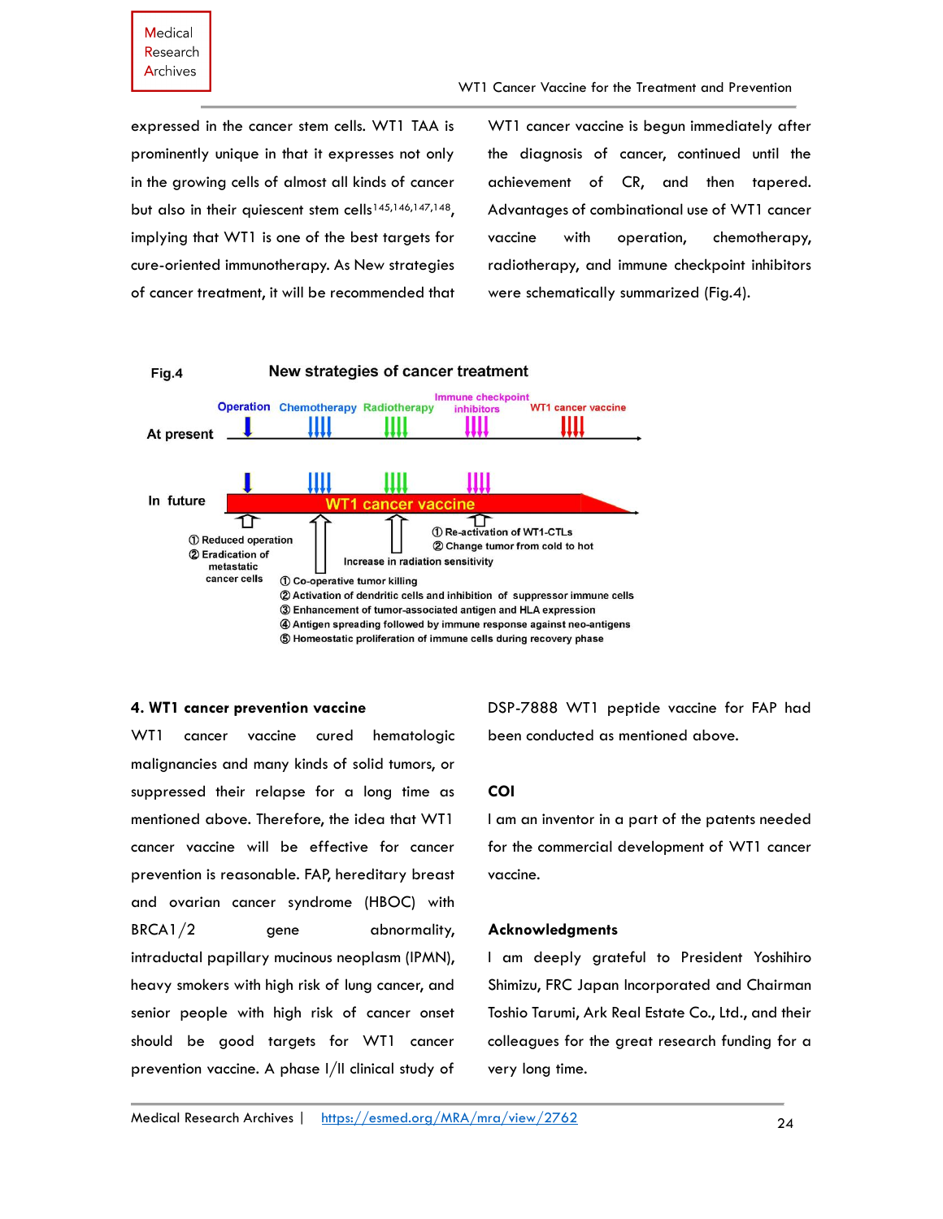expressed in the cancer stem cells. WT1 TAA is prominently unique in that it expresses not only in the growing cells of almost all kinds of cancer but also in their quiescent stem cells[145,146,147,148], implying that WT1 is one of the best targets for cure-oriented immunotherapy. As New strategies of cancer treatment, it will be recommended that WT1 cancer vaccine is begun immediately after the diagnosis of cancer, continued until the achievement of CR, and then tapered. Advantages of combinational use of WT1 cancer vaccine with operation, chemotherapy, radiotherapy, and immune checkpoint inhibitors were schematically summarized (Fig.4).

Fig.4 New strategies of cancer treatment

At present: Operation, Chemotherapy, Radiotherapy, Immune checkpoint inhibitors, WT1 cancer vaccine

In future: WT1 cancer vaccine

① Reduced operation
② Eradication of metastatic cancer cells

Increase in radiation sensitivity

① Re-activation of WT1-CTLs
② Change tumor from cold to hot

① Co-operative tumor killing
② Activation of dendritic cells and inhibition of suppressor immune cells
③ Enhancement of tumor-associated antigen and HLA expression
④ Antigen spreading followed by immune response against neo-antigens
⑤ Homeostatic proliferation of immune cells during recovery phase

## 4. WT1 cancer prevention vaccine

WT1 cancer vaccine cured hematologic malignancies and many kinds of solid tumors, or suppressed their relapse for a long time as mentioned above. Therefore, the idea that WT1 cancer vaccine will be effective for cancer prevention is reasonable. FAP, hereditary breast and ovarian cancer syndrome (HBOC) with BRCA1/2 gene abnormality, intraductal papillary mucinous neoplasm (IPMN), heavy smokers with high risk of lung cancer, and senior people with high risk of cancer onset should be good targets for WT1 cancer prevention vaccine. A phase I/II clinical study of DSP-7888 WT1 peptide vaccine for FAP had been conducted as mentioned above.

## COI

I am an inventor in a part of the patents needed for the commercial development of WT1 cancer vaccine.

## Acknowledgments

I am deeply grateful to President Yoshihiro Shimizu, FRC Japan Incorporated and Chairman Toshio Tarumi, Ark Real Estate Co., Ltd., and their colleagues for the great research funding for a very long time.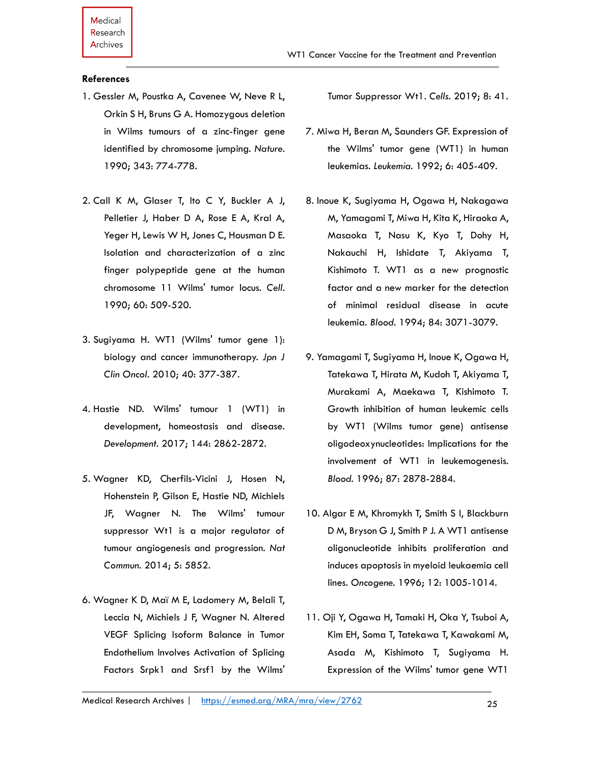## References

1. Gessler M, Poustka A, Cavenee W, Neve R L, Orkin S H, Bruns G A. Homozygous deletion in Wilms tumours of a zinc-finger gene identified by chromosome jumping. *Nature*. 1990; 343: 774-778.

2. Call K M, Glaser T, Ito C Y, Buckler A J, Pelletier J, Haber D A, Rose E A, Kral A, Yeger H, Lewis W H, Jones C, Housman D E. Isolation and characterization of a zinc finger polypeptide gene at the human chromosome 11 Wilms' tumor locus. *Cell*. 1990; 60: 509-520.

3. Sugiyama H. WT1 (Wilms' tumor gene 1): biology and cancer immunotherapy. *Jpn J Clin Oncol*. 2010; 40: 377-387.

4. Hastie ND. Wilms' tumour 1 (WT1) in development, homeostasis and disease. *Development*. 2017; 144: 2862-2872.

5. Wagner KD, Cherfils-Vicini J, Hosen N, Hohenstein P, Gilson E, Hastie ND, Michiels JF, Wagner N. The Wilms' tumour suppressor Wt1 is a major regulator of tumour angiogenesis and progression. *Nat Commun*. 2014; 5: 5852.

6. Wagner K D, Maï M E, Ladomery M, Belali T, Leccia N, Michiels J F, Wagner N. Altered VEGF Splicing Isoform Balance in Tumor Endothelium Involves Activation of Splicing Factors Srpk1 and Srsf1 by the Wilms' Tumor Suppressor Wt1. *Cells*. 2019; 8: 41.

7. Miwa H, Beran M, Saunders GF. Expression of the Wilms' tumor gene (WT1) in human leukemias. *Leukemia*. 1992; 6: 405-409.

8. Inoue K, Sugiyama H, Ogawa H, Nakagawa M, Yamagami T, Miwa H, Kita K, Hiraoka A, Masaoka T, Nasu K, Kyo T, Dohy H, Nakauchi H, Ishidate T, Akiyama T, Kishimoto T. WT1 as a new prognostic factor and a new marker for the detection of minimal residual disease in acute leukemia. *Blood*. 1994; 84: 3071-3079.

9. Yamagami T, Sugiyama H, Inoue K, Ogawa H, Tatekawa T, Hirata M, Kudoh T, Akiyama T, Murakami A, Maekawa T, Kishimoto T. Growth inhibition of human leukemic cells by WT1 (Wilms tumor gene) antisense oligodeoxynucleotides: Implications for the involvement of WT1 in leukemogenesis. *Blood*. 1996; 87: 2878-2884.

10. Algar E M, Khromykh T, Smith S I, Blackburn D M, Bryson G J, Smith P J. A WT1 antisense oligonucleotide inhibits proliferation and induces apoptosis in myeloid leukaemia cell lines. *Oncogene*. 1996; 12: 1005-1014.

11. Oji Y, Ogawa H, Tamaki H, Oka Y, Tsuboi A, Kim EH, Soma T, Tatekawa T, Kawakami M, Asada M, Kishimoto T, Sugiyama H. Expression of the Wilms' tumor gene WT1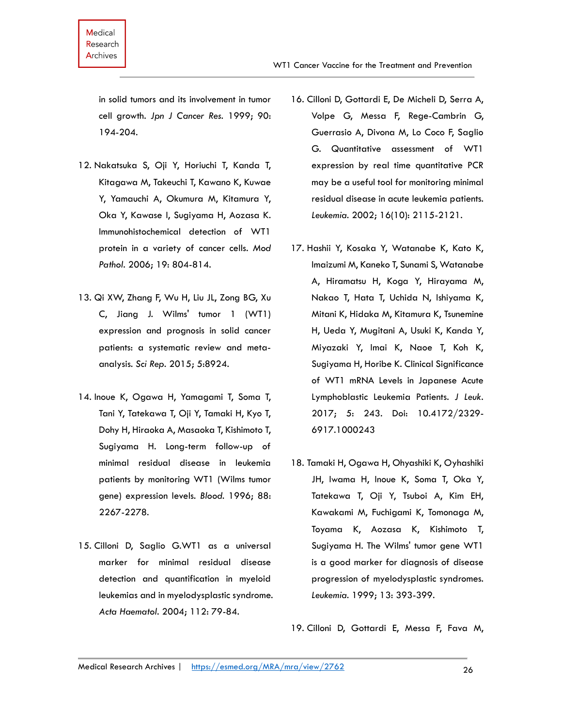in solid tumors and its involvement in tumor cell growth. *Jpn J Cancer Res*. 1999; 90: 194-204.

12. Nakatsuka S, Oji Y, Horiuchi T, Kanda T, Kitagawa M, Takeuchi T, Kawano K, Kuwae Y, Yamauchi A, Okumura M, Kitamura Y, Oka Y, Kawase I, Sugiyama H, Aozasa K. Immunohistochemical detection of WT1 protein in a variety of cancer cells. *Mod Pathol*. 2006; 19: 804-814.

13. Qi XW, Zhang F, Wu H, Liu JL, Zong BG, Xu C, Jiang J. Wilms' tumor 1 (WT1) expression and prognosis in solid cancer patients: a systematic review and meta-analysis. *Sci Rep*. 2015; 5:8924.

14. Inoue K, Ogawa H, Yamagami T, Soma T, Tani Y, Tatekawa T, Oji Y, Tamaki H, Kyo T, Dohy H, Hiraoka A, Masaoka T, Kishimoto T, Sugiyama H. Long-term follow-up of minimal residual disease in leukemia patients by monitoring WT1 (Wilms tumor gene) expression levels. *Blood*. 1996; 88: 2267-2278.

15. Cilloni D, Saglio G.WT1 as a universal marker for minimal residual disease detection and quantification in myeloid leukemias and in myelodysplastic syndrome. *Acta Haematol*. 2004; 112: 79-84.

16. Cilloni D, Gottardi E, De Micheli D, Serra A, Volpe G, Messa F, Rege-Cambrin G, Guerrasio A, Divona M, Lo Coco F, Saglio G. Quantitative assessment of WT1 expression by real time quantitative PCR may be a useful tool for monitoring minimal residual disease in acute leukemia patients. *Leukemia*. 2002; 16(10): 2115-2121.

17. Hashii Y, Kosaka Y, Watanabe K, Kato K, Imaizumi M, Kaneko T, Sunami S, Watanabe A, Hiramatsu H, Koga Y, Hirayama M, Nakao T, Hata T, Uchida N, Ishiyama K, Mitani K, Hidaka M, Kitamura K, Tsunemine H, Ueda Y, Mugitani A, Usuki K, Kanda Y, Miyazaki Y, Imai K, Naoe T, Koh K, Sugiyama H, Horibe K. Clinical Significance of WT1 mRNA Levels in Japanese Acute Lymphoblastic Leukemia Patients. *J Leuk*. 2017; 5: 243. Doi: 10.4172/2329-6917.1000243

18. Tamaki H, Ogawa H, Ohyashiki K, Oyhashiki JH, Iwama H, Inoue K, Soma T, Oka Y, Tatekawa T, Oji Y, Tsuboi A, Kim EH, Kawakami M, Fuchigami K, Tomonaga M, Toyama K, Aozasa K, Kishimoto T, Sugiyama H. The Wilms' tumor gene WT1 is a good marker for diagnosis of disease progression of myelodysplastic syndromes. *Leukemia*. 1999; 13: 393-399.

19. Cilloni D, Gottardi E, Messa F, Fava M,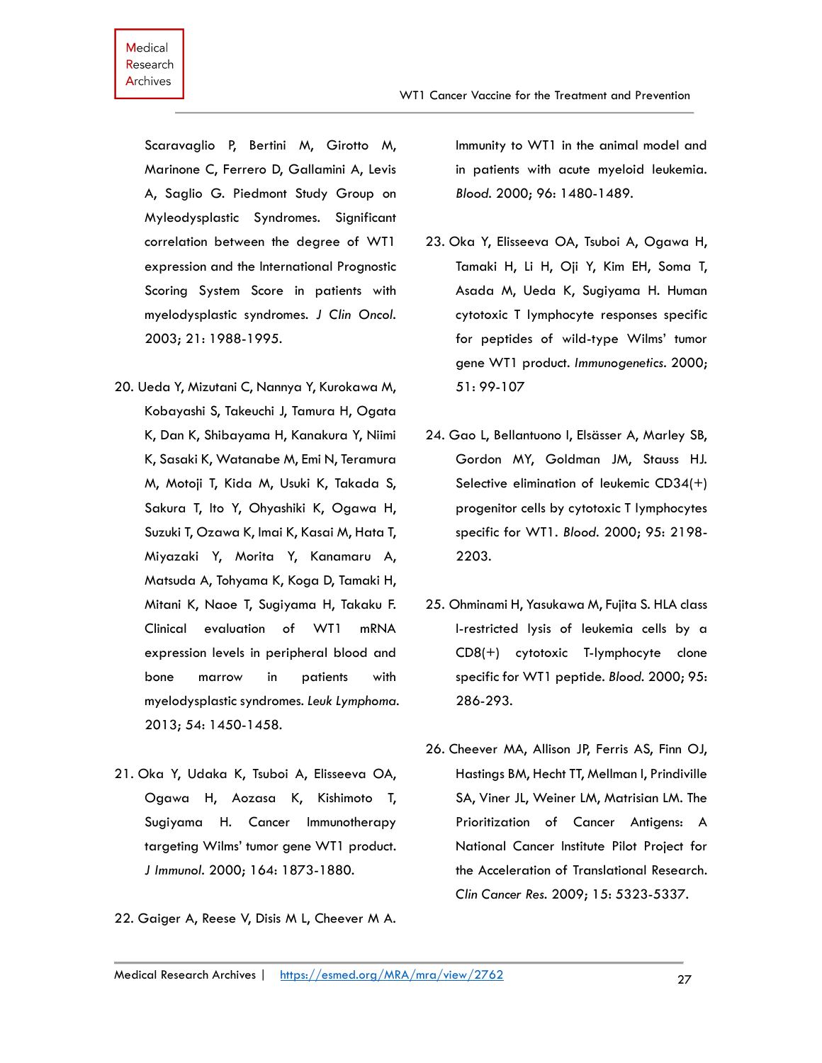Scaravaglio P, Bertini M, Girotto M, Marinone C, Ferrero D, Gallamini A, Levis A, Saglio G. Piedmont Study Group on Myleodysplastic Syndromes. Significant correlation between the degree of WT1 expression and the International Prognostic Scoring System Score in patients with myelodysplastic syndromes. *J Clin Oncol*. 2003; 21: 1988-1995.

20. Ueda Y, Mizutani C, Nannya Y, Kurokawa M, Kobayashi S, Takeuchi J, Tamura H, Ogata K, Dan K, Shibayama H, Kanakura Y, Niimi K, Sasaki K, Watanabe M, Emi N, Teramura M, Motoji T, Kida M, Usuki K, Takada S, Sakura T, Ito Y, Ohyashiki K, Ogawa H, Suzuki T, Ozawa K, Imai K, Kasai M, Hata T, Miyazaki Y, Morita Y, Kanamaru A, Matsuda A, Tohyama K, Koga D, Tamaki H, Mitani K, Naoe T, Sugiyama H, Takaku F. Clinical evaluation of WT1 mRNA expression levels in peripheral blood and bone marrow in patients with myelodysplastic syndromes. *Leuk Lymphoma*. 2013; 54: 1450-1458.

21. Oka Y, Udaka K, Tsuboi A, Elisseeva OA, Ogawa H, Aozasa K, Kishimoto T, Sugiyama H. Cancer Immunotherapy targeting Wilms' tumor gene WT1 product. *J Immunol*. 2000; 164: 1873-1880.

22. Gaiger A, Reese V, Disis M L, Cheever M A. Immunity to WT1 in the animal model and in patients with acute myeloid leukemia. *Blood*. 2000; 96: 1480-1489.

23. Oka Y, Elisseeva OA, Tsuboi A, Ogawa H, Tamaki H, Li H, Oji Y, Kim EH, Soma T, Asada M, Ueda K, Sugiyama H. Human cytotoxic T lymphocyte responses specific for peptides of wild-type Wilms' tumor gene WT1 product. *Immunogenetics*. 2000; 51: 99-107

24. Gao L, Bellantuono I, Elsässer A, Marley SB, Gordon MY, Goldman JM, Stauss HJ. Selective elimination of leukemic CD34(+) progenitor cells by cytotoxic T lymphocytes specific for WT1. *Blood*. 2000; 95: 2198-2203.

25. Ohminami H, Yasukawa M, Fujita S. HLA class I-restricted lysis of leukemia cells by a CD8(+) cytotoxic T-lymphocyte clone specific for WT1 peptide. *Blood*. 2000; 95: 286-293.

26. Cheever MA, Allison JP, Ferris AS, Finn OJ, Hastings BM, Hecht TT, Mellman I, Prindiville SA, Viner JL, Weiner LM, Matrisian LM. The Prioritization of Cancer Antigens: A National Cancer Institute Pilot Project for the Acceleration of Translational Research. *Clin Cancer Res*. 2009; 15: 5323-5337.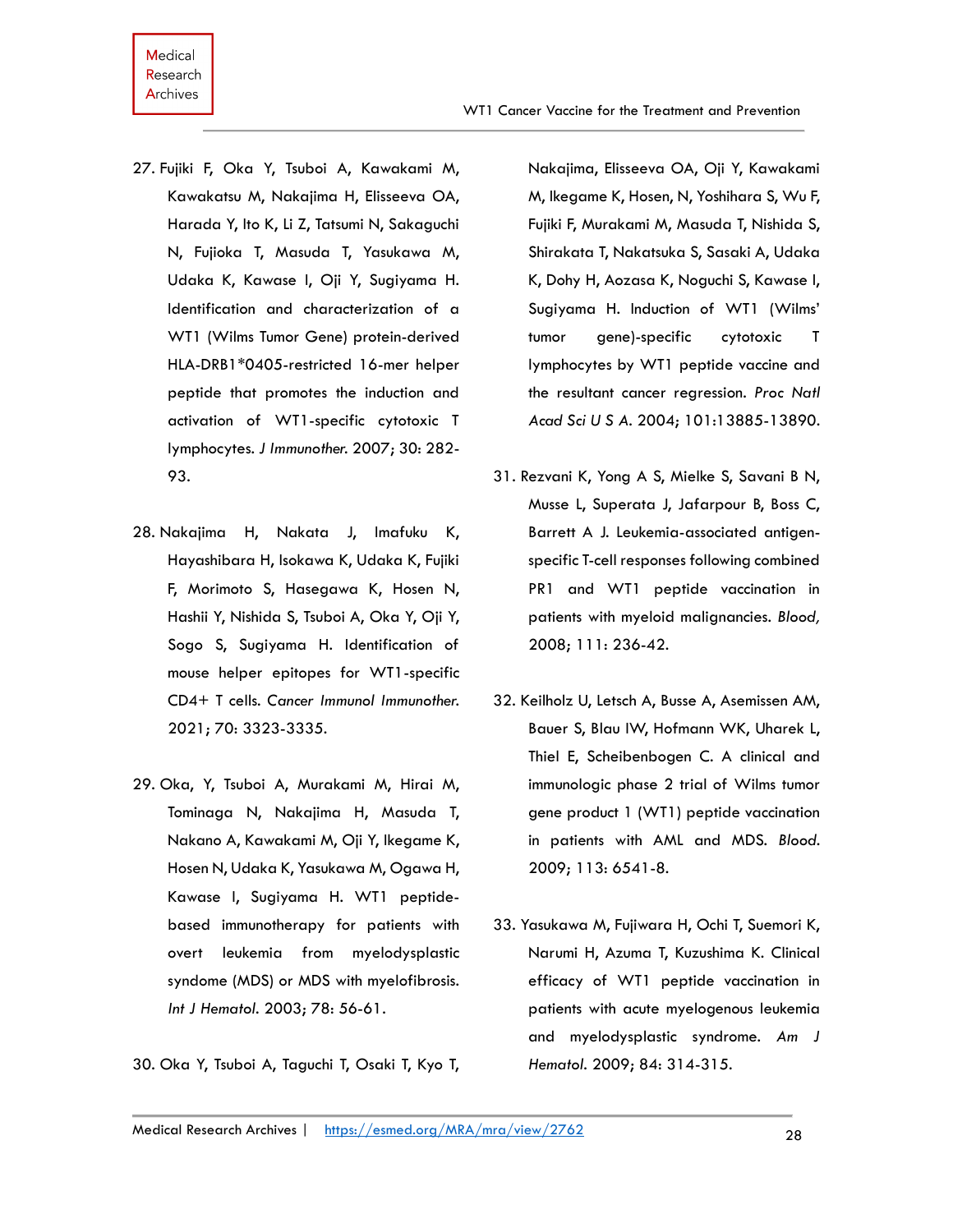27. Fujiki F, Oka Y, Tsuboi A, Kawakami M, Kawakatsu M, Nakajima H, Elisseeva OA, Harada Y, Ito K, Li Z, Tatsumi N, Sakaguchi N, Fujioka T, Masuda T, Yasukawa M, Udaka K, Kawase I, Oji Y, Sugiyama H. Identification and characterization of a WT1 (Wilms Tumor Gene) protein-derived HLA-DRB1*0405-restricted 16-mer helper peptide that promotes the induction and activation of WT1-specific cytotoxic T lymphocytes. *J Immunother.* 2007; 30: 282-93.

28. Nakajima H, Nakata J, Imafuku K, Hayashibara H, Isokawa K, Udaka K, Fujiki F, Morimoto S, Hasegawa K, Hosen N, Hashii Y, Nishida S, Tsuboi A, Oka Y, Oji Y, Sogo S, Sugiyama H. Identification of mouse helper epitopes for WT1-specific CD4+ T cells. *Cancer Immunol Immunother.* 2021; 70: 3323-3335.

29. Oka, Y, Tsuboi A, Murakami M, Hirai M, Tominaga N, Nakajima H, Masuda T, Nakano A, Kawakami M, Oji Y, Ikegame K, Hosen N, Udaka K, Yasukawa M, Ogawa H, Kawase I, Sugiyama H. WT1 peptide-based immunotherapy for patients with overt leukemia from myelodysplastic syndome (MDS) or MDS with myelofibrosis. *Int J Hematol.* 2003; 78: 56-61.

30. Oka Y, Tsuboi A, Taguchi T, Osaki T, Kyo T, Nakajima, Elisseeva OA, Oji Y, Kawakami M, Ikegame K, Hosen, N, Yoshihara S, Wu F, Fujiki F, Murakami M, Masuda T, Nishida S, Shirakata T, Nakatsuka S, Sasaki A, Udaka K, Dohy H, Aozasa K, Noguchi S, Kawase I, Sugiyama H. Induction of WT1 (Wilms' tumor gene)-specific cytotoxic T lymphocytes by WT1 peptide vaccine and the resultant cancer regression. *Proc Natl Acad Sci U S A.* 2004; 101:13885-13890.

31. Rezvani K, Yong A S, Mielke S, Savani B N, Musse L, Superata J, Jafarpour B, Boss C, Barrett A J. Leukemia-associated antigen-specific T-cell responses following combined PR1 and WT1 peptide vaccination in patients with myeloid malignancies. *Blood,* 2008; 111: 236-42.

32. Keilholz U, Letsch A, Busse A, Asemissen AM, Bauer S, Blau IW, Hofmann WK, Uharek L, Thiel E, Scheibenbogen C. A clinical and immunologic phase 2 trial of Wilms tumor gene product 1 (WT1) peptide vaccination in patients with AML and MDS. *Blood.* 2009; 113: 6541-8.

33. Yasukawa M, Fujiwara H, Ochi T, Suemori K, Narumi H, Azuma T, Kuzushima K. Clinical efficacy of WT1 peptide vaccination in patients with acute myelogenous leukemia and myelodysplastic syndrome. *Am J Hematol.* 2009; 84: 314-315.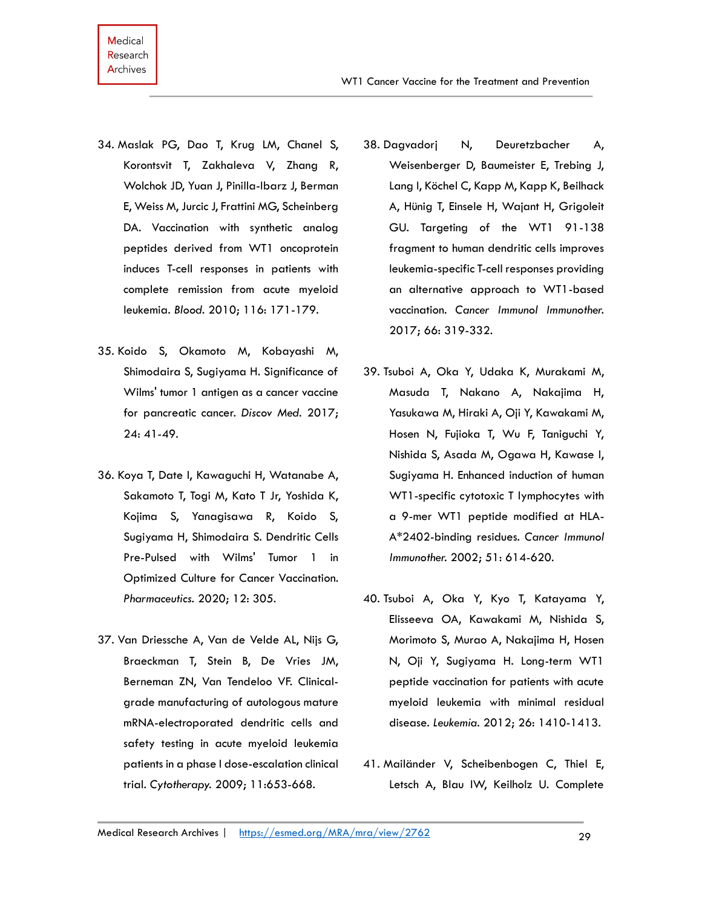34. Maslak PG, Dao T, Krug LM, Chanel S, Korontsvit T, Zakhaleva V, Zhang R, Wolchok JD, Yuan J, Pinilla-Ibarz J, Berman E, Weiss M, Jurcic J, Frattini MG, Scheinberg DA. Vaccination with synthetic analog peptides derived from WT1 oncoprotein induces T-cell responses in patients with complete remission from acute myeloid leukemia. *Blood*. 2010; 116: 171-179.

35. Koido S, Okamoto M, Kobayashi M, Shimodaira S, Sugiyama H. Significance of Wilms' tumor 1 antigen as a cancer vaccine for pancreatic cancer. *Discov Med*. 2017; 24: 41-49.

36. Koya T, Date I, Kawaguchi H, Watanabe A, Sakamoto T, Togi M, Kato T Jr, Yoshida K, Kojima S, Yanagisawa R, Koido S, Sugiyama H, Shimodaira S. Dendritic Cells Pre-Pulsed with Wilms' Tumor 1 in Optimized Culture for Cancer Vaccination. *Pharmaceutics*. 2020; 12: 305.

37. Van Driessche A, Van de Velde AL, Nijs G, Braeckman T, Stein B, De Vries JM, Berneman ZN, Van Tendeloo VF. Clinical-grade manufacturing of autologous mature mRNA-electroporated dendritic cells and safety testing in acute myeloid leukemia patients in a phase I dose-escalation clinical trial. *Cytotherapy*. 2009; 11:653-668.

38. Dagvadorj N, Deuretzbacher A, Weisenberger D, Baumeister E, Trebing J, Lang I, Köchel C, Kapp M, Kapp K, Beilhack A, Hünig T, Einsele H, Wajant H, Grigoleit GU. Targeting of the WT1 91-138 fragment to human dendritic cells improves leukemia-specific T-cell responses providing an alternative approach to WT1-based vaccination. *Cancer Immunol Immunother*. 2017; 66: 319-332.

39. Tsuboi A, Oka Y, Udaka K, Murakami M, Masuda T, Nakano A, Nakajima H, Yasukawa M, Hiraki A, Oji Y, Kawakami M, Hosen N, Fujioka T, Wu F, Taniguchi Y, Nishida S, Asada M, Ogawa H, Kawase I, Sugiyama H. Enhanced induction of human WT1-specific cytotoxic T lymphocytes with a 9-mer WT1 peptide modified at HLA-A*2402-binding residues. *Cancer Immunol Immunother*. 2002; 51: 614-620.

40. Tsuboi A, Oka Y, Kyo T, Katayama Y, Elisseeva OA, Kawakami M, Nishida S, Morimoto S, Murao A, Nakajima H, Hosen N, Oji Y, Sugiyama H. Long-term WT1 peptide vaccination for patients with acute myeloid leukemia with minimal residual disease. *Leukemia*. 2012; 26: 1410-1413.

41. Mailänder V, Scheibenbogen C, Thiel E, Letsch A, Blau IW, Keilholz U. Complete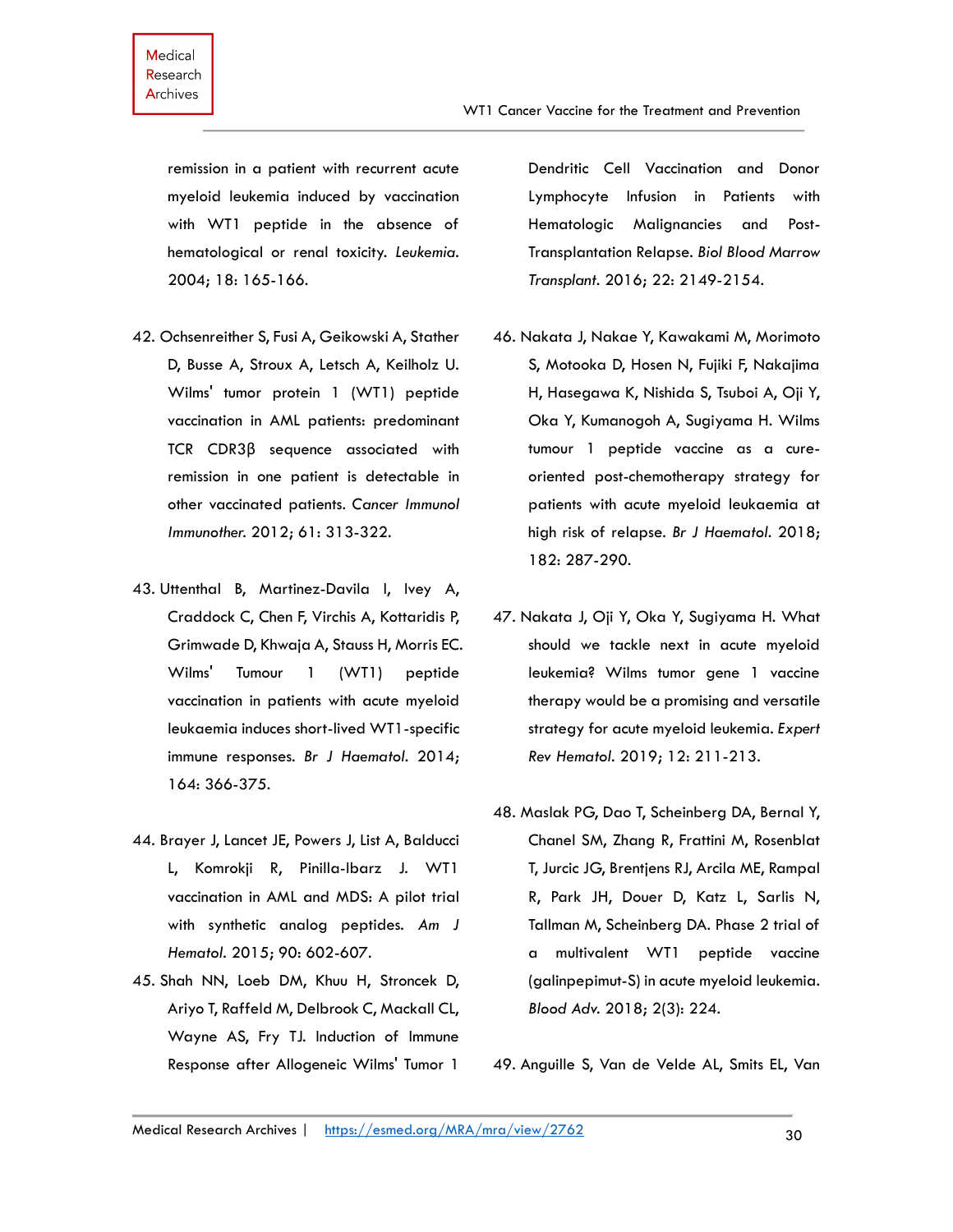remission in a patient with recurrent acute myeloid leukemia induced by vaccination with WT1 peptide in the absence of hematological or renal toxicity. *Leukemia*. 2004; 18: 165-166.

42. Ochsenreither S, Fusi A, Geikowski A, Stather D, Busse A, Stroux A, Letsch A, Keilholz U. Wilms' tumor protein 1 (WT1) peptide vaccination in AML patients: predominant TCR CDR3β sequence associated with remission in one patient is detectable in other vaccinated patients. *Cancer Immunol Immunother*. 2012; 61: 313-322.

43. Uttenthal B, Martinez-Davila I, Ivey A, Craddock C, Chen F, Virchis A, Kottaridis P, Grimwade D, Khwaja A, Stauss H, Morris EC. Wilms' Tumour 1 (WT1) peptide vaccination in patients with acute myeloid leukaemia induces short-lived WT1-specific immune responses. *Br J Haematol*. 2014; 164: 366-375.

44. Brayer J, Lancet JE, Powers J, List A, Balducci L, Komrokji R, Pinilla-Ibarz J. WT1 vaccination in AML and MDS: A pilot trial with synthetic analog peptides. *Am J Hematol*. 2015; 90: 602-607.

45. Shah NN, Loeb DM, Khuu H, Stroncek D, Ariyo T, Raffeld M, Delbrook C, Mackall CL, Wayne AS, Fry TJ. Induction of Immune Response after Allogeneic Wilms' Tumor 1 Dendritic Cell Vaccination and Donor Lymphocyte Infusion in Patients with Hematologic Malignancies and Post-Transplantation Relapse. *Biol Blood Marrow Transplant*. 2016; 22: 2149-2154.

46. Nakata J, Nakae Y, Kawakami M, Morimoto S, Motooka D, Hosen N, Fujiki F, Nakajima H, Hasegawa K, Nishida S, Tsuboi A, Oji Y, Oka Y, Kumanogoh A, Sugiyama H. Wilms tumour 1 peptide vaccine as a cure-oriented post-chemotherapy strategy for patients with acute myeloid leukaemia at high risk of relapse. *Br J Haematol*. 2018; 182: 287-290.

47. Nakata J, Oji Y, Oka Y, Sugiyama H. What should we tackle next in acute myeloid leukemia? Wilms tumor gene 1 vaccine therapy would be a promising and versatile strategy for acute myeloid leukemia. *Expert Rev Hematol*. 2019; 12: 211-213.

48. Maslak PG, Dao T, Scheinberg DA, Bernal Y, Chanel SM, Zhang R, Frattini M, Rosenblat T, Jurcic JG, Brentjens RJ, Arcila ME, Rampal R, Park JH, Douer D, Katz L, Sarlis N, Tallman M, Scheinberg DA. Phase 2 trial of a multivalent WT1 peptide vaccine (galinpepimut-S) in acute myeloid leukemia. *Blood Adv*. 2018; 2(3): 224.

49. Anguille S, Van de Velde AL, Smits EL, Van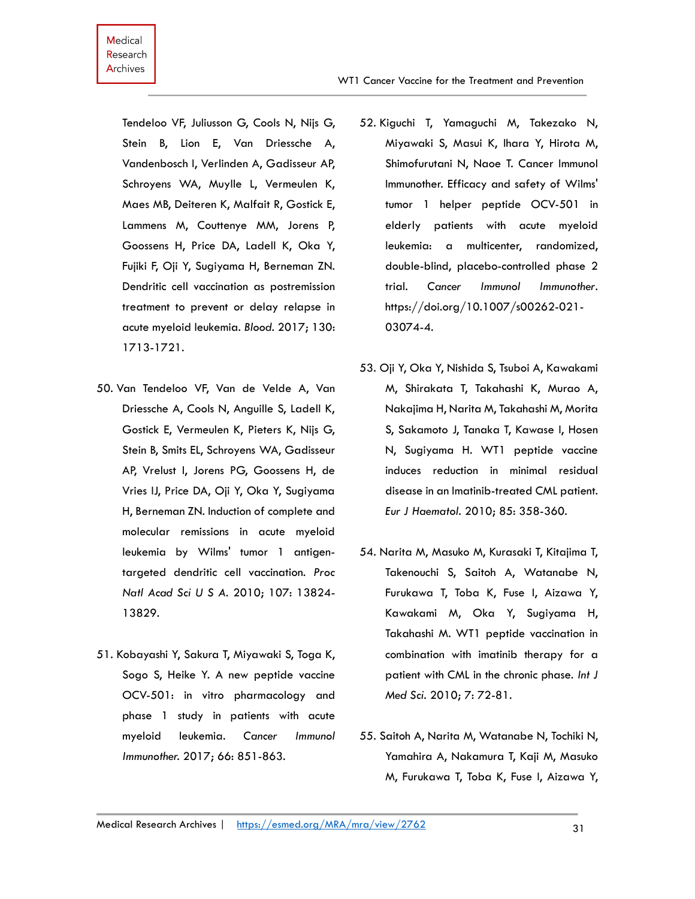Tendeloo VF, Juliusson G, Cools N, Nijs G, Stein B, Lion E, Van Driessche A, Vandenbosch I, Verlinden A, Gadisseur AP, Schroyens WA, Muylle L, Vermeulen K, Maes MB, Deiteren K, Malfait R, Gostick E, Lammens M, Couttenye MM, Jorens P, Goossens H, Price DA, Ladell K, Oka Y, Fujiki F, Oji Y, Sugiyama H, Berneman ZN. Dendritic cell vaccination as postremission treatment to prevent or delay relapse in acute myeloid leukemia. *Blood*. 2017; 130: 1713-1721.

50. Van Tendeloo VF, Van de Velde A, Van Driessche A, Cools N, Anguille S, Ladell K, Gostick E, Vermeulen K, Pieters K, Nijs G, Stein B, Smits EL, Schroyens WA, Gadisseur AP, Vrelust I, Jorens PG, Goossens H, de Vries IJ, Price DA, Oji Y, Oka Y, Sugiyama H, Berneman ZN. Induction of complete and molecular remissions in acute myeloid leukemia by Wilms' tumor 1 antigen-targeted dendritic cell vaccination. *Proc Natl Acad Sci U S A*. 2010; 107: 13824-13829.

51. Kobayashi Y, Sakura T, Miyawaki S, Toga K, Sogo S, Heike Y. A new peptide vaccine OCV-501: in vitro pharmacology and phase 1 study in patients with acute myeloid leukemia. *Cancer Immunol Immunother*. 2017; 66: 851-863.

52. Kiguchi T, Yamaguchi M, Takezako N, Miyawaki S, Masui K, Ihara Y, Hirota M, Shimofurutani N, Naoe T. Cancer Immunol Immunother. Efficacy and safety of Wilms' tumor 1 helper peptide OCV-501 in elderly patients with acute myeloid leukemia: a multicenter, randomized, double-blind, placebo-controlled phase 2 trial. *Cancer Immunol Immunother*. https://doi.org/10.1007/s00262-021-03074-4.

53. Oji Y, Oka Y, Nishida S, Tsuboi A, Kawakami M, Shirakata T, Takahashi K, Murao A, Nakajima H, Narita M, Takahashi M, Morita S, Sakamoto J, Tanaka T, Kawase I, Hosen N, Sugiyama H. WT1 peptide vaccine induces reduction in minimal residual disease in an Imatinib-treated CML patient. *Eur J Haematol*. 2010; 85: 358-360.

54. Narita M, Masuko M, Kurasaki T, Kitajima T, Takenouchi S, Saitoh A, Watanabe N, Furukawa T, Toba K, Fuse I, Aizawa Y, Kawakami M, Oka Y, Sugiyama H, Takahashi M. WT1 peptide vaccination in combination with imatinib therapy for a patient with CML in the chronic phase. *Int J Med Sci*. 2010; 7: 72-81.

55. Saitoh A, Narita M, Watanabe N, Tochiki N, Yamahira A, Nakamura T, Kaji M, Masuko M, Furukawa T, Toba K, Fuse I, Aizawa Y,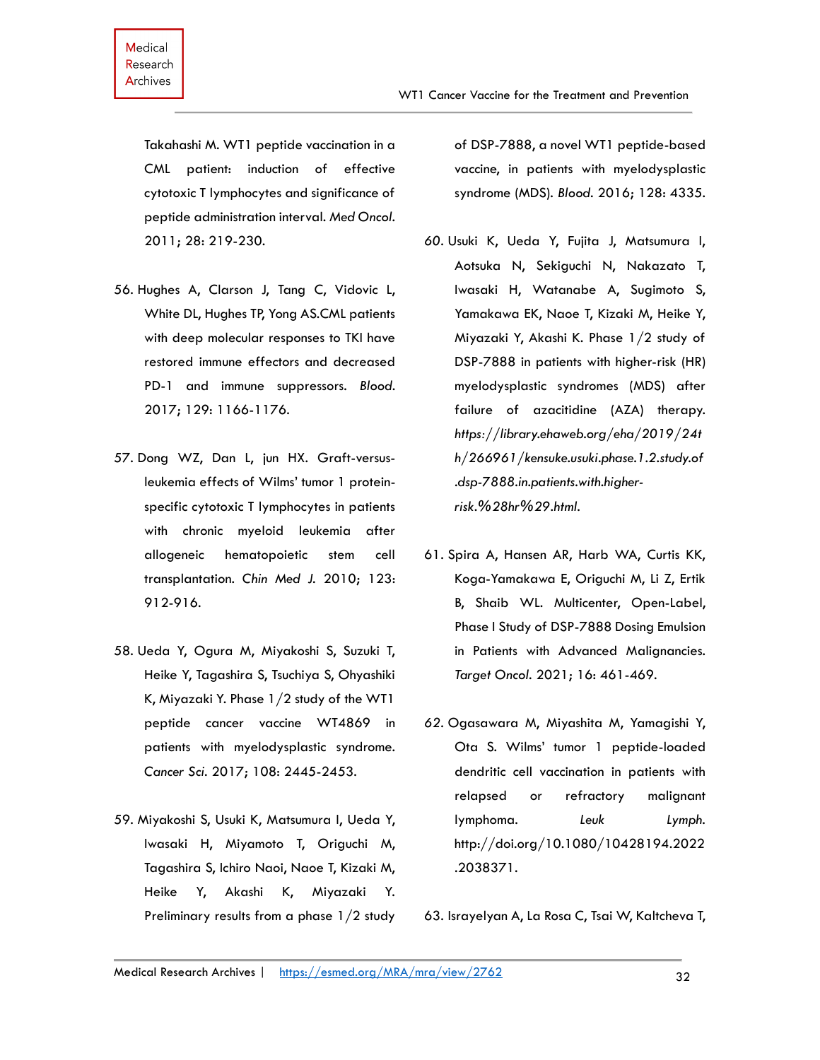Takahashi M. WT1 peptide vaccination in a CML patient: induction of effective cytotoxic T lymphocytes and significance of peptide administration interval. *Med Oncol*. 2011; 28: 219-230.

56. Hughes A, Clarson J, Tang C, Vidovic L, White DL, Hughes TP, Yong AS.CML patients with deep molecular responses to TKI have restored immune effectors and decreased PD-1 and immune suppressors. *Blood*. 2017; 129: 1166-1176.

57. Dong WZ, Dan L, jun HX. Graft-versus-leukemia effects of Wilms' tumor 1 protein-specific cytotoxic T lymphocytes in patients with chronic myeloid leukemia after allogeneic hematopoietic stem cell transplantation. *Chin Med J*. 2010; 123: 912-916.

58. Ueda Y, Ogura M, Miyakoshi S, Suzuki T, Heike Y, Tagashira S, Tsuchiya S, Ohyashiki K, Miyazaki Y. Phase 1/2 study of the WT1 peptide cancer vaccine WT4869 in patients with myelodysplastic syndrome. *Cancer Sci*. 2017; 108: 2445-2453.

59. Miyakoshi S, Usuki K, Matsumura I, Ueda Y, Iwasaki H, Miyamoto T, Origuchi M, Tagashira S, Ichiro Naoi, Naoe T, Kizaki M, Heike Y, Akashi K, Miyazaki Y. Preliminary results from a phase 1/2 study of DSP-7888, a novel WT1 peptide-based vaccine, in patients with myelodysplastic syndrome (MDS). *Blood*. 2016; 128: 4335.

60. Usuki K, Ueda Y, Fujita J, Matsumura I, Aotsuka N, Sekiguchi N, Nakazato T, Iwasaki H, Watanabe A, Sugimoto S, Yamakawa EK, Naoe T, Kizaki M, Heike Y, Miyazaki Y, Akashi K. Phase 1/2 study of DSP-7888 in patients with higher-risk (HR) myelodysplastic syndromes (MDS) after failure of azacitidine (AZA) therapy. *https://library.ehaweb.org/eha/2019/24th/266961/kensuke.usuki.phase.1.2.study.of.dsp-7888.in.patients.with.higher-risk.%28hr%29.html.*

61. Spira A, Hansen AR, Harb WA, Curtis KK, Koga-Yamakawa E, Origuchi M, Li Z, Ertik B, Shaib WL. Multicenter, Open-Label, Phase I Study of DSP-7888 Dosing Emulsion in Patients with Advanced Malignancies. *Target Oncol*. 2021; 16: 461-469.

62. Ogasawara M, Miyashita M, Yamagishi Y, Ota S. Wilms' tumor 1 peptide-loaded dendritic cell vaccination in patients with relapsed or refractory malignant lymphoma. *Leuk Lymph*. http://doi.org/10.1080/10428194.2022.2038371.

63. Israyelyan A, La Rosa C, Tsai W, Kaltcheva T,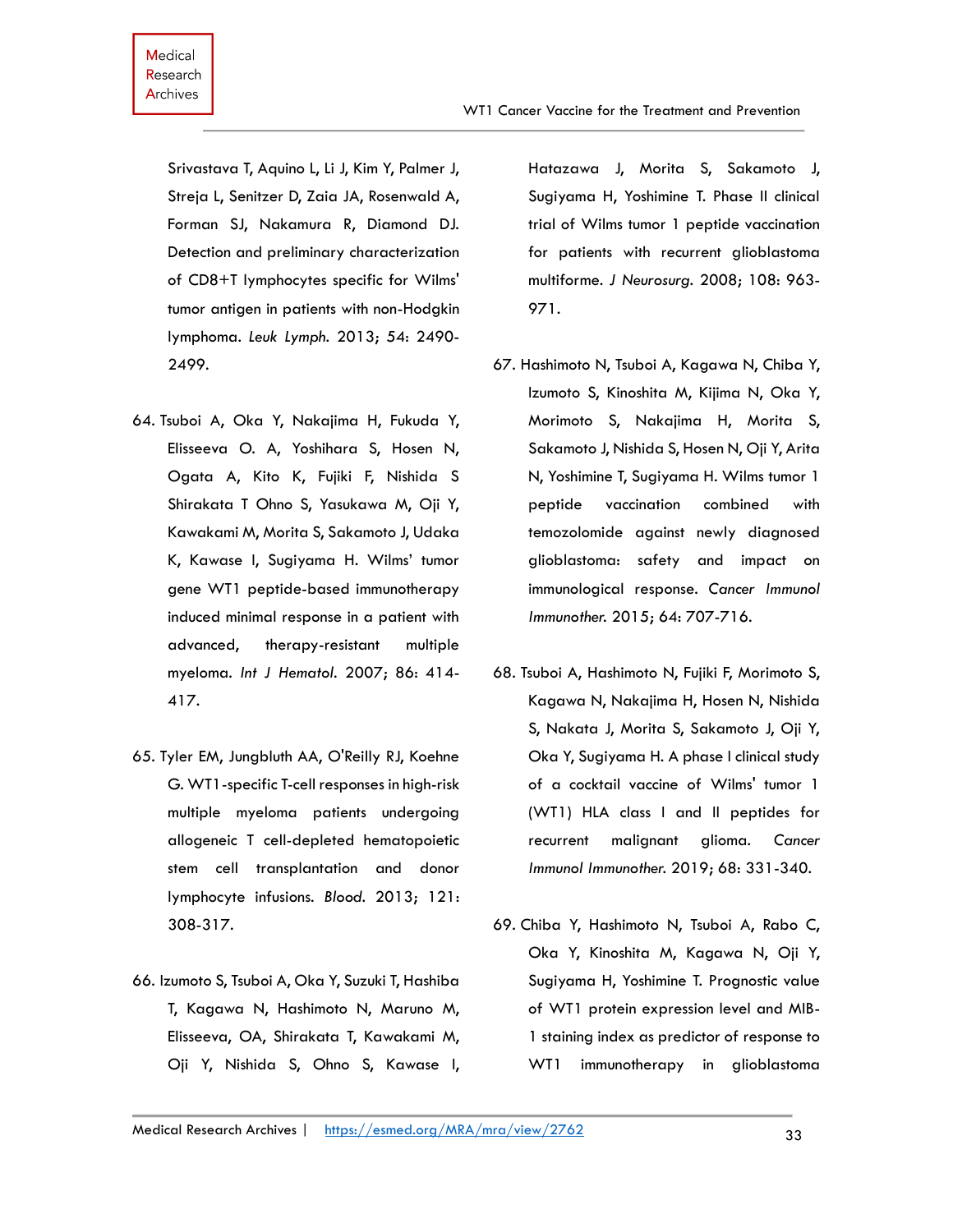Srivastava T, Aquino L, Li J, Kim Y, Palmer J, Streja L, Senitzer D, Zaia JA, Rosenwald A, Forman SJ, Nakamura R, Diamond DJ. Detection and preliminary characterization of CD8+T lymphocytes specific for Wilms' tumor antigen in patients with non-Hodgkin lymphoma. *Leuk Lymph*. 2013; 54: 2490-2499.

64. Tsuboi A, Oka Y, Nakajima H, Fukuda Y, Elisseeva O. A, Yoshihara S, Hosen N, Ogata A, Kito K, Fujiki F, Nishida S Shirakata T Ohno S, Yasukawa M, Oji Y, Kawakami M, Morita S, Sakamoto J, Udaka K, Kawase I, Sugiyama H. Wilms' tumor gene WT1 peptide-based immunotherapy induced minimal response in a patient with advanced, therapy-resistant multiple myeloma. *Int J Hematol*. 2007; 86: 414-417.

65. Tyler EM, Jungbluth AA, O'Reilly RJ, Koehne G. WT1-specific T-cell responses in high-risk multiple myeloma patients undergoing allogeneic T cell-depleted hematopoietic stem cell transplantation and donor lymphocyte infusions. *Blood*. 2013; 121: 308-317.

66. Izumoto S, Tsuboi A, Oka Y, Suzuki T, Hashiba T, Kagawa N, Hashimoto N, Maruno M, Elisseeva, OA, Shirakata T, Kawakami M, Oji Y, Nishida S, Ohno S, Kawase I, Hatazawa J, Morita S, Sakamoto J, Sugiyama H, Yoshimine T. Phase II clinical trial of Wilms tumor 1 peptide vaccination for patients with recurrent glioblastoma multiforme. *J Neurosurg*. 2008; 108: 963-971.

67. Hashimoto N, Tsuboi A, Kagawa N, Chiba Y, Izumoto S, Kinoshita M, Kijima N, Oka Y, Morimoto S, Nakajima H, Morita S, Sakamoto J, Nishida S, Hosen N, Oji Y, Arita N, Yoshimine T, Sugiyama H. Wilms tumor 1 peptide vaccination combined with temozolomide against newly diagnosed glioblastoma: safety and impact on immunological response. *Cancer Immunol Immunother*. 2015; 64: 707-716.

68. Tsuboi A, Hashimoto N, Fujiki F, Morimoto S, Kagawa N, Nakajima H, Hosen N, Nishida S, Nakata J, Morita S, Sakamoto J, Oji Y, Oka Y, Sugiyama H. A phase I clinical study of a cocktail vaccine of Wilms' tumor 1 (WT1) HLA class I and II peptides for recurrent malignant glioma. *Cancer Immunol Immunother*. 2019; 68: 331-340.

69. Chiba Y, Hashimoto N, Tsuboi A, Rabo C, Oka Y, Kinoshita M, Kagawa N, Oji Y, Sugiyama H, Yoshimine T. Prognostic value of WT1 protein expression level and MIB-1 staining index as predictor of response to WT1 immunotherapy in glioblastoma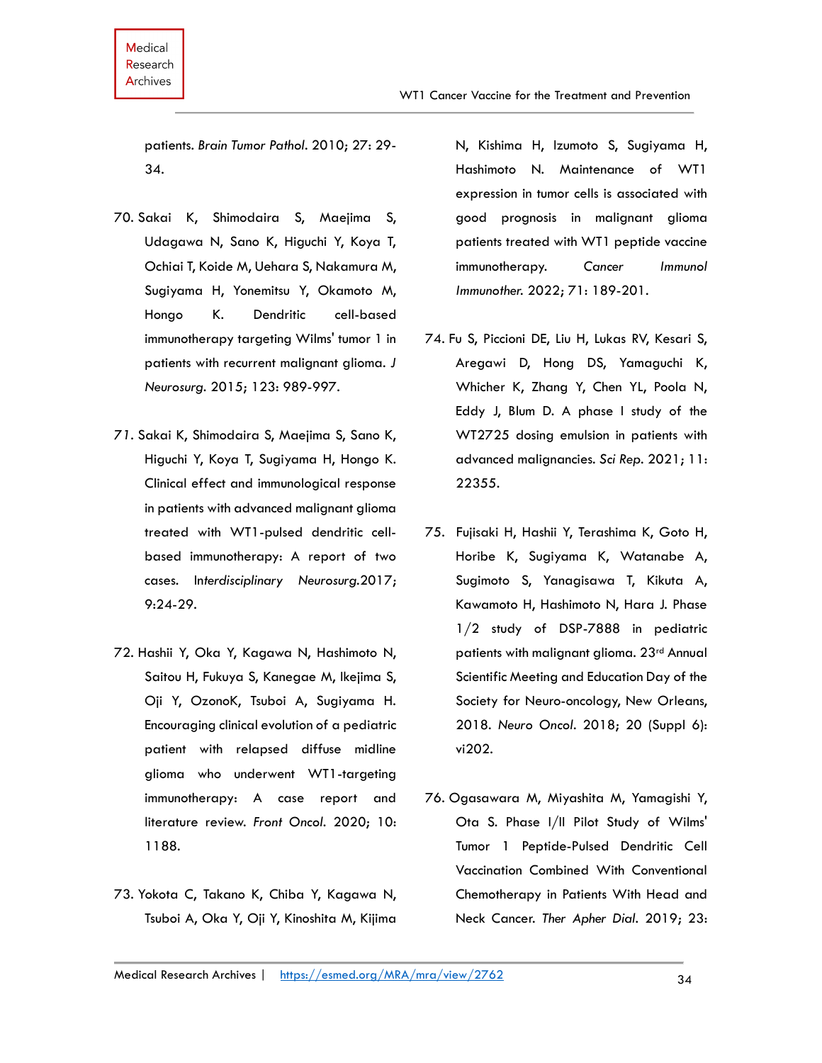patients. *Brain Tumor Pathol*. 2010; 27: 29-34.

70. Sakai K, Shimodaira S, Maejima S, Udagawa N, Sano K, Higuchi Y, Koya T, Ochiai T, Koide M, Uehara S, Nakamura M, Sugiyama H, Yonemitsu Y, Okamoto M, Hongo K. Dendritic cell-based immunotherapy targeting Wilms' tumor 1 in patients with recurrent malignant glioma. *J Neurosurg*. 2015; 123: 989-997.

71. Sakai K, Shimodaira S, Maejima S, Sano K, Higuchi Y, Koya T, Sugiyama H, Hongo K. Clinical effect and immunological response in patients with advanced malignant glioma treated with WT1-pulsed dendritic cell-based immunotherapy: A report of two cases. *Interdisciplinary Neurosurg*.2017; 9:24-29.

72. Hashii Y, Oka Y, Kagawa N, Hashimoto N, Saitou H, Fukuya S, Kanegae M, Ikejima S, Oji Y, OzonoK, Tsuboi A, Sugiyama H. Encouraging clinical evolution of a pediatric patient with relapsed diffuse midline glioma who underwent WT1-targeting immunotherapy: A case report and literature review. *Front Oncol*. 2020; 10: 1188.

73. Yokota C, Takano K, Chiba Y, Kagawa N, Tsuboi A, Oka Y, Oji Y, Kinoshita M, Kijima N, Kishima H, Izumoto S, Sugiyama H, Hashimoto N. Maintenance of WT1 expression in tumor cells is associated with good prognosis in malignant glioma patients treated with WT1 peptide vaccine immunotherapy. *Cancer Immunol Immunother*. 2022; 71: 189-201.

74. Fu S, Piccioni DE, Liu H, Lukas RV, Kesari S, Aregawi D, Hong DS, Yamaguchi K, Whicher K, Zhang Y, Chen YL, Poola N, Eddy J, Blum D. A phase I study of the WT2725 dosing emulsion in patients with advanced malignancies. *Sci Rep*. 2021; 11: 22355.

75. Fujisaki H, Hashii Y, Terashima K, Goto H, Horibe K, Sugiyama K, Watanabe A, Sugimoto S, Yanagisawa T, Kikuta A, Kawamoto H, Hashimoto N, Hara J. Phase 1/2 study of DSP-7888 in pediatric patients with malignant glioma. 23rd Annual Scientific Meeting and Education Day of the Society for Neuro-oncology, New Orleans, 2018. *Neuro Oncol*. 2018; 20 (Suppl 6): vi202.

76. Ogasawara M, Miyashita M, Yamagishi Y, Ota S. Phase I/II Pilot Study of Wilms' Tumor 1 Peptide-Pulsed Dendritic Cell Vaccination Combined With Conventional Chemotherapy in Patients With Head and Neck Cancer. *Ther Apher Dial*. 2019; 23: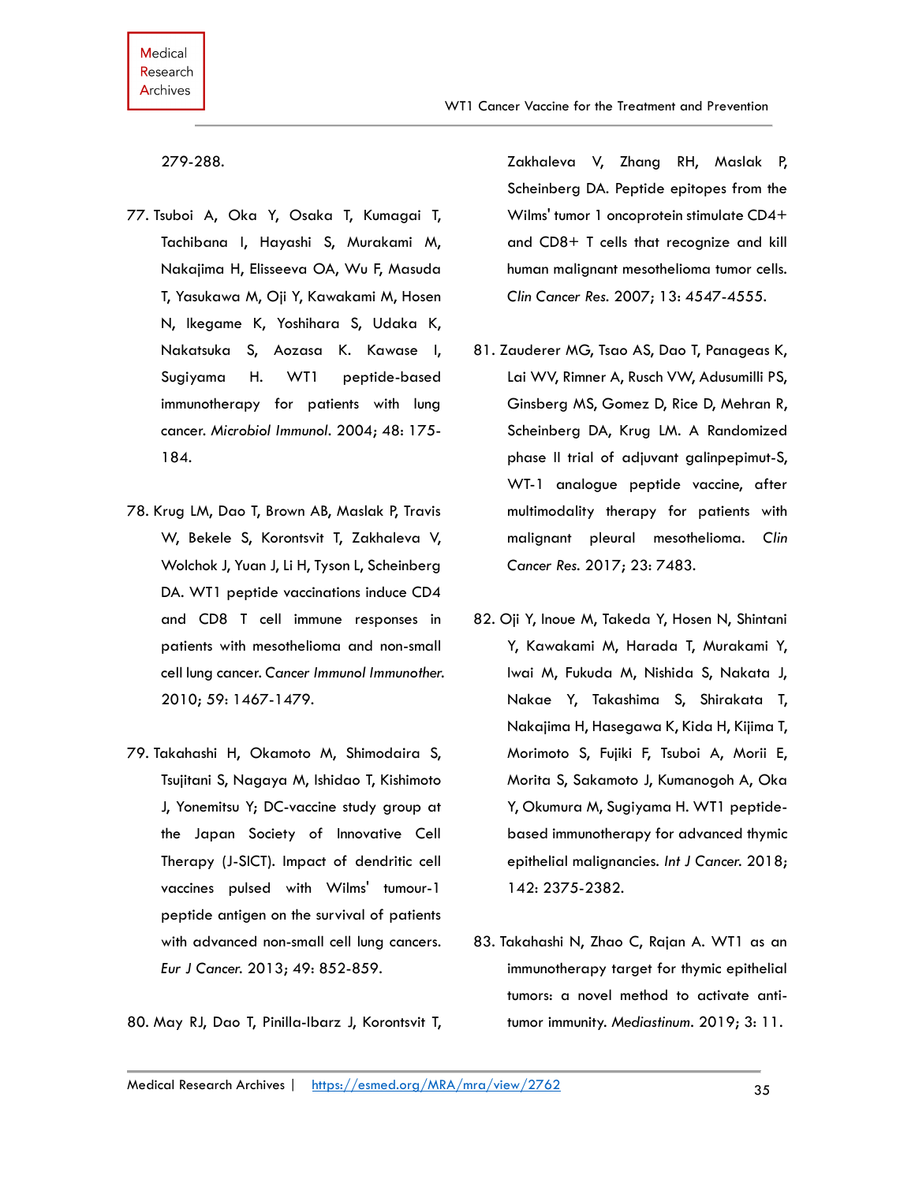279-288.

77. Tsuboi A, Oka Y, Osaka T, Kumagai T, Tachibana I, Hayashi S, Murakami M, Nakajima H, Elisseeva OA, Wu F, Masuda T, Yasukawa M, Oji Y, Kawakami M, Hosen N, Ikegame K, Yoshihara S, Udaka K, Nakatsuka S, Aozasa K. Kawase I, Sugiyama H. WT1 peptide-based immunotherapy for patients with lung cancer. *Microbiol Immunol*. 2004; 48: 175-184.

78. Krug LM, Dao T, Brown AB, Maslak P, Travis W, Bekele S, Korontsvit T, Zakhaleva V, Wolchok J, Yuan J, Li H, Tyson L, Scheinberg DA. WT1 peptide vaccinations induce CD4 and CD8 T cell immune responses in patients with mesothelioma and non-small cell lung cancer. *Cancer Immunol Immunother.* 2010; 59: 1467-1479.

79. Takahashi H, Okamoto M, Shimodaira S, Tsujitani S, Nagaya M, Ishidao T, Kishimoto J, Yonemitsu Y; DC-vaccine study group at the Japan Society of Innovative Cell Therapy (J-SICT). Impact of dendritic cell vaccines pulsed with Wilms' tumour-1 peptide antigen on the survival of patients with advanced non-small cell lung cancers. *Eur J Cancer.* 2013; 49: 852-859.

80. May RJ, Dao T, Pinilla-Ibarz J, Korontsvit T, Zakhaleva V, Zhang RH, Maslak P, Scheinberg DA. Peptide epitopes from the Wilms' tumor 1 oncoprotein stimulate CD4+ and CD8+ T cells that recognize and kill human malignant mesothelioma tumor cells. *Clin Cancer Res.* 2007; 13: 4547-4555.

81. Zauderer MG, Tsao AS, Dao T, Panageas K, Lai WV, Rimner A, Rusch VW, Adusumilli PS, Ginsberg MS, Gomez D, Rice D, Mehran R, Scheinberg DA, Krug LM. A Randomized phase II trial of adjuvant galinpepimut-S, WT-1 analogue peptide vaccine, after multimodality therapy for patients with malignant pleural mesothelioma. *Clin Cancer Res.* 2017; 23: 7483.

82. Oji Y, Inoue M, Takeda Y, Hosen N, Shintani Y, Kawakami M, Harada T, Murakami Y, Iwai M, Fukuda M, Nishida S, Nakata J, Nakae Y, Takashima S, Shirakata T, Nakajima H, Hasegawa K, Kida H, Kijima T, Morimoto S, Fujiki F, Tsuboi A, Morii E, Morita S, Sakamoto J, Kumanogoh A, Oka Y, Okumura M, Sugiyama H. WT1 peptide-based immunotherapy for advanced thymic epithelial malignancies. *Int J Cancer.* 2018; 142: 2375-2382.

83. Takahashi N, Zhao C, Rajan A. WT1 as an immunotherapy target for thymic epithelial tumors: a novel method to activate anti-tumor immunity. *Mediastinum*. 2019; 3: 11.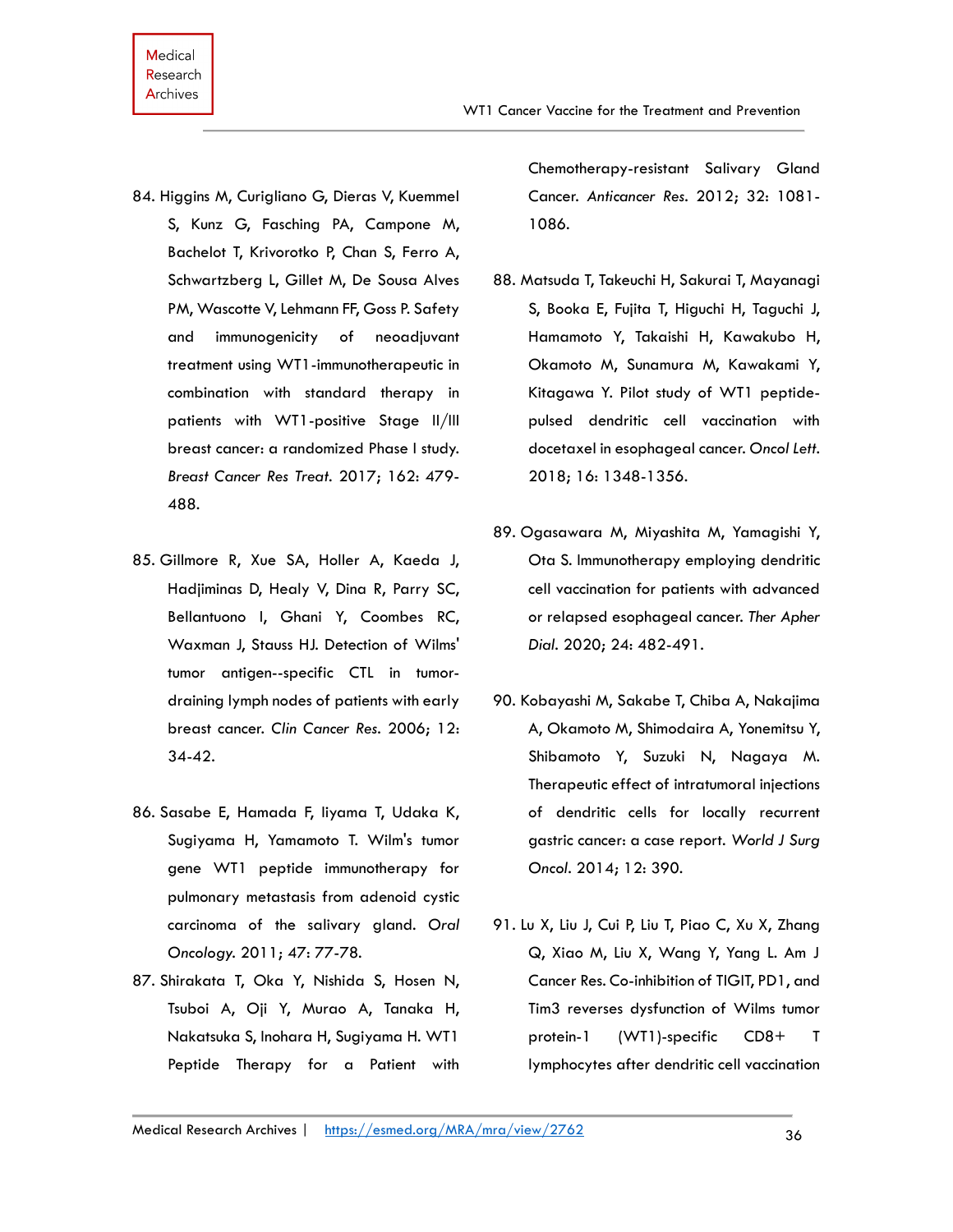84. Higgins M, Curigliano G, Dieras V, Kuemmel S, Kunz G, Fasching PA, Campone M, Bachelot T, Krivorotko P, Chan S, Ferro A, Schwartzberg L, Gillet M, De Sousa Alves PM, Wascotte V, Lehmann FF, Goss P. Safety and immunogenicity of neoadjuvant treatment using WT1-immunotherapeutic in combination with standard therapy in patients with WT1-positive Stage II/III breast cancer: a randomized Phase I study. *Breast Cancer Res Treat*. 2017; 162: 479-488.

85. Gillmore R, Xue SA, Holler A, Kaeda J, Hadjiminas D, Healy V, Dina R, Parry SC, Bellantuono I, Ghani Y, Coombes RC, Waxman J, Stauss HJ. Detection of Wilms' tumor antigen--specific CTL in tumor-draining lymph nodes of patients with early breast cancer. *Clin Cancer Res*. 2006; 12: 34-42.

86. Sasabe E, Hamada F, Iiyama T, Udaka K, Sugiyama H, Yamamoto T. Wilm's tumor gene WT1 peptide immunotherapy for pulmonary metastasis from adenoid cystic carcinoma of the salivary gland. *Oral Oncology*. 2011; 47: 77-78.

87. Shirakata T, Oka Y, Nishida S, Hosen N, Tsuboi A, Oji Y, Murao A, Tanaka H, Nakatsuka S, Inohara H, Sugiyama H. WT1 Peptide Therapy for a Patient with Chemotherapy-resistant Salivary Gland Cancer. *Anticancer Res*. 2012; 32: 1081-1086.

88. Matsuda T, Takeuchi H, Sakurai T, Mayanagi S, Booka E, Fujita T, Higuchi H, Taguchi J, Hamamoto Y, Takaishi H, Kawakubo H, Okamoto M, Sunamura M, Kawakami Y, Kitagawa Y. Pilot study of WT1 peptide-pulsed dendritic cell vaccination with docetaxel in esophageal cancer. *Oncol Lett*. 2018; 16: 1348-1356.

89. Ogasawara M, Miyashita M, Yamagishi Y, Ota S. Immunotherapy employing dendritic cell vaccination for patients with advanced or relapsed esophageal cancer. *Ther Apher Dial*. 2020; 24: 482-491.

90. Kobayashi M, Sakabe T, Chiba A, Nakajima A, Okamoto M, Shimodaira A, Yonemitsu Y, Shibamoto Y, Suzuki N, Nagaya M. Therapeutic effect of intratumoral injections of dendritic cells for locally recurrent gastric cancer: a case report. *World J Surg Oncol*. 2014; 12: 390.

91. Lu X, Liu J, Cui P, Liu T, Piao C, Xu X, Zhang Q, Xiao M, Liu X, Wang Y, Yang L. Am J Cancer Res. Co-inhibition of TIGIT, PD1, and Tim3 reverses dysfunction of Wilms tumor protein-1 (WT1)-specific CD8+ T lymphocytes after dendritic cell vaccination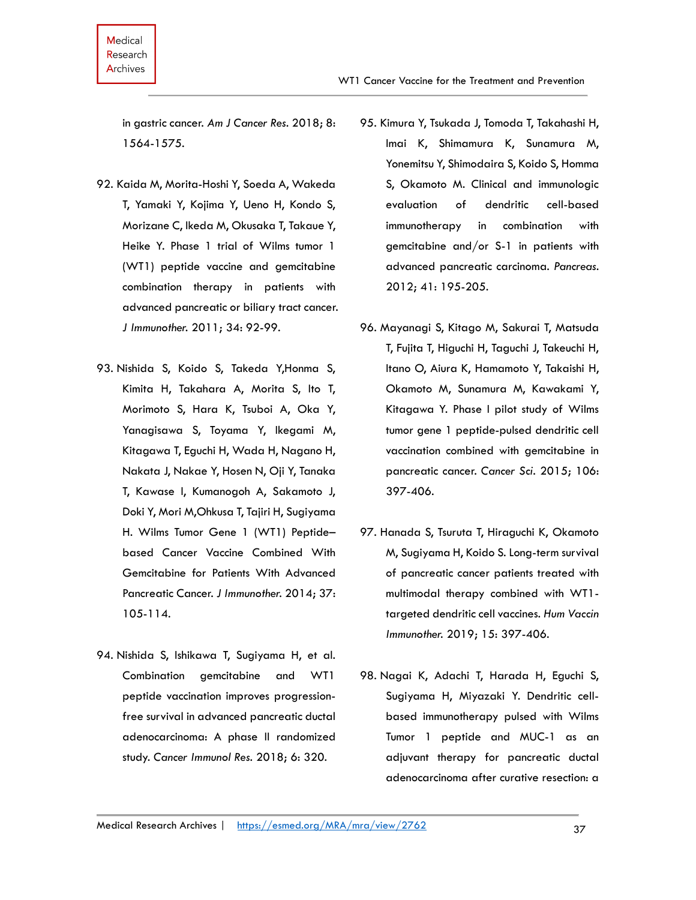in gastric cancer. *Am J Cancer Res*. 2018; 8: 1564-1575.

92. Kaida M, Morita-Hoshi Y, Soeda A, Wakeda T, Yamaki Y, Kojima Y, Ueno H, Kondo S, Morizane C, Ikeda M, Okusaka T, Takaue Y, Heike Y. Phase 1 trial of Wilms tumor 1 (WT1) peptide vaccine and gemcitabine combination therapy in patients with advanced pancreatic or biliary tract cancer. *J Immunother*. 2011; 34: 92-99.

93. Nishida S, Koido S, Takeda Y,Honma S, Kimita H, Takahara A, Morita S, Ito T, Morimoto S, Hara K, Tsuboi A, Oka Y, Yanagisawa S, Toyama Y, Ikegami M, Kitagawa T, Eguchi H, Wada H, Nagano H, Nakata J, Nakae Y, Hosen N, Oji Y, Tanaka T, Kawase I, Kumanogoh A, Sakamoto J, Doki Y, Mori M,Ohkusa T, Tajiri H, Sugiyama H. Wilms Tumor Gene 1 (WT1) Peptide–based Cancer Vaccine Combined With Gemcitabine for Patients With Advanced Pancreatic Cancer. *J Immunother*. 2014; 37: 105-114.

94. Nishida S, Ishikawa T, Sugiyama H, et al. Combination gemcitabine and WT1 peptide vaccination improves progression-free survival in advanced pancreatic ductal adenocarcinoma: A phase II randomized study. *Cancer Immunol Res*. 2018; 6: 320.

95. Kimura Y, Tsukada J, Tomoda T, Takahashi H, Imai K, Shimamura K, Sunamura M, Yonemitsu Y, Shimodaira S, Koido S, Homma S, Okamoto M. Clinical and immunologic evaluation of dendritic cell-based immunotherapy in combination with gemcitabine and/or S-1 in patients with advanced pancreatic carcinoma. *Pancreas*. 2012; 41: 195-205.

96. Mayanagi S, Kitago M, Sakurai T, Matsuda T, Fujita T, Higuchi H, Taguchi J, Takeuchi H, Itano O, Aiura K, Hamamoto Y, Takaishi H, Okamoto M, Sunamura M, Kawakami Y, Kitagawa Y. Phase I pilot study of Wilms tumor gene 1 peptide-pulsed dendritic cell vaccination combined with gemcitabine in pancreatic cancer. *Cancer Sci*. 2015; 106: 397-406.

97. Hanada S, Tsuruta T, Hiraguchi K, Okamoto M, Sugiyama H, Koido S. Long-term survival of pancreatic cancer patients treated with multimodal therapy combined with WT1-targeted dendritic cell vaccines. *Hum Vaccin Immunother*. 2019; 15: 397-406.

98. Nagai K, Adachi T, Harada H, Eguchi S, Sugiyama H, Miyazaki Y. Dendritic cell-based immunotherapy pulsed with Wilms Tumor 1 peptide and MUC-1 as an adjuvant therapy for pancreatic ductal adenocarcinoma after curative resection: a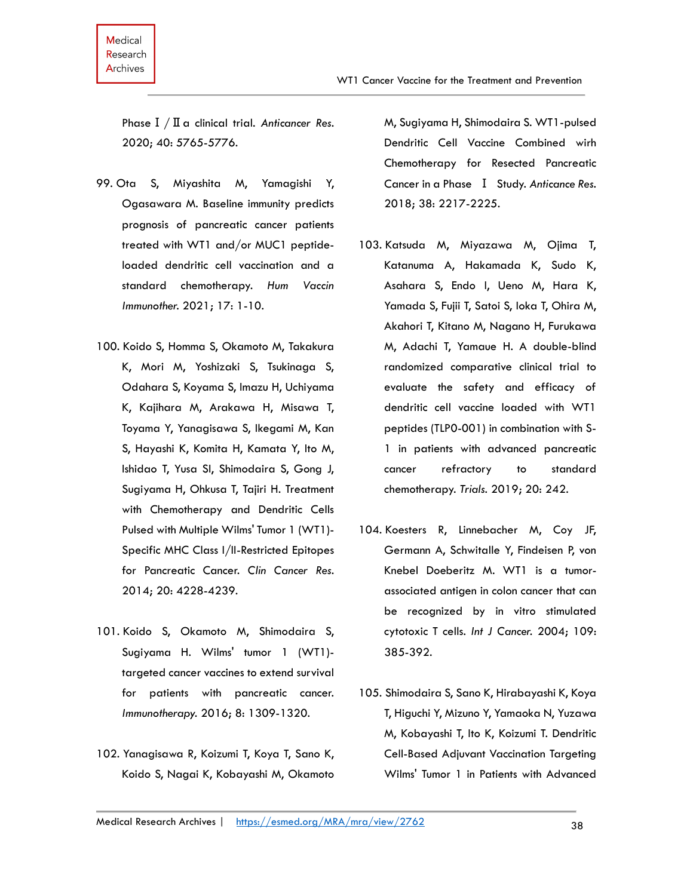Phase Ⅰ/Ⅱa clinical trial. *Anticancer Res.* 2020; 40: 5765-5776.

99. Ota S, Miyashita M, Yamagishi Y, Ogasawara M. Baseline immunity predicts prognosis of pancreatic cancer patients treated with WT1 and/or MUC1 peptide-loaded dendritic cell vaccination and a standard chemotherapy. *Hum Vaccin Immunother.* 2021; 17: 1-10.

100. Koido S, Homma S, Okamoto M, Takakura K, Mori M, Yoshizaki S, Tsukinaga S, Odahara S, Koyama S, Imazu H, Uchiyama K, Kajihara M, Arakawa H, Misawa T, Toyama Y, Yanagisawa S, Ikegami M, Kan S, Hayashi K, Komita H, Kamata Y, Ito M, Ishidao T, Yusa SI, Shimodaira S, Gong J, Sugiyama H, Ohkusa T, Tajiri H. Treatment with Chemotherapy and Dendritic Cells Pulsed with Multiple Wilms' Tumor 1 (WT1)-Specific MHC Class I/II-Restricted Epitopes for Pancreatic Cancer. *Clin Cancer Res.* 2014; 20: 4228-4239.

101. Koido S, Okamoto M, Shimodaira S, Sugiyama H. Wilms' tumor 1 (WT1)-targeted cancer vaccines to extend survival for patients with pancreatic cancer. *Immunotherapy.* 2016; 8: 1309-1320.

102. Yanagisawa R, Koizumi T, Koya T, Sano K, Koido S, Nagai K, Kobayashi M, Okamoto M, Sugiyama H, Shimodaira S. WT1-pulsed Dendritic Cell Vaccine Combined wirh Chemotherapy for Resected Pancreatic Cancer in a Phase Ⅰ Study. *Anticance Res.* 2018; 38: 2217-2225.

103. Katsuda M, Miyazawa M, Ojima T, Katanuma A, Hakamada K, Sudo K, Asahara S, Endo I, Ueno M, Hara K, Yamada S, Fujii T, Satoi S, Ioka T, Ohira M, Akahori T, Kitano M, Nagano H, Furukawa M, Adachi T, Yamaue H. A double-blind randomized comparative clinical trial to evaluate the safety and efficacy of dendritic cell vaccine loaded with WT1 peptides (TLP0-001) in combination with S-1 in patients with advanced pancreatic cancer refractory to standard chemotherapy. *Trials.* 2019; 20: 242.

104. Koesters R, Linnebacher M, Coy JF, Germann A, Schwitalle Y, Findeisen P, von Knebel Doeberitz M. WT1 is a tumor-associated antigen in colon cancer that can be recognized by in vitro stimulated cytotoxic T cells. *Int J Cancer.* 2004; 109: 385-392.

105. Shimodaira S, Sano K, Hirabayashi K, Koya T, Higuchi Y, Mizuno Y, Yamaoka N, Yuzawa M, Kobayashi T, Ito K, Koizumi T. Dendritic Cell-Based Adjuvant Vaccination Targeting Wilms' Tumor 1 in Patients with Advanced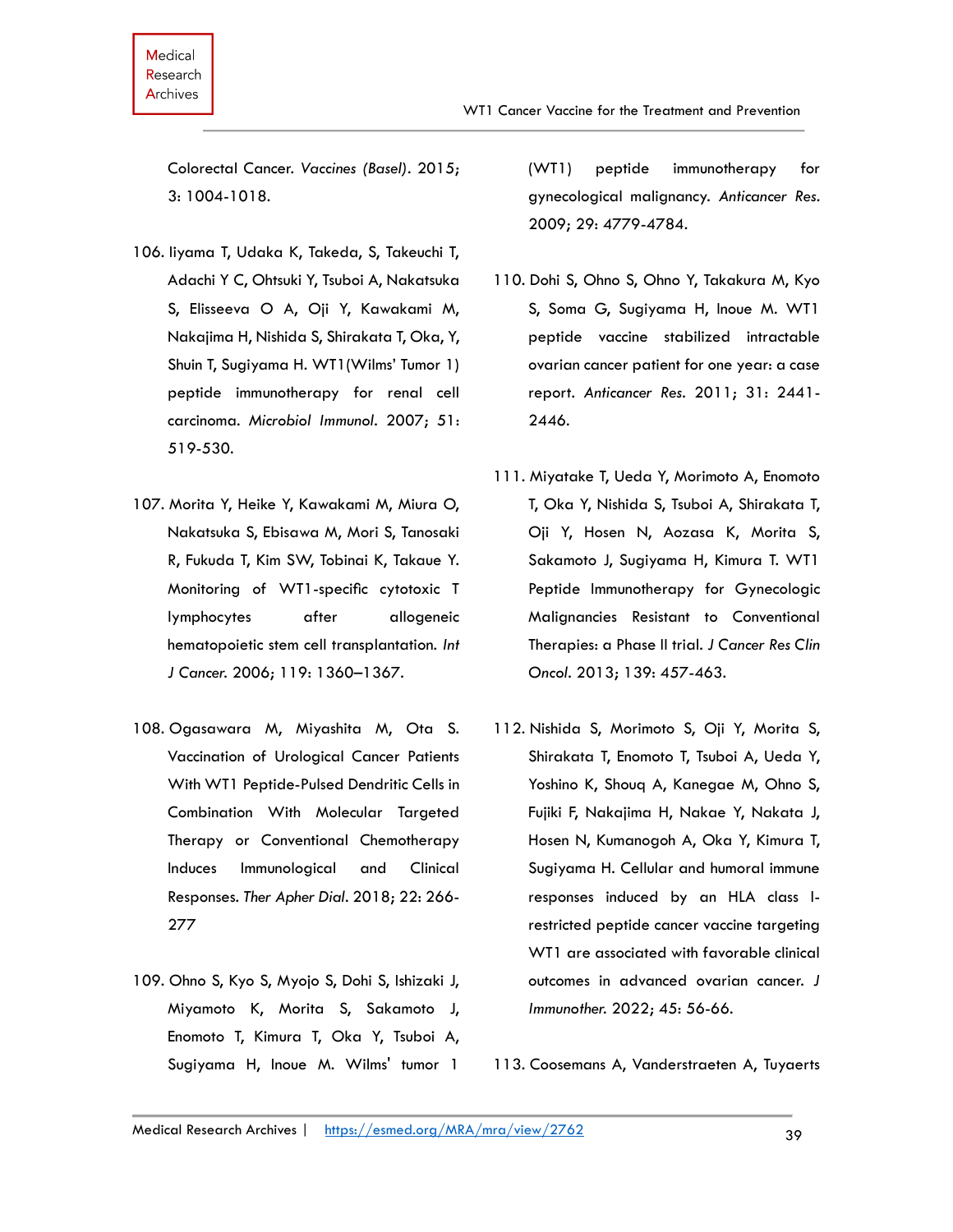Colorectal Cancer. *Vaccines (Basel)*. 2015; 3: 1004-1018.

106. Iiyama T, Udaka K, Takeda, S, Takeuchi T, Adachi Y C, Ohtsuki Y, Tsuboi A, Nakatsuka S, Elisseeva O A, Oji Y, Kawakami M, Nakajima H, Nishida S, Shirakata T, Oka, Y, Shuin T, Sugiyama H. WT1(Wilms' Tumor 1) peptide immunotherapy for renal cell carcinoma. *Microbiol Immunol*. 2007; 51: 519-530.

107. Morita Y, Heike Y, Kawakami M, Miura O, Nakatsuka S, Ebisawa M, Mori S, Tanosaki R, Fukuda T, Kim SW, Tobinai K, Takaue Y. Monitoring of WT1-specific cytotoxic T lymphocytes after allogeneic hematopoietic stem cell transplantation. *Int J Cancer*. 2006; 119: 1360–1367.

108. Ogasawara M, Miyashita M, Ota S. Vaccination of Urological Cancer Patients With WT1 Peptide-Pulsed Dendritic Cells in Combination With Molecular Targeted Therapy or Conventional Chemotherapy Induces Immunological and Clinical Responses. *Ther Apher Dial*. 2018; 22: 266-277

109. Ohno S, Kyo S, Myojo S, Dohi S, Ishizaki J, Miyamoto K, Morita S, Sakamoto J, Enomoto T, Kimura T, Oka Y, Tsuboi A, Sugiyama H, Inoue M. Wilms' tumor 1 (WT1) peptide immunotherapy for gynecological malignancy. *Anticancer Res*. 2009; 29: 4779-4784.

110. Dohi S, Ohno S, Ohno Y, Takakura M, Kyo S, Soma G, Sugiyama H, Inoue M. WT1 peptide vaccine stabilized intractable ovarian cancer patient for one year: a case report. *Anticancer Res*. 2011; 31: 2441-2446.

111. Miyatake T, Ueda Y, Morimoto A, Enomoto T, Oka Y, Nishida S, Tsuboi A, Shirakata T, Oji Y, Hosen N, Aozasa K, Morita S, Sakamoto J, Sugiyama H, Kimura T. WT1 Peptide Immunotherapy for Gynecologic Malignancies Resistant to Conventional Therapies: a Phase II trial. *J Cancer Res Clin Oncol*. 2013; 139: 457-463.

112. Nishida S, Morimoto S, Oji Y, Morita S, Shirakata T, Enomoto T, Tsuboi A, Ueda Y, Yoshino K, Shouq A, Kanegae M, Ohno S, Fujiki F, Nakajima H, Nakae Y, Nakata J, Hosen N, Kumanogoh A, Oka Y, Kimura T, Sugiyama H. Cellular and humoral immune responses induced by an HLA class I-restricted peptide cancer vaccine targeting WT1 are associated with favorable clinical outcomes in advanced ovarian cancer. *J Immunother*. 2022; 45: 56-66.

113. Coosemans A, Vanderstraeten A, Tuyaerts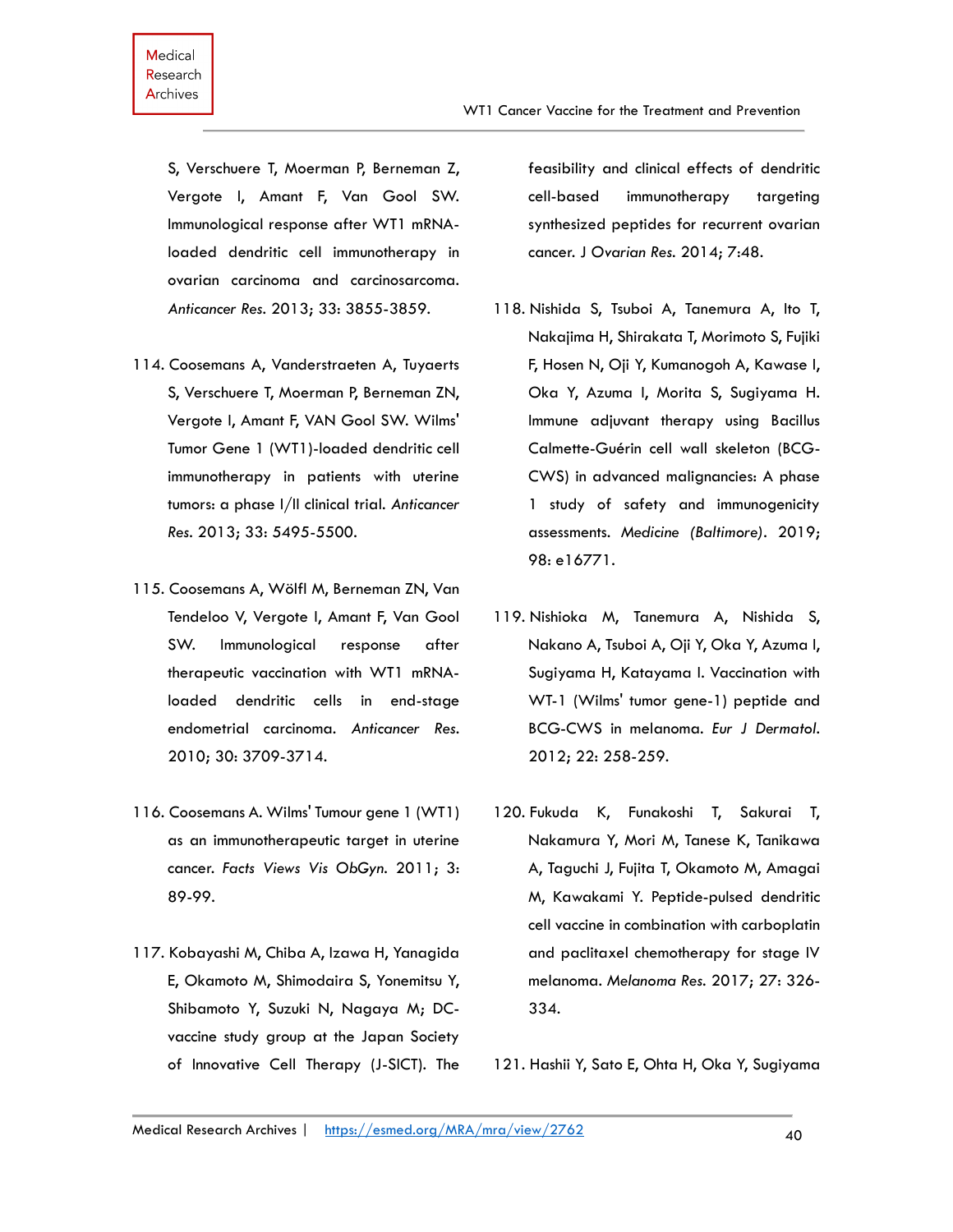S, Verschuere T, Moerman P, Berneman Z, Vergote I, Amant F, Van Gool SW. Immunological response after WT1 mRNA-loaded dendritic cell immunotherapy in ovarian carcinoma and carcinosarcoma. *Anticancer Res*. 2013; 33: 3855-3859.

114. Coosemans A, Vanderstraeten A, Tuyaerts S, Verschuere T, Moerman P, Berneman ZN, Vergote I, Amant F, VAN Gool SW. Wilms' Tumor Gene 1 (WT1)-loaded dendritic cell immunotherapy in patients with uterine tumors: a phase I/II clinical trial. *Anticancer Res*. 2013; 33: 5495-5500.

115. Coosemans A, Wölfl M, Berneman ZN, Van Tendeloo V, Vergote I, Amant F, Van Gool SW. Immunological response after therapeutic vaccination with WT1 mRNA-loaded dendritic cells in end-stage endometrial carcinoma. *Anticancer Res*. 2010; 30: 3709-3714.

116. Coosemans A. Wilms' Tumour gene 1 (WT1) as an immunotherapeutic target in uterine cancer. *Facts Views Vis ObGyn*. 2011; 3: 89-99.

117. Kobayashi M, Chiba A, Izawa H, Yanagida E, Okamoto M, Shimodaira S, Yonemitsu Y, Shibamoto Y, Suzuki N, Nagaya M; DC-vaccine study group at the Japan Society of Innovative Cell Therapy (J-SICT). The feasibility and clinical effects of dendritic cell-based immunotherapy targeting synthesized peptides for recurrent ovarian cancer. *J Ovarian Res*. 2014; 7:48.

118. Nishida S, Tsuboi A, Tanemura A, Ito T, Nakajima H, Shirakata T, Morimoto S, Fujiki F, Hosen N, Oji Y, Kumanogoh A, Kawase I, Oka Y, Azuma I, Morita S, Sugiyama H. Immune adjuvant therapy using Bacillus Calmette-Guérin cell wall skeleton (BCG-CWS) in advanced malignancies: A phase 1 study of safety and immunogenicity assessments. *Medicine (Baltimore)*. 2019; 98: e16771.

119. Nishioka M, Tanemura A, Nishida S, Nakano A, Tsuboi A, Oji Y, Oka Y, Azuma I, Sugiyama H, Katayama I. Vaccination with WT-1 (Wilms' tumor gene-1) peptide and BCG-CWS in melanoma. *Eur J Dermatol*. 2012; 22: 258-259.

120. Fukuda K, Funakoshi T, Sakurai T, Nakamura Y, Mori M, Tanese K, Tanikawa A, Taguchi J, Fujita T, Okamoto M, Amagai M, Kawakami Y. Peptide-pulsed dendritic cell vaccine in combination with carboplatin and paclitaxel chemotherapy for stage IV melanoma. *Melanoma Res*. 2017; 27: 326-334.

121. Hashii Y, Sato E, Ohta H, Oka Y, Sugiyama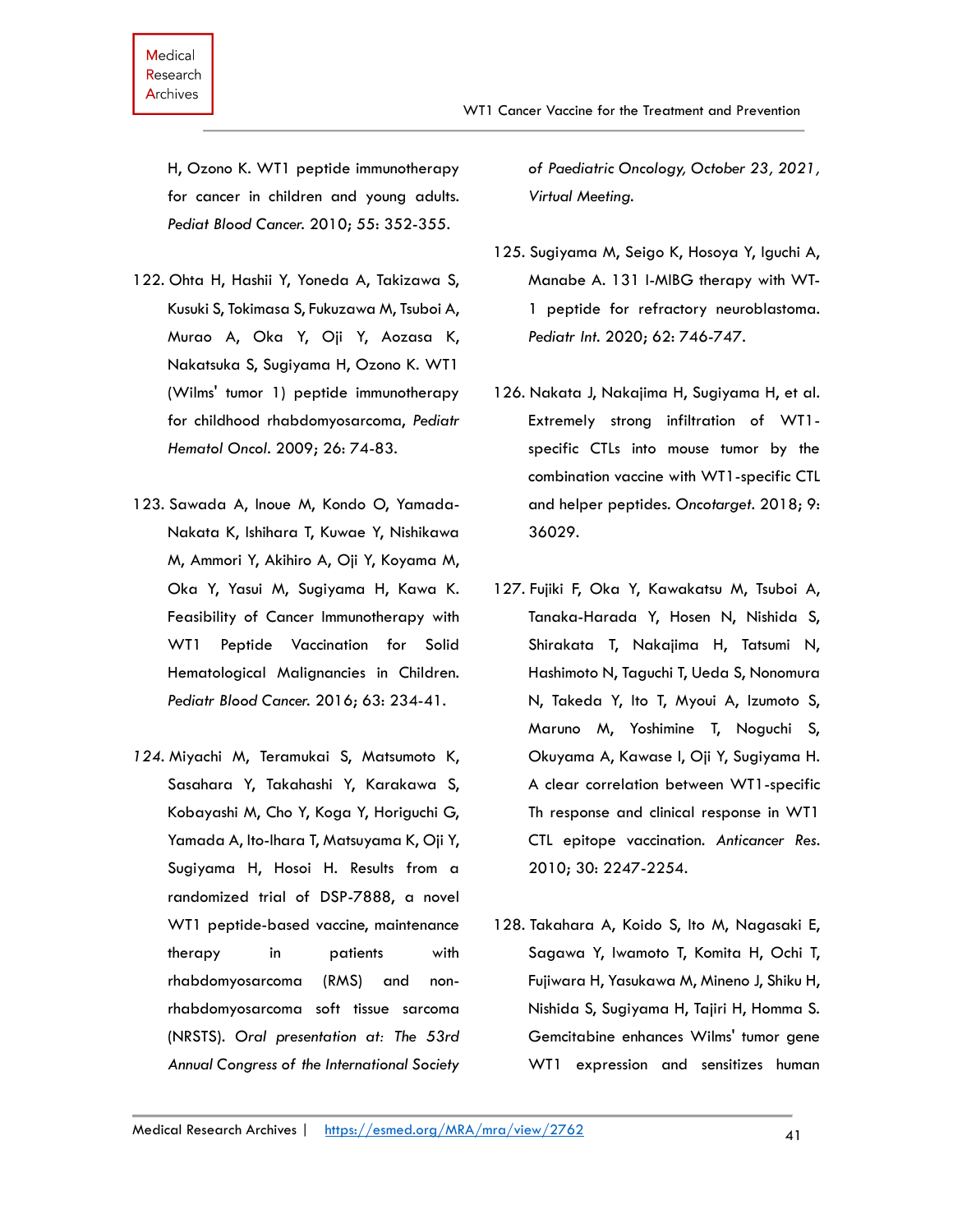H, Ozono K. WT1 peptide immunotherapy for cancer in children and young adults. *Pediat Blood Cancer.* 2010; 55: 352-355.

122. Ohta H, Hashii Y, Yoneda A, Takizawa S, Kusuki S, Tokimasa S, Fukuzawa M, Tsuboi A, Murao A, Oka Y, Oji Y, Aozasa K, Nakatsuka S, Sugiyama H, Ozono K. WT1 (Wilms' tumor 1) peptide immunotherapy for childhood rhabdomyosarcoma, *Pediatr Hematol Oncol.* 2009; 26: 74-83.

123. Sawada A, Inoue M, Kondo O, Yamada-Nakata K, Ishihara T, Kuwae Y, Nishikawa M, Ammori Y, Akihiro A, Oji Y, Koyama M, Oka Y, Yasui M, Sugiyama H, Kawa K. Feasibility of Cancer Immunotherapy with WT1 Peptide Vaccination for Solid Hematological Malignancies in Children. *Pediatr Blood Cancer.* 2016; 63: 234-41.

124. Miyachi M, Teramukai S, Matsumoto K, Sasahara Y, Takahashi Y, Karakawa S, Kobayashi M, Cho Y, Koga Y, Horiguchi G, Yamada A, Ito-Ihara T, Matsuyama K, Oji Y, Sugiyama H, Hosoi H. Results from a randomized trial of DSP-7888, a novel WT1 peptide-based vaccine, maintenance therapy in patients with rhabdomyosarcoma (RMS) and non-rhabdomyosarcoma soft tissue sarcoma (NRSTS). *Oral presentation at: The 53rd Annual Congress of the International Society of Paediatric Oncology, October 23, 2021, Virtual Meeting.*

125. Sugiyama M, Seigo K, Hosoya Y, Iguchi A, Manabe A. 131 I-MIBG therapy with WT-1 peptide for refractory neuroblastoma. *Pediatr Int.* 2020; 62: 746-747.

126. Nakata J, Nakajima H, Sugiyama H, et al. Extremely strong infiltration of WT1-specific CTLs into mouse tumor by the combination vaccine with WT1-specific CTL and helper peptides. *Oncotarget.* 2018; 9: 36029.

127. Fujiki F, Oka Y, Kawakatsu M, Tsuboi A, Tanaka-Harada Y, Hosen N, Nishida S, Shirakata T, Nakajima H, Tatsumi N, Hashimoto N, Taguchi T, Ueda S, Nonomura N, Takeda Y, Ito T, Myoui A, Izumoto S, Maruno M, Yoshimine T, Noguchi S, Okuyama A, Kawase I, Oji Y, Sugiyama H. A clear correlation between WT1-specific Th response and clinical response in WT1 CTL epitope vaccination. *Anticancer Res.* 2010; 30: 2247-2254.

128. Takahara A, Koido S, Ito M, Nagasaki E, Sagawa Y, Iwamoto T, Komita H, Ochi T, Fujiwara H, Yasukawa M, Mineno J, Shiku H, Nishida S, Sugiyama H, Tajiri H, Homma S. Gemcitabine enhances Wilms' tumor gene WT1 expression and sensitizes human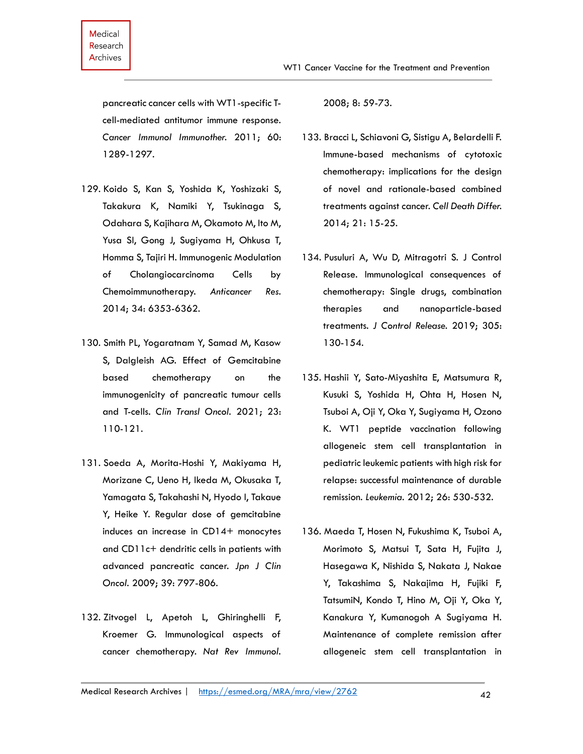pancreatic cancer cells with WT1-specific T-cell-mediated antitumor immune response. *Cancer Immunol Immunother.* 2011; 60: 1289-1297.

129. Koido S, Kan S, Yoshida K, Yoshizaki S, Takakura K, Namiki Y, Tsukinaga S, Odahara S, Kajihara M, Okamoto M, Ito M, Yusa SI, Gong J, Sugiyama H, Ohkusa T, Homma S, Tajiri H. Immunogenic Modulation of Cholangiocarcinoma Cells by Chemoimmunotherapy. *Anticancer Res.* 2014; 34: 6353-6362.

130. Smith PL, Yogaratnam Y, Samad M, Kasow S, Dalgleish AG. Effect of Gemcitabine based chemotherapy on the immunogenicity of pancreatic tumour cells and T-cells. *Clin Transl Oncol.* 2021; 23: 110-121.

131. Soeda A, Morita-Hoshi Y, Makiyama H, Morizane C, Ueno H, Ikeda M, Okusaka T, Yamagata S, Takahashi N, Hyodo I, Takaue Y, Heike Y. Regular dose of gemcitabine induces an increase in CD14+ monocytes and CD11c+ dendritic cells in patients with advanced pancreatic cancer. *Jpn J Clin Oncol.* 2009; 39: 797-806.

132. Zitvogel L, Apetoh L, Ghiringhelli F, Kroemer G. Immunological aspects of cancer chemotherapy. *Nat Rev Immunol.* 2008; 8: 59-73.

133. Bracci L, Schiavoni G, Sistigu A, Belardelli F. Immune-based mechanisms of cytotoxic chemotherapy: implications for the design of novel and rationale-based combined treatments against cancer. *Cell Death Differ.* 2014; 21: 15-25.

134. Pusuluri A, Wu D, Mitragotri S. J Control Release. Immunological consequences of chemotherapy: Single drugs, combination therapies and nanoparticle-based treatments. *J Control Release.* 2019; 305: 130-154.

135. Hashii Y, Sato-Miyashita E, Matsumura R, Kusuki S, Yoshida H, Ohta H, Hosen N, Tsuboi A, Oji Y, Oka Y, Sugiyama H, Ozono K. WT1 peptide vaccination following allogeneic stem cell transplantation in pediatric leukemic patients with high risk for relapse: successful maintenance of durable remission. *Leukemia.* 2012; 26: 530-532.

136. Maeda T, Hosen N, Fukushima K, Tsuboi A, Morimoto S, Matsui T, Sata H, Fujita J, Hasegawa K, Nishida S, Nakata J, Nakae Y, Takashima S, Nakajima H, Fujiki F, TatsumiN, Kondo T, Hino M, Oji Y, Oka Y, Kanakura Y, Kumanogoh A Sugiyama H. Maintenance of complete remission after allogeneic stem cell transplantation in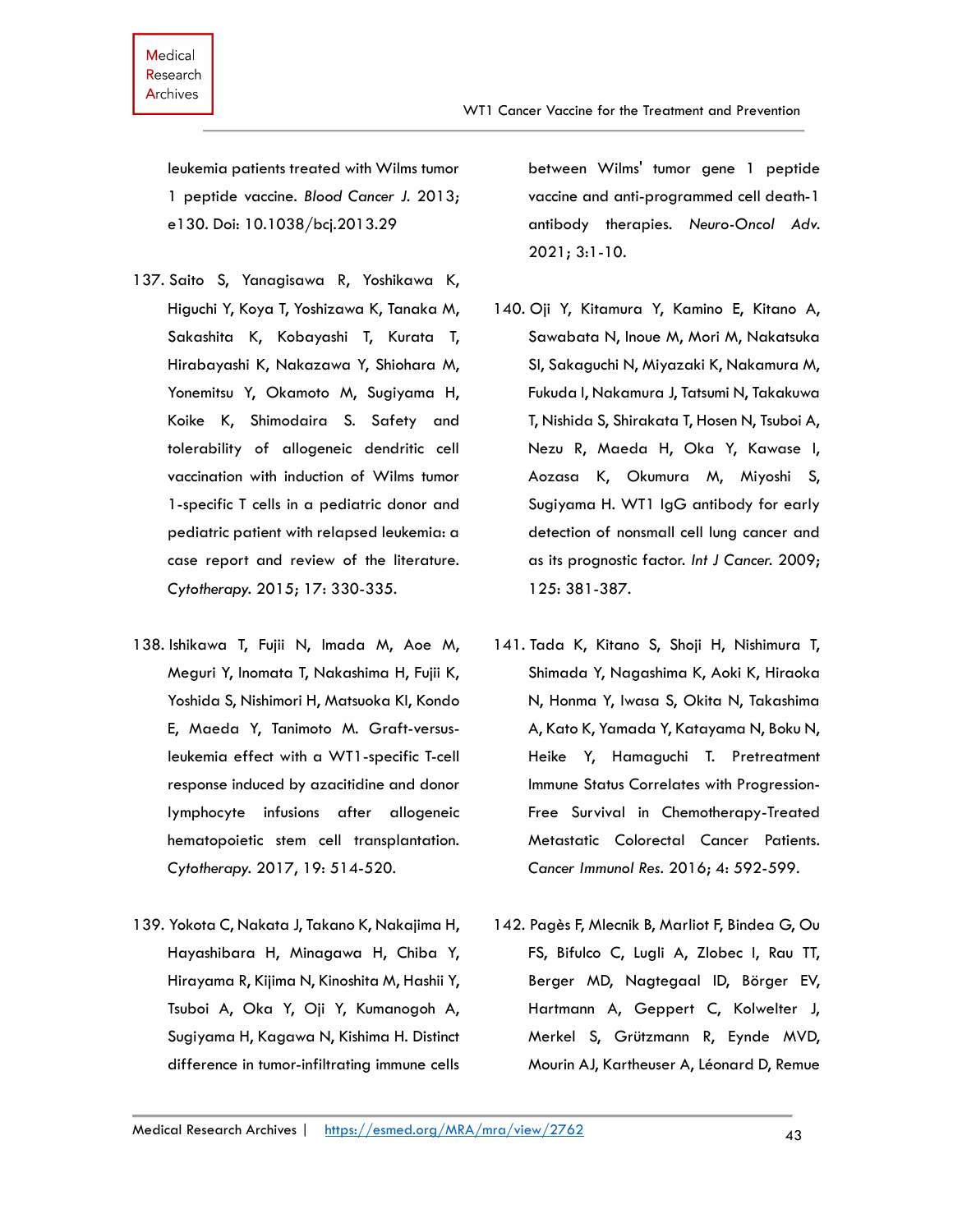leukemia patients treated with Wilms tumor 1 peptide vaccine. *Blood Cancer J*. 2013; e130. Doi: 10.1038/bcj.2013.29

137. Saito S, Yanagisawa R, Yoshikawa K, Higuchi Y, Koya T, Yoshizawa K, Tanaka M, Sakashita K, Kobayashi T, Kurata T, Hirabayashi K, Nakazawa Y, Shiohara M, Yonemitsu Y, Okamoto M, Sugiyama H, Koike K, Shimodaira S. Safety and tolerability of allogeneic dendritic cell vaccination with induction of Wilms tumor 1-specific T cells in a pediatric donor and pediatric patient with relapsed leukemia: a case report and review of the literature. *Cytotherapy*. 2015; 17: 330-335.

138. Ishikawa T, Fujii N, Imada M, Aoe M, Meguri Y, Inomata T, Nakashima H, Fujii K, Yoshida S, Nishimori H, Matsuoka KI, Kondo E, Maeda Y, Tanimoto M. Graft-versus-leukemia effect with a WT1-specific T-cell response induced by azacitidine and donor lymphocyte infusions after allogeneic hematopoietic stem cell transplantation. *Cytotherapy*. 2017, 19: 514-520.

139. Yokota C, Nakata J, Takano K, Nakajima H, Hayashibara H, Minagawa H, Chiba Y, Hirayama R, Kijima N, Kinoshita M, Hashii Y, Tsuboi A, Oka Y, Oji Y, Kumanogoh A, Sugiyama H, Kagawa N, Kishima H. Distinct difference in tumor-infiltrating immune cells between Wilms' tumor gene 1 peptide vaccine and anti-programmed cell death-1 antibody therapies. *Neuro-Oncol Adv*. 2021; 3:1-10.

140. Oji Y, Kitamura Y, Kamino E, Kitano A, Sawabata N, Inoue M, Mori M, Nakatsuka SI, Sakaguchi N, Miyazaki K, Nakamura M, Fukuda I, Nakamura J, Tatsumi N, Takakuwa T, Nishida S, Shirakata T, Hosen N, Tsuboi A, Nezu R, Maeda H, Oka Y, Kawase I, Aozasa K, Okumura M, Miyoshi S, Sugiyama H. WT1 IgG antibody for early detection of nonsmall cell lung cancer and as its prognostic factor. *Int J Cancer*. 2009; 125: 381-387.

141. Tada K, Kitano S, Shoji H, Nishimura T, Shimada Y, Nagashima K, Aoki K, Hiraoka N, Honma Y, Iwasa S, Okita N, Takashima A, Kato K, Yamada Y, Katayama N, Boku N, Heike Y, Hamaguchi T. Pretreatment Immune Status Correlates with Progression-Free Survival in Chemotherapy-Treated Metastatic Colorectal Cancer Patients. *Cancer Immunol Res*. 2016; 4: 592-599.

142. Pagès F, Mlecnik B, Marliot F, Bindea G, Ou FS, Bifulco C, Lugli A, Zlobec I, Rau TT, Berger MD, Nagtegaal ID, Börger EV, Hartmann A, Geppert C, Kolwelter J, Merkel S, Grützmann R, Eynde MVD, Mourin AJ, Kartheuser A, Léonard D, Remue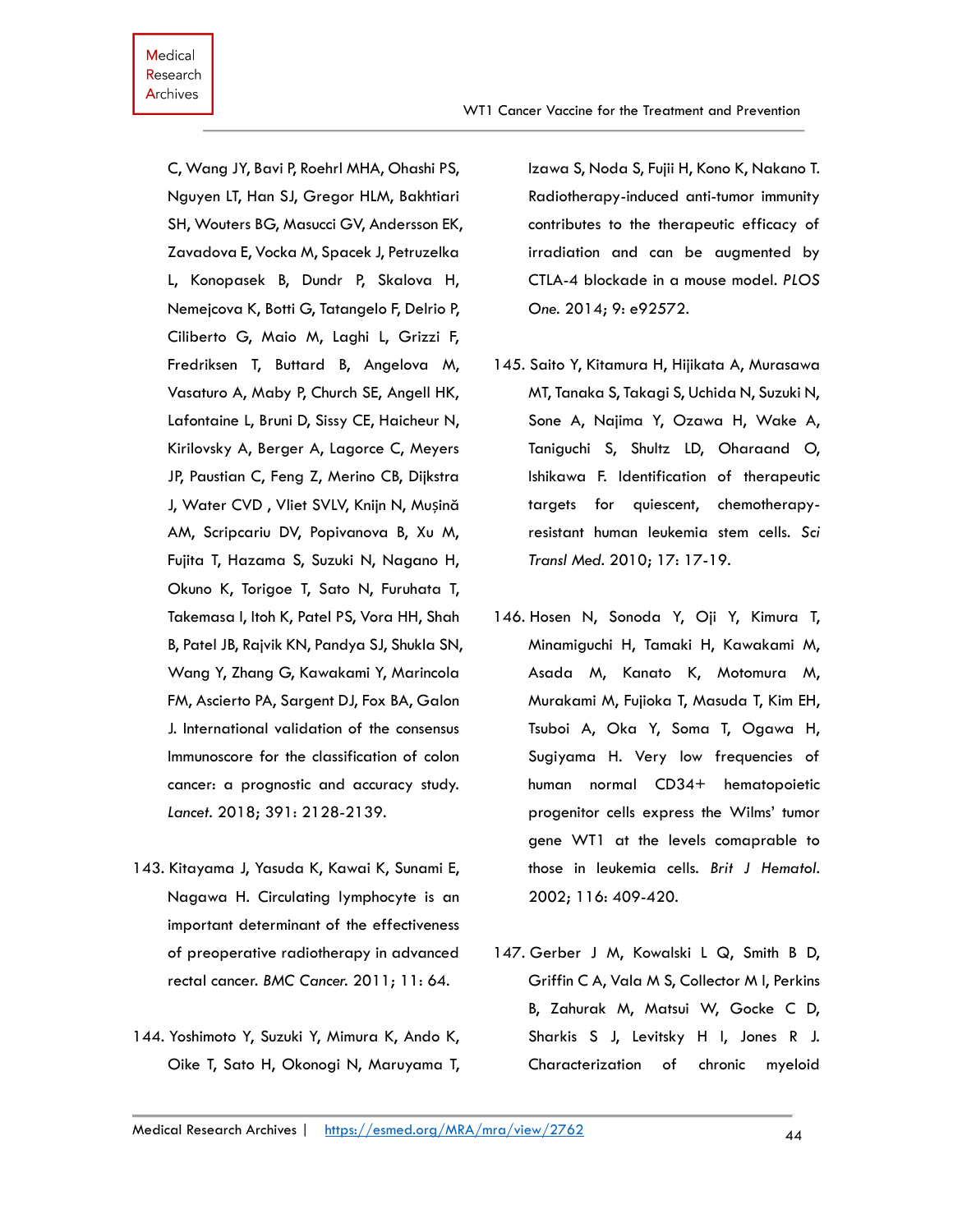C, Wang JY, Bavi P, Roehrl MHA, Ohashi PS, Nguyen LT, Han SJ, Gregor HLM, Bakhtiari SH, Wouters BG, Masucci GV, Andersson EK, Zavadova E, Vocka M, Spacek J, Petruzelka L, Konopasek B, Dundr P, Skalova H, Nemejcova K, Botti G, Tatangelo F, Delrio P, Ciliberto G, Maio M, Laghi L, Grizzi F, Fredriksen T, Buttard B, Angelova M, Vasaturo A, Maby P, Church SE, Angell HK, Lafontaine L, Bruni D, Sissy CE, Haicheur N, Kirilovsky A, Berger A, Lagorce C, Meyers JP, Paustian C, Feng Z, Merino CB, Dijkstra J, Water CVD , Vliet SVLV, Knijn N, Mușină AM, Scripcariu DV, Popivanova B, Xu M, Fujita T, Hazama S, Suzuki N, Nagano H, Okuno K, Torigoe T, Sato N, Furuhata T, Takemasa I, Itoh K, Patel PS, Vora HH, Shah B, Patel JB, Rajvik KN, Pandya SJ, Shukla SN, Wang Y, Zhang G, Kawakami Y, Marincola FM, Ascierto PA, Sargent DJ, Fox BA, Galon J. International validation of the consensus Immunoscore for the classification of colon cancer: a prognostic and accuracy study. *Lancet*. 2018; 391: 2128-2139.

143. Kitayama J, Yasuda K, Kawai K, Sunami E, Nagawa H. Circulating lymphocyte is an important determinant of the effectiveness of preoperative radiotherapy in advanced rectal cancer. *BMC Cancer*. 2011; 11: 64.

144. Yoshimoto Y, Suzuki Y, Mimura K, Ando K, Oike T, Sato H, Okonogi N, Maruyama T, Izawa S, Noda S, Fujii H, Kono K, Nakano T. Radiotherapy-induced anti-tumor immunity contributes to the therapeutic efficacy of irradiation and can be augmented by CTLA-4 blockade in a mouse model. *PLOS One*. 2014; 9: e92572.

145. Saito Y, Kitamura H, Hijikata A, Murasawa MT, Tanaka S, Takagi S, Uchida N, Suzuki N, Sone A, Najima Y, Ozawa H, Wake A, Taniguchi S, Shultz LD, Oharaand O, Ishikawa F. Identification of therapeutic targets for quiescent, chemotherapy-resistant human leukemia stem cells. *Sci Transl Med*. 2010; 17: 17-19.

146. Hosen N, Sonoda Y, Oji Y, Kimura T, Minamiguchi H, Tamaki H, Kawakami M, Asada M, Kanato K, Motomura M, Murakami M, Fujioka T, Masuda T, Kim EH, Tsuboi A, Oka Y, Soma T, Ogawa H, Sugiyama H. Very low frequencies of human normal CD34+ hematopoietic progenitor cells express the Wilms' tumor gene WT1 at the levels comaprable to those in leukemia cells. *Brit J Hematol*. 2002; 116: 409-420.

147. Gerber J M, Kowalski L Q, Smith B D, Griffin C A, Vala M S, Collector M I, Perkins B, Zahurak M, Matsui W, Gocke C D, Sharkis S J, Levitsky H I, Jones R J. Characterization of chronic myeloid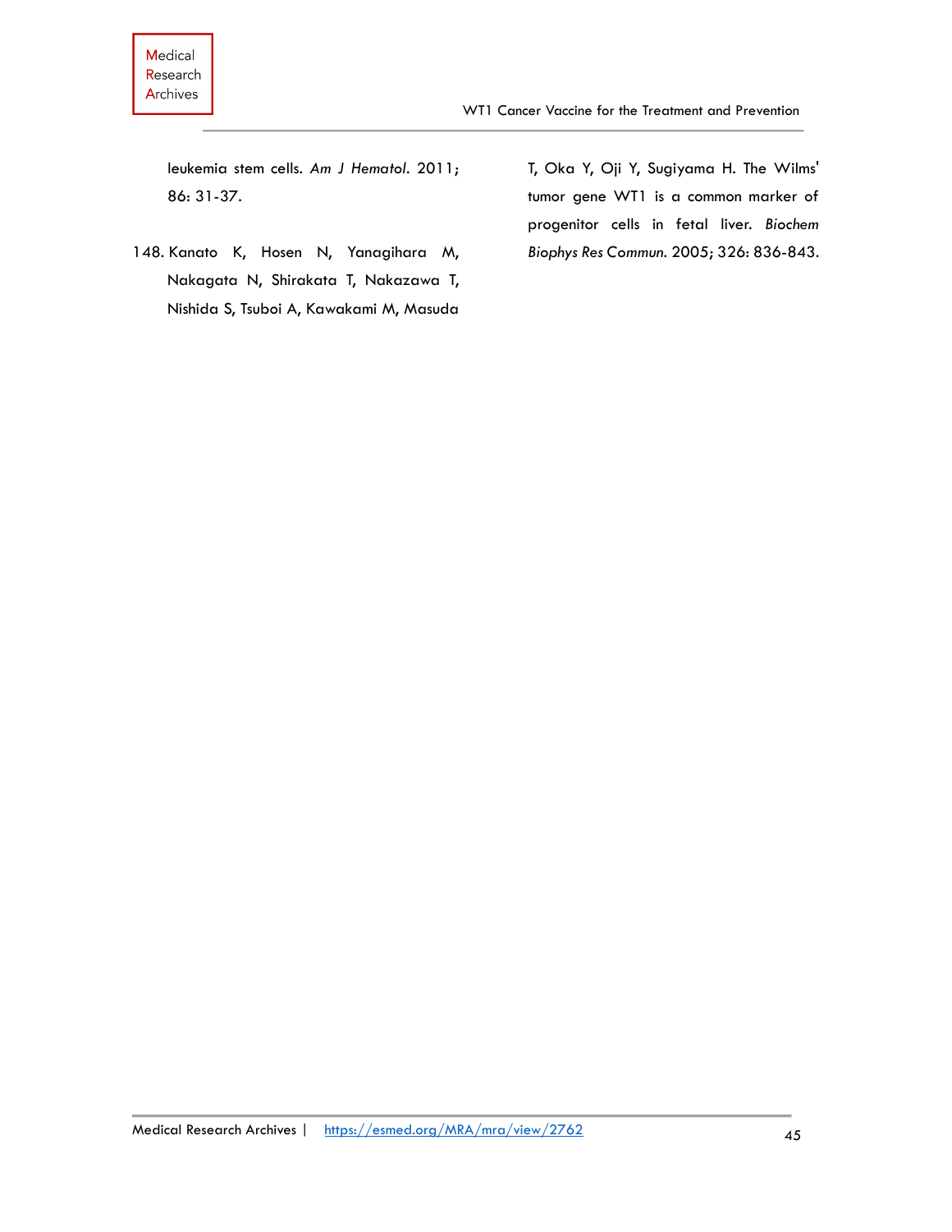leukemia stem cells. *Am J Hematol*. 2011; 86: 31-37.

148. Kanato K, Hosen N, Yanagihara M, Nakagata N, Shirakata T, Nakazawa T, Nishida S, Tsuboi A, Kawakami M, Masuda T, Oka Y, Oji Y, Sugiyama H. The Wilms' tumor gene WT1 is a common marker of progenitor cells in fetal liver. *Biochem Biophys Res Commun*. 2005; 326: 836-843.